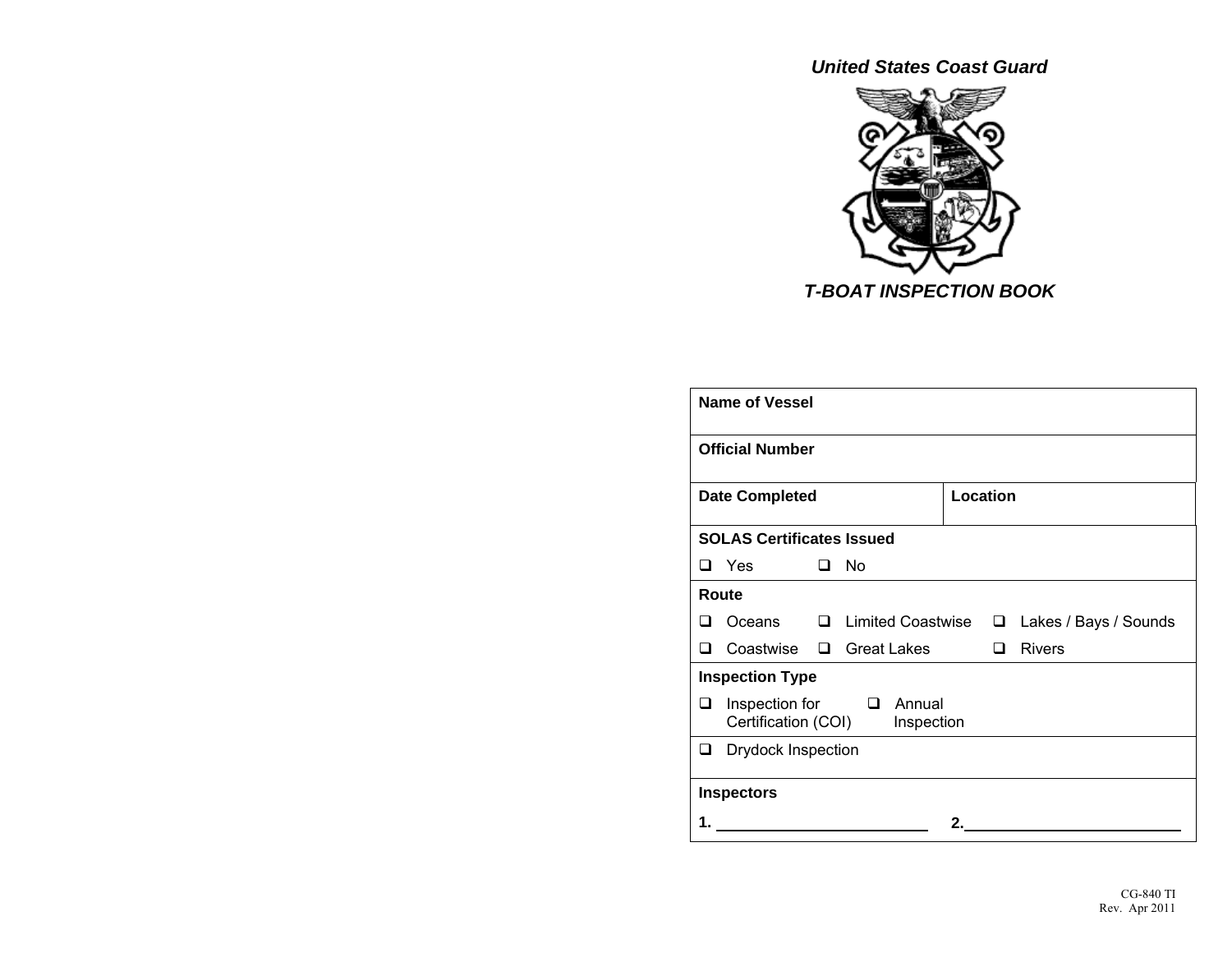*United States Coast Guard*

***T-BOAT INSPECTION BOOK***

| **Name of Vessel** | |
|---|---|
| **Official Number** | |
| **Date Completed** | **Location** |
| **SOLAS Certificates Issued** | |
| ❑ Yes ❑ No | |
| **Route** | |
| ❑ Oceans ❑ Limited Coastwise ❑ Lakes / Bays / Sounds | |
| ❑ Coastwise ❑ Great Lakes ❑ Rivers | |
| **Inspection Type** | |
| ❑ Inspection for Certification (COI) ❑ Annual Inspection | |
| ❑ Drydock Inspection | |
| **Inspectors** | |
| **1.** ______________________ | **2.** ______________________ |

CG-840 TI
Rev. Apr 2011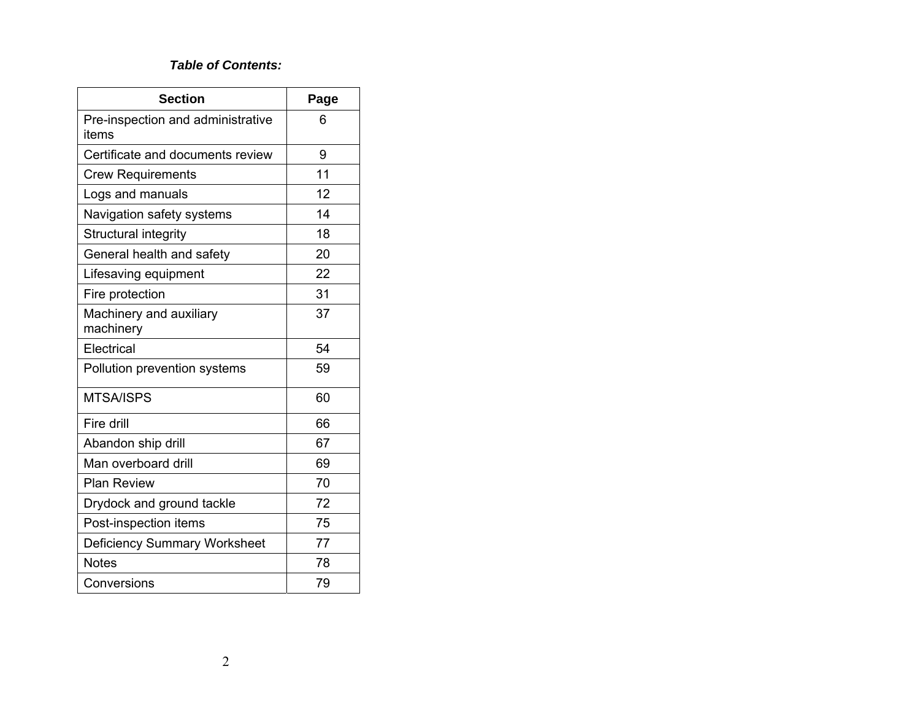***Table of Contents:***

| Section | Page |
| --- | --- |
| Pre-inspection and administrative items | 6 |
| Certificate and documents review | 9 |
| Crew Requirements | 11 |
| Logs and manuals | 12 |
| Navigation safety systems | 14 |
| Structural integrity | 18 |
| General health and safety | 20 |
| Lifesaving equipment | 22 |
| Fire protection | 31 |
| Machinery and auxiliary machinery | 37 |
| Electrical | 54 |
| Pollution prevention systems | 59 |
| MTSA/ISPS | 60 |
| Fire drill | 66 |
| Abandon ship drill | 67 |
| Man overboard drill | 69 |
| Plan Review | 70 |
| Drydock and ground tackle | 72 |
| Post-inspection items | 75 |
| Deficiency Summary Worksheet | 77 |
| Notes | 78 |
| Conversions | 79 |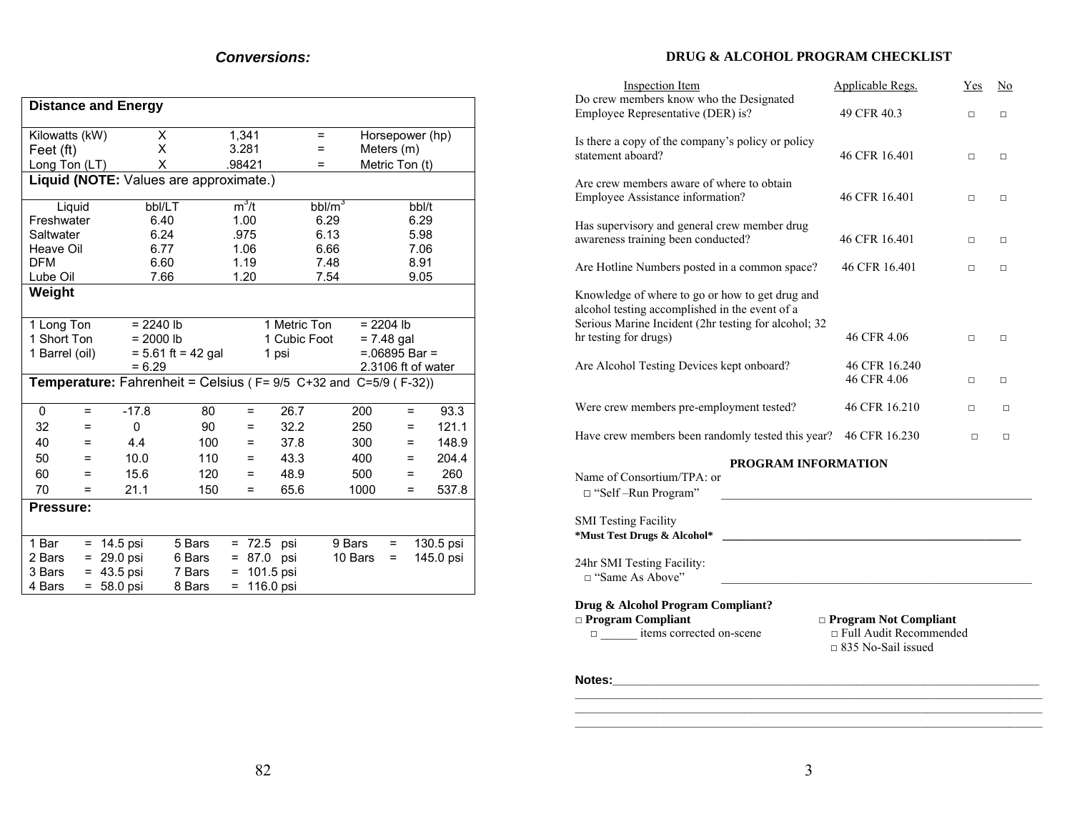## *Conversions:*

| **Distance and Energy** | | | | |
|---|---|---|---|---|
| Kilowatts (kW) | X | 1,341 | = | Horsepower (hp) |
| Feet (ft) | X | 3.281 | = | Meters (m) |
| Long Ton (LT) | X | .98421 | = | Metric Ton (t) |

**Liquid (NOTE:** Values are approximate.)

| Liquid | bbl/LT | $m^3/t$ | $bbl/m^3$ | bbl/t |
|---|---|---|---|---|
| Freshwater | 6.40 | 1.00 | 6.29 | 6.29 |
| Saltwater | 6.24 | .975 | 6.13 | 5.98 |
| Heave Oil | 6.77 | 1.06 | 6.66 | 7.06 |
| DFM | 6.60 | 1.19 | 7.48 | 8.91 |
| Lube Oil | 7.66 | 1.20 | 7.54 | 9.05 |

**Weight**

| | | | |
|---|---|---|---|
| 1 Long Ton | = 2240 lb | 1 Metric Ton | = 2204 lb |
| 1 Short Ton | = 2000 lb | 1 Cubic Foot | = 7.48 gal |
| 1 Barrel (oil) | = 5.61 ft = 42 gal = 6.29 | 1 psi | =.06895 Bar = 2.3106 ft of water |

**Temperature:** Fahrenheit = Celsius ( F= 9/5 C+32 and C=5/9 ( F-32))

| | | | | | | | | |
|---|---|---|---|---|---|---|---|---|
| 0 | = | -17.8 | 80 | = | 26.7 | 200 | = | 93.3 |
| 32 | = | 0 | 90 | = | 32.2 | 250 | = | 121.1 |
| 40 | = | 4.4 | 100 | = | 37.8 | 300 | = | 148.9 |
| 50 | = | 10.0 | 110 | = | 43.3 | 400 | = | 204.4 |
| 60 | = | 15.6 | 120 | = | 48.9 | 500 | = | 260 |
| 70 | = | 21.1 | 150 | = | 65.6 | 1000 | = | 537.8 |

**Pressure:**

| | | | | | | | | |
|---|---|---|---|---|---|---|---|---|
| 1 Bar | = | 14.5 psi | 5 Bars | = | 72.5 psi | 9 Bars | = | 130.5 psi |
| 2 Bars | = | 29.0 psi | 6 Bars | = | 87.0 psi | 10 Bars | = | 145.0 psi |
| 3 Bars | = | 43.5 psi | 7 Bars | = | 101.5 psi | | | |
| 4 Bars | = | 58.0 psi | 8 Bars | = | 116.0 psi | | | |

## DRUG & ALCOHOL PROGRAM CHECKLIST

| Inspection Item | Applicable Regs. | Yes | No |
|---|---|---|---|
| Do crew members know who the Designated Employee Representative (DER) is? | 49 CFR 40.3 | □ | □ |
| Is there a copy of the company's policy or policy statement aboard? | 46 CFR 16.401 | □ | □ |
| Are crew members aware of where to obtain Employee Assistance information? | 46 CFR 16.401 | □ | □ |
| Has supervisory and general crew member drug awareness training been conducted? | 46 CFR 16.401 | □ | □ |
| Are Hotline Numbers posted in a common space? | 46 CFR 16.401 | □ | □ |
| Knowledge of where to go or how to get drug and alcohol testing accomplished in the event of a Serious Marine Incident (2hr testing for alcohol; 32 hr testing for drugs) | 46 CFR 4.06 | □ | □ |
| Are Alcohol Testing Devices kept onboard? | 46 CFR 16.240<br>46 CFR 4.06 | □ | □ |
| Were crew members pre-employment tested? | 46 CFR 16.210 | □ | □ |
| Have crew members been randomly tested this year? | 46 CFR 16.230 | □ | □ |

### PROGRAM INFORMATION

Name of Consortium/TPA: or
□ "Self –Run Program" ____________________________________________

SMI Testing Facility
**\*Must Test Drugs & Alcohol\*** ____________________________________________

24hr SMI Testing Facility:
□ "Same As Above" ____________________________________________

**Drug & Alcohol Program Compliant?**

**□ Program Compliant**
- □ ______ items corrected on-scene

**□ Program Not Compliant**
- □ Full Audit Recommended
- □ 835 No-Sail issued

**Notes:**____________________________________________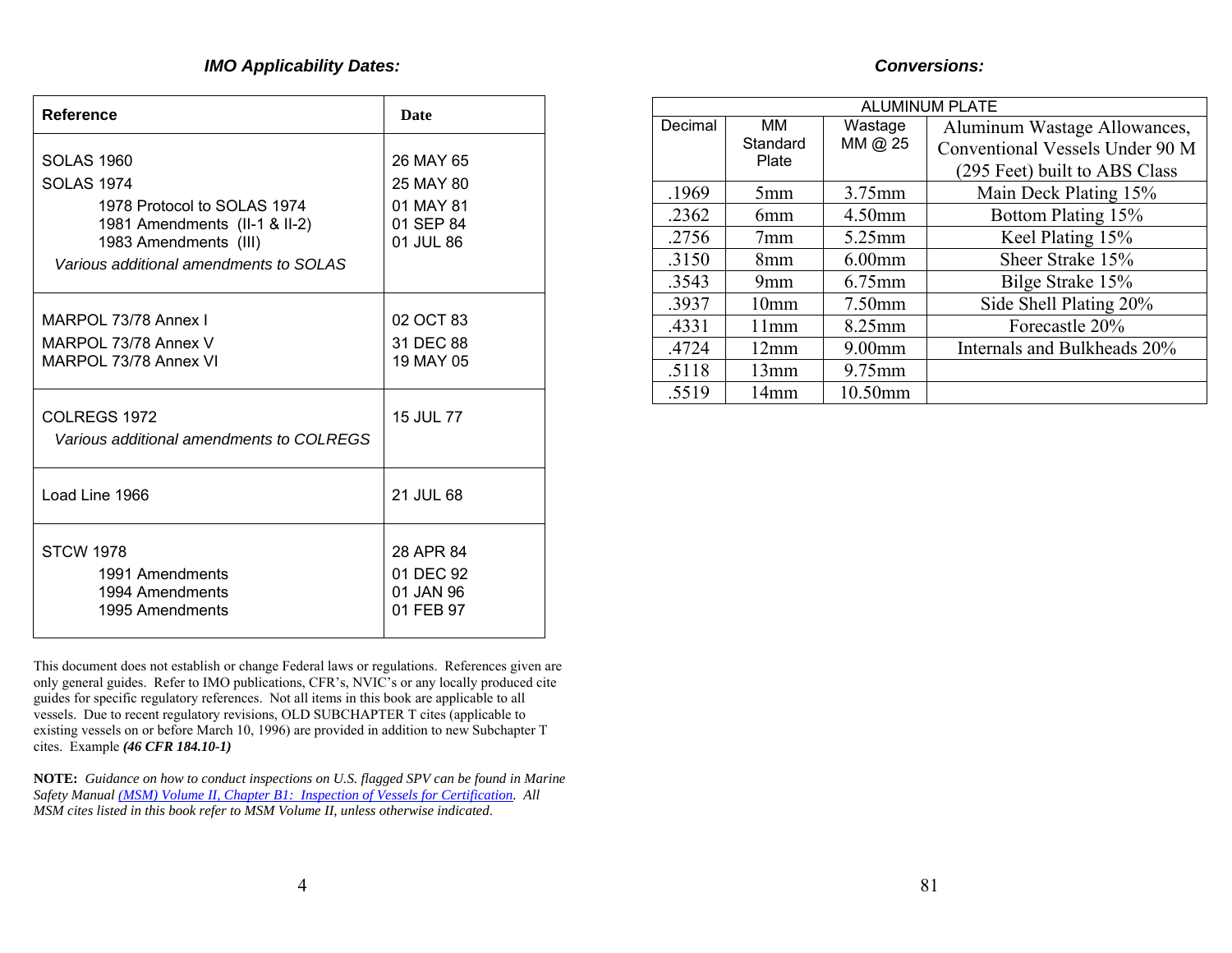### *IMO Applicability Dates:*

| Reference | Date |
|---|---|
| SOLAS 1960 | 26 MAY 65 |
| SOLAS 1974 | 25 MAY 80 |
| 1978 Protocol to SOLAS 1974 | 01 MAY 81 |
| 1981 Amendments (II-1 & II-2) | 01 SEP 84 |
| 1983 Amendments (III) | 01 JUL 86 |
| *Various additional amendments to SOLAS* | |
| MARPOL 73/78 Annex I | 02 OCT 83 |
| MARPOL 73/78 Annex V | 31 DEC 88 |
| MARPOL 73/78 Annex VI | 19 MAY 05 |
| COLREGS 1972 | 15 JUL 77 |
| *Various additional amendments to COLREGS* | |
| Load Line 1966 | 21 JUL 68 |
| STCW 1978 | 28 APR 84 |
| 1991 Amendments | 01 DEC 92 |
| 1994 Amendments | 01 JAN 96 |
| 1995 Amendments | 01 FEB 97 |

This document does not establish or change Federal laws or regulations. References given are only general guides. Refer to IMO publications, CFR's, NVIC's or any locally produced cite guides for specific regulatory references. Not all items in this book are applicable to all vessels. Due to recent regulatory revisions, OLD SUBCHAPTER T cites (applicable to existing vessels on or before March 10, 1996) are provided in addition to new Subchapter T cites. Example ***(46 CFR 184.10-1)***

**NOTE:** *Guidance on how to conduct inspections on U.S. flagged SPV can be found in Marine Safety Manual (MSM) Volume II, Chapter B1: Inspection of Vessels for Certification. All MSM cites listed in this book refer to MSM Volume II, unless otherwise indicated.*

### *Conversions:*

| ALUMINUM PLATE | | | |
|---|---|---|---|
| Decimal | MM Standard Plate | Wastage MM @ 25 | Aluminum Wastage Allowances, Conventional Vessels Under 90 M (295 Feet) built to ABS Class |
| .1969 | 5mm | 3.75mm | Main Deck Plating 15% |
| .2362 | 6mm | 4.50mm | Bottom Plating 15% |
| .2756 | 7mm | 5.25mm | Keel Plating 15% |
| .3150 | 8mm | 6.00mm | Sheer Strake 15% |
| .3543 | 9mm | 6.75mm | Bilge Strake 15% |
| .3937 | 10mm | 7.50mm | Side Shell Plating 20% |
| .4331 | 11mm | 8.25mm | Forecastle 20% |
| .4724 | 12mm | 9.00mm | Internals and Bulkheads 20% |
| .5118 | 13mm | 9.75mm | |
| .5519 | 14mm | 10.50mm | |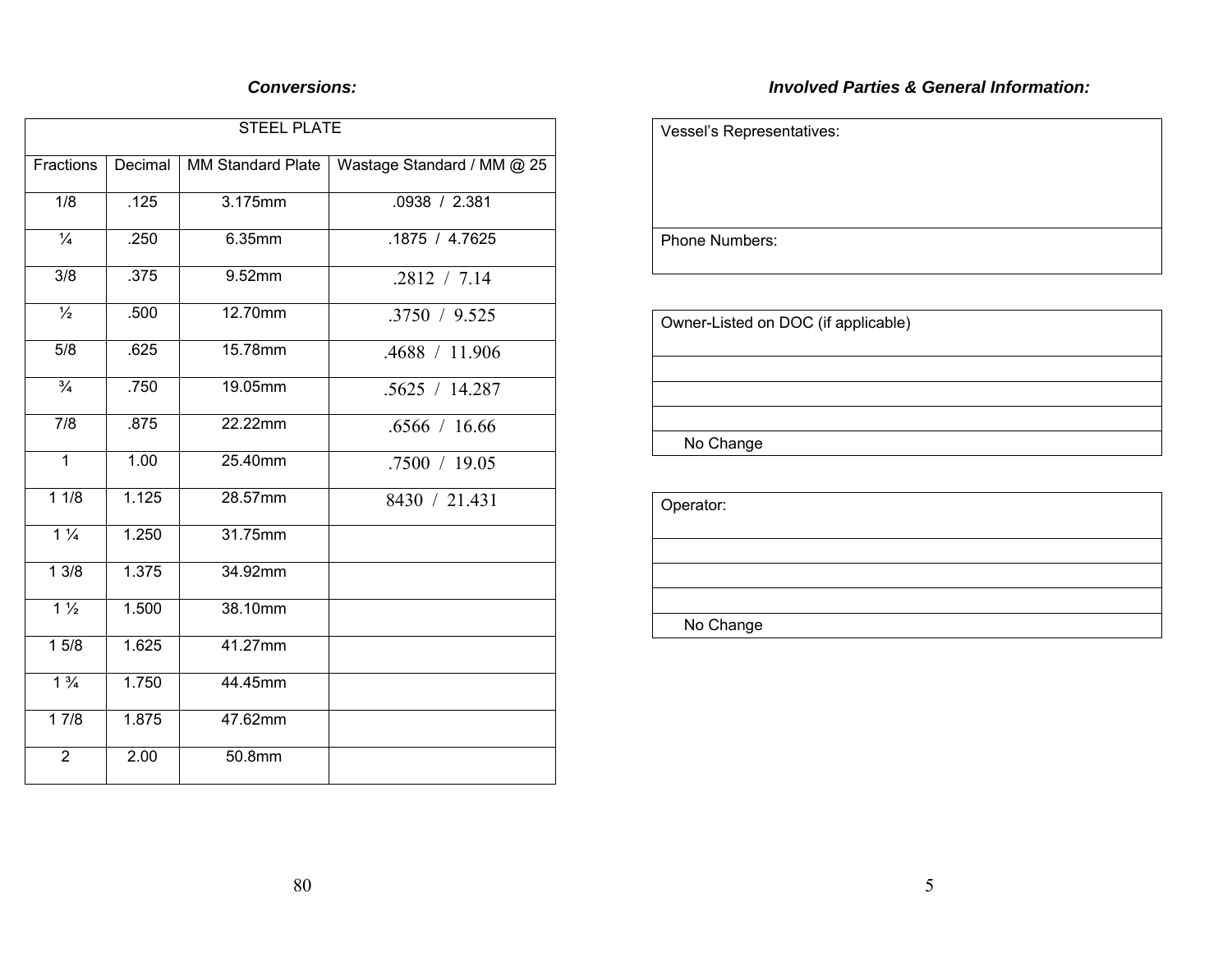### *Conversions:*

| STEEL PLATE | | | |
|---|---|---|---|
| Fractions | Decimal | MM Standard Plate | Wastage Standard / MM @ 25 |
| 1/8 | .125 | 3.175mm | .0938 / 2.381 |
| ¼ | .250 | 6.35mm | .1875 / 4.7625 |
| 3/8 | .375 | 9.52mm | .2812 / 7.14 |
| ½ | .500 | 12.70mm | .3750 / 9.525 |
| 5/8 | .625 | 15.78mm | .4688 / 11.906 |
| ¾ | .750 | 19.05mm | .5625 / 14.287 |
| 7/8 | .875 | 22.22mm | .6566 / 16.66 |
| 1 | 1.00 | 25.40mm | .7500 / 19.05 |
| 1 1/8 | 1.125 | 28.57mm | 8430 / 21.431 |
| 1 ¼ | 1.250 | 31.75mm | |
| 1 3/8 | 1.375 | 34.92mm | |
| 1 ½ | 1.500 | 38.10mm | |
| 1 5/8 | 1.625 | 41.27mm | |
| 1 ¾ | 1.750 | 44.45mm | |
| 1 7/8 | 1.875 | 47.62mm | |
| 2 | 2.00 | 50.8mm | |

### *Involved Parties & General Information:*

| Vessel's Representatives: |
|---|
| Phone Numbers: |

| Owner-Listed on DOC (if applicable) |
|---|
| |
| |
| |
| No Change |

| Operator: |
|---|
| |
| |
| |
| No Change |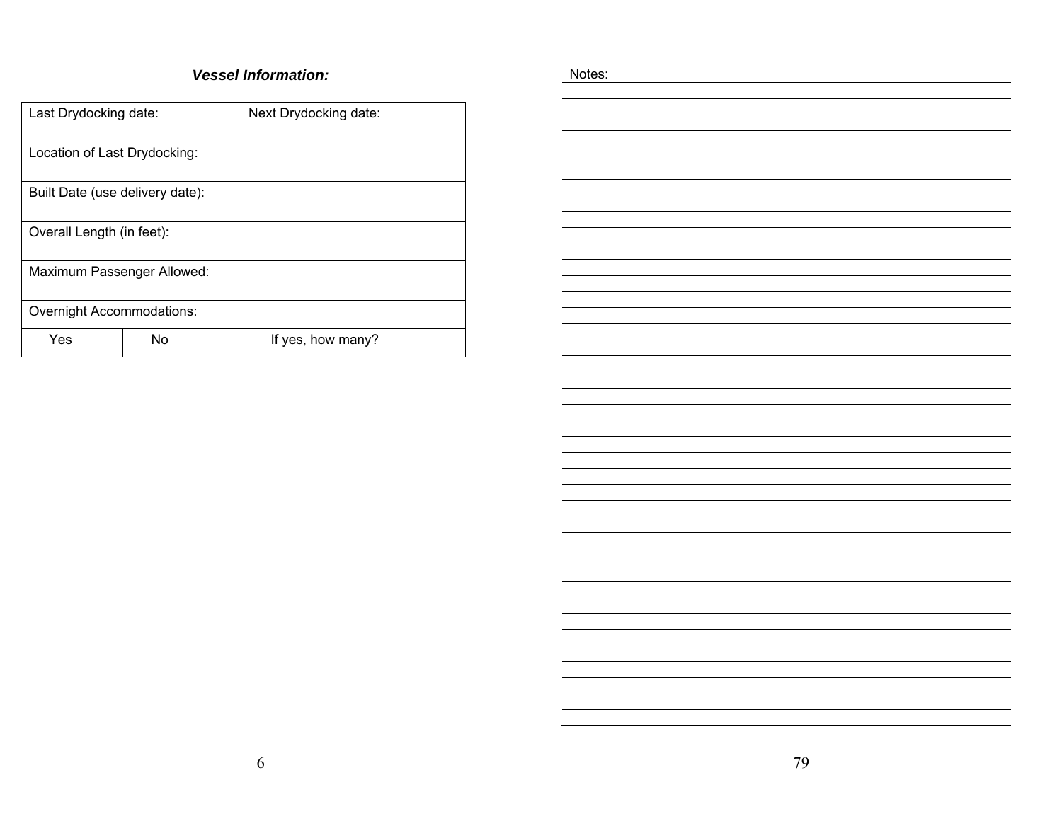***Vessel Information:***

| Last Drydocking date: | | Next Drydocking date: |
|---|---|---|
| Location of Last Drydocking: | | |
| Built Date (use delivery date): | | |
| Overall Length (in feet): | | |
| Maximum Passenger Allowed: | | |
| Overnight Accommodations: | | |
| Yes | No | If yes, how many? |

Notes: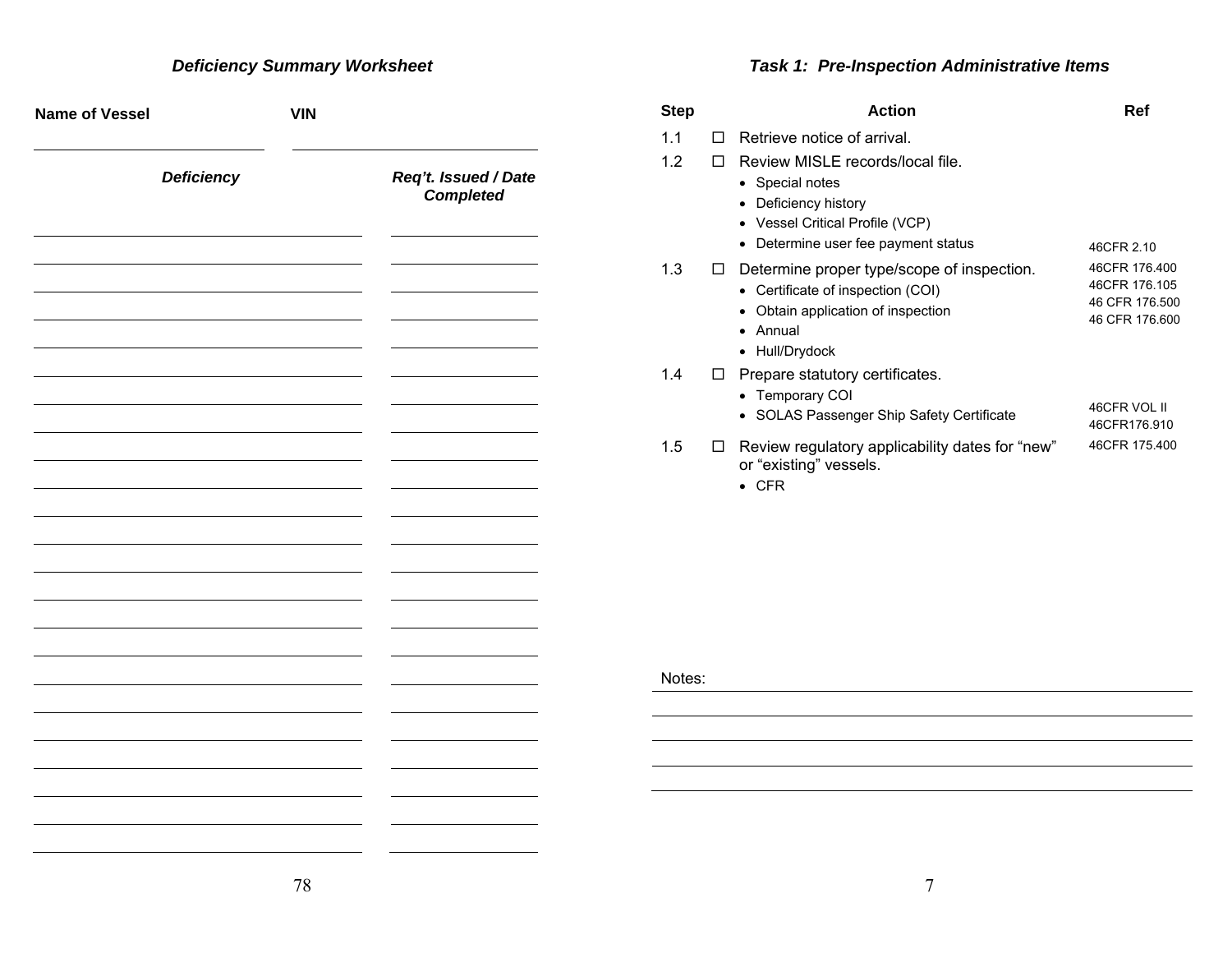## *Deficiency Summary Worksheet*

**Name of Vessel** ______________________ **VIN** ______________________

| *Deficiency* | *Req't. Issued / Date Completed* |
|---|---|
| | |
| | |
| | |
| | |
| | |
| | |
| | |
| | |
| | |
| | |
| | |
| | |
| | |
| | |
| | |
| | |
| | |
| | |
| | |
| | |
| | |
| | |
| | |

## *Task 1: Pre-Inspection Administrative Items*

| Step | | Action | Ref |
|---|---|---|---|
| 1.1 | ☐ | Retrieve notice of arrival. | |
| 1.2 | ☐ | Review MISLE records/local file.<br>• Special notes<br>• Deficiency history<br>• Vessel Critical Profile (VCP)<br>• Determine user fee payment status | 46CFR 2.10 |
| 1.3 | ☐ | Determine proper type/scope of inspection.<br>• Certificate of inspection (COI)<br>• Obtain application of inspection<br>• Annual<br>• Hull/Drydock | 46CFR 176.400<br>46CFR 176.105<br>46 CFR 176.500<br>46 CFR 176.600 |
| 1.4 | ☐ | Prepare statutory certificates.<br>• Temporary COI<br>• SOLAS Passenger Ship Safety Certificate | 46CFR VOL II<br>46CFR176.910 |
| 1.5 | ☐ | Review regulatory applicability dates for "new" or "existing" vessels.<br>• CFR | 46CFR 175.400 |

Notes: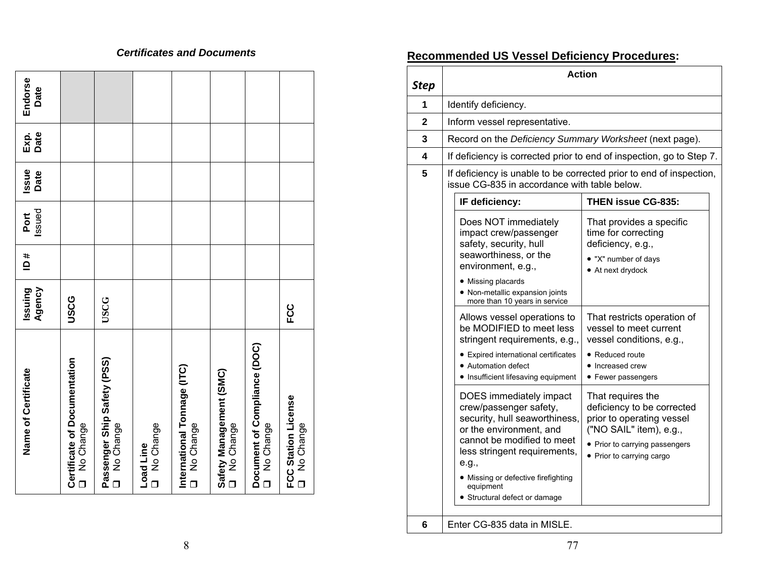## Certificates and Documents

| Name of Certificate | Issuing Agency | ID # | Port Issued | Issue Date | Exp. Date | Endorse Date |
|---|---|---|---|---|---|---|
| **Certificate of Documentation** ❑ No Change | USCG | | | | | |
| **Passenger Ship Safety (PSS)** ❑ No Change | USCG | | | | | |
| **Load Line** ❑ No Change | | | | | | |
| **International Tonnage (ITC)** ❑ No Change | | | | | | |
| **Safety Management (SMC)** ❑ No Change | | | | | | |
| **Document of Compliance (DOC)** ❑ No Change | | | | | | |
| **FCC Station License** ❑ No Change | FCC | | | | | |

## Recommended US Vessel Deficiency Procedures:

| Step | Action |
|---|---|
| 1 | Identify deficiency. |
| 2 | Inform vessel representative. |
| 3 | Record on the *Deficiency Summary Worksheet* (next page). |
| 4 | If deficiency is corrected prior to end of inspection, go to Step 7. |
| 5 | If deficiency is unable to be corrected prior to end of inspection, issue CG-835 in accordance with table below. |
| 6 | Enter CG-835 data in MISLE. |

| IF deficiency: | THEN issue CG-835: |
|---|---|
| Does NOT immediately impact crew/passenger safety, security, hull seaworthiness, or the environment, e.g., • Missing placards • Non-metallic expansion joints more than 10 years in service | That provides a specific time for correcting deficiency, e.g., • "X" number of days • At next drydock |
| Allows vessel operations to be MODIFIED to meet less stringent requirements, e.g., • Expired international certificates • Automation defect • Insufficient lifesaving equipment | That restricts operation of vessel to meet current vessel conditions, e.g., • Reduced route • Increased crew • Fewer passengers |
| DOES immediately impact crew/passenger safety, security, hull seaworthiness, or the environment, and cannot be modified to meet less stringent requirements, e.g., • Missing or defective firefighting equipment • Structural defect or damage | That requires the deficiency to be corrected prior to operating vessel ("NO SAIL" item), e.g., • Prior to carrying passengers • Prior to carrying cargo |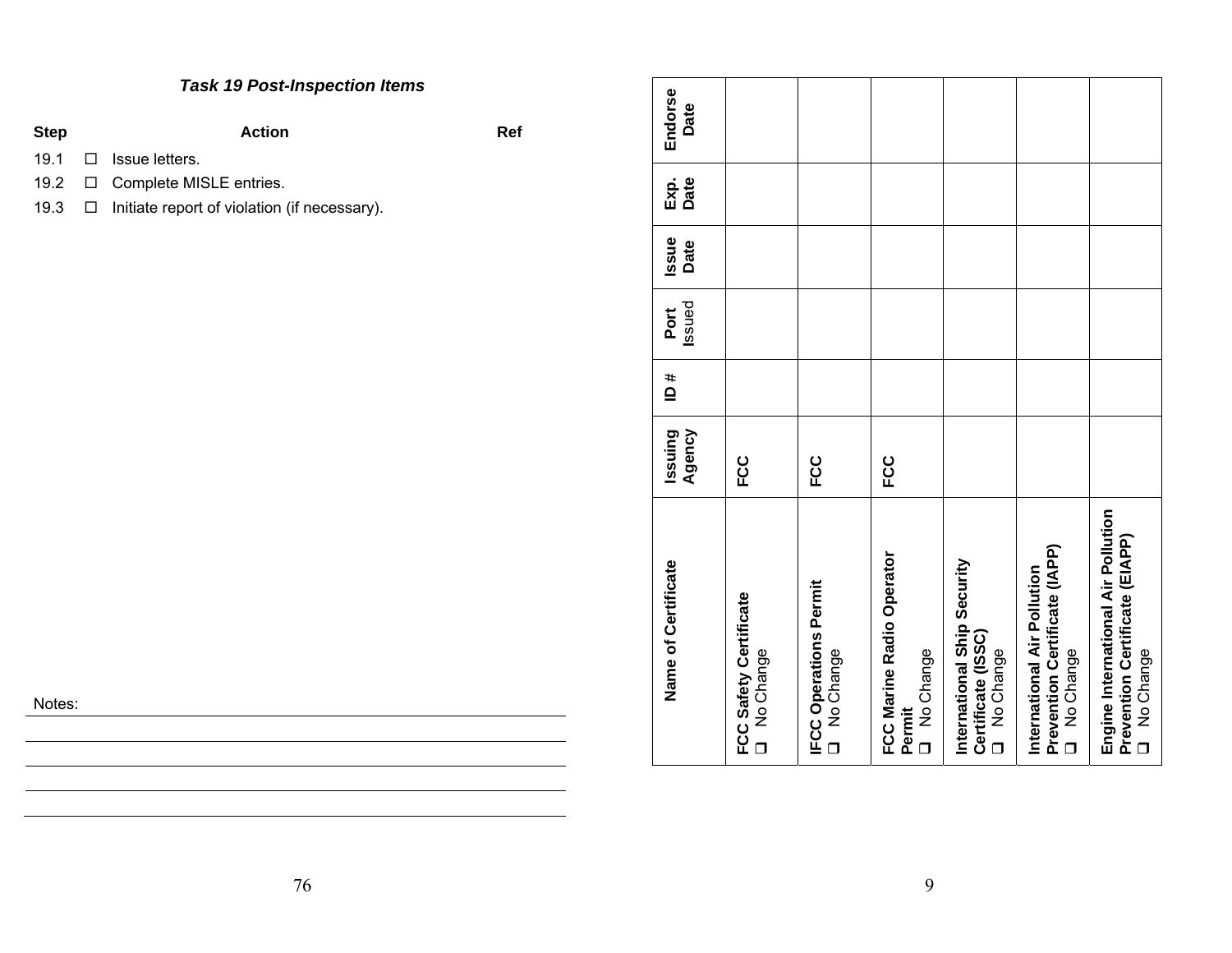## Task 19 Post-Inspection Items

| Step | | Action | Ref |
|---|---|---|---|
| 19.1 | ☐ | Issue letters. | |
| 19.2 | ☐ | Complete MISLE entries. | |
| 19.3 | ☐ | Initiate report of violation (if necessary). | |

Notes:

| Name of Certificate | Issuing Agency | ID # | Port Issued | Issue Date | Exp. Date | Endorse Date |
|---|---|---|---|---|---|---|
| **FCC Safety Certificate** ❑ No Change | **FCC** | | | | | |
| **IFCC Operations Permit** ❑ No Change | **FCC** | | | | | |
| **FCC Marine Radio Operator Permit** ❑ No Change | **FCC** | | | | | |
| **International Ship Security Certificate (ISSC)** ❑ No Change | | | | | | |
| **International Air Pollution Prevention Certificate (IAPP)** ❑ No Change | | | | | | |
| **Engine International Air Pollution Prevention Certificate (EIAPP)** ❑ No Change | | | | | | |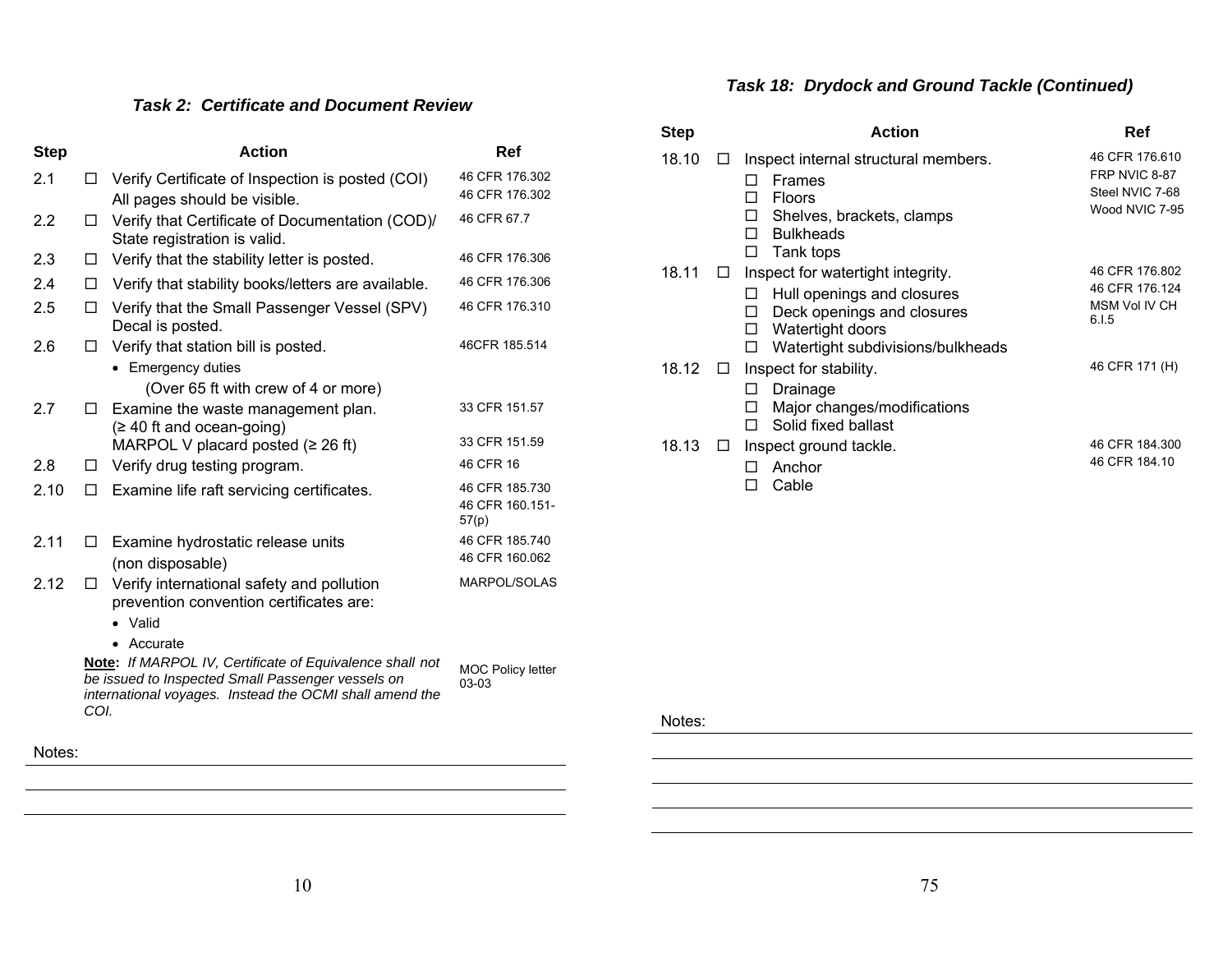### *Task 2: Certificate and Document Review*

| Step | | Action | Ref |
|---|---|---|---|
| 2.1 | ☐ | Verify Certificate of Inspection is posted (COI)<br>All pages should be visible. | 46 CFR 176.302<br>46 CFR 176.302 |
| 2.2 | ☐ | Verify that Certificate of Documentation (COD)/ State registration is valid. | 46 CFR 67.7 |
| 2.3 | ☐ | Verify that the stability letter is posted. | 46 CFR 176.306 |
| 2.4 | ☐ | Verify that stability books/letters are available. | 46 CFR 176.306 |
| 2.5 | ☐ | Verify that the Small Passenger Vessel (SPV) Decal is posted. | 46 CFR 176.310 |
| 2.6 | ☐ | Verify that station bill is posted.<br>• Emergency duties<br>(Over 65 ft with crew of 4 or more) | 46CFR 185.514 |
| 2.7 | ☐ | Examine the waste management plan. (≥ 40 ft and ocean-going)<br>MARPOL V placard posted (≥ 26 ft) | 33 CFR 151.57<br>33 CFR 151.59 |
| 2.8 | ☐ | Verify drug testing program. | 46 CFR 16 |
| 2.10 | ☐ | Examine life raft servicing certificates. | 46 CFR 185.730<br>46 CFR 160.151-57(p) |
| 2.11 | ☐ | Examine hydrostatic release units (non disposable) | 46 CFR 185.740<br>46 CFR 160.062 |
| 2.12 | ☐ | Verify international safety and pollution prevention convention certificates are:<br>• Valid<br>• Accurate | MARPOL/SOLAS |

**Note:** *If MARPOL IV, Certificate of Equivalence shall not be issued to Inspected Small Passenger vessels on international voyages. Instead the OCMI shall amend the COI.* — MOC Policy letter 03-03

Notes:

### *Task 18: Drydock and Ground Tackle (Continued)*

| Step | | Action | Ref |
|---|---|---|---|
| 18.10 | ☐ | Inspect internal structural members.<br>☐ Frames<br>☐ Floors<br>☐ Shelves, brackets, clamps<br>☐ Bulkheads<br>☐ Tank tops | 46 CFR 176.610<br>FRP NVIC 8-87<br>Steel NVIC 7-68<br>Wood NVIC 7-95 |
| 18.11 | ☐ | Inspect for watertight integrity.<br>☐ Hull openings and closures<br>☐ Deck openings and closures<br>☐ Watertight doors<br>☐ Watertight subdivisions/bulkheads | 46 CFR 176.802<br>46 CFR 176.124<br>MSM Vol IV CH 6.I.5 |
| 18.12 | ☐ | Inspect for stability.<br>☐ Drainage<br>☐ Major changes/modifications<br>☐ Solid fixed ballast | 46 CFR 171 (H) |
| 18.13 | ☐ | Inspect ground tackle.<br>☐ Anchor<br>☐ Cable | 46 CFR 184.300<br>46 CFR 184.10 |

Notes: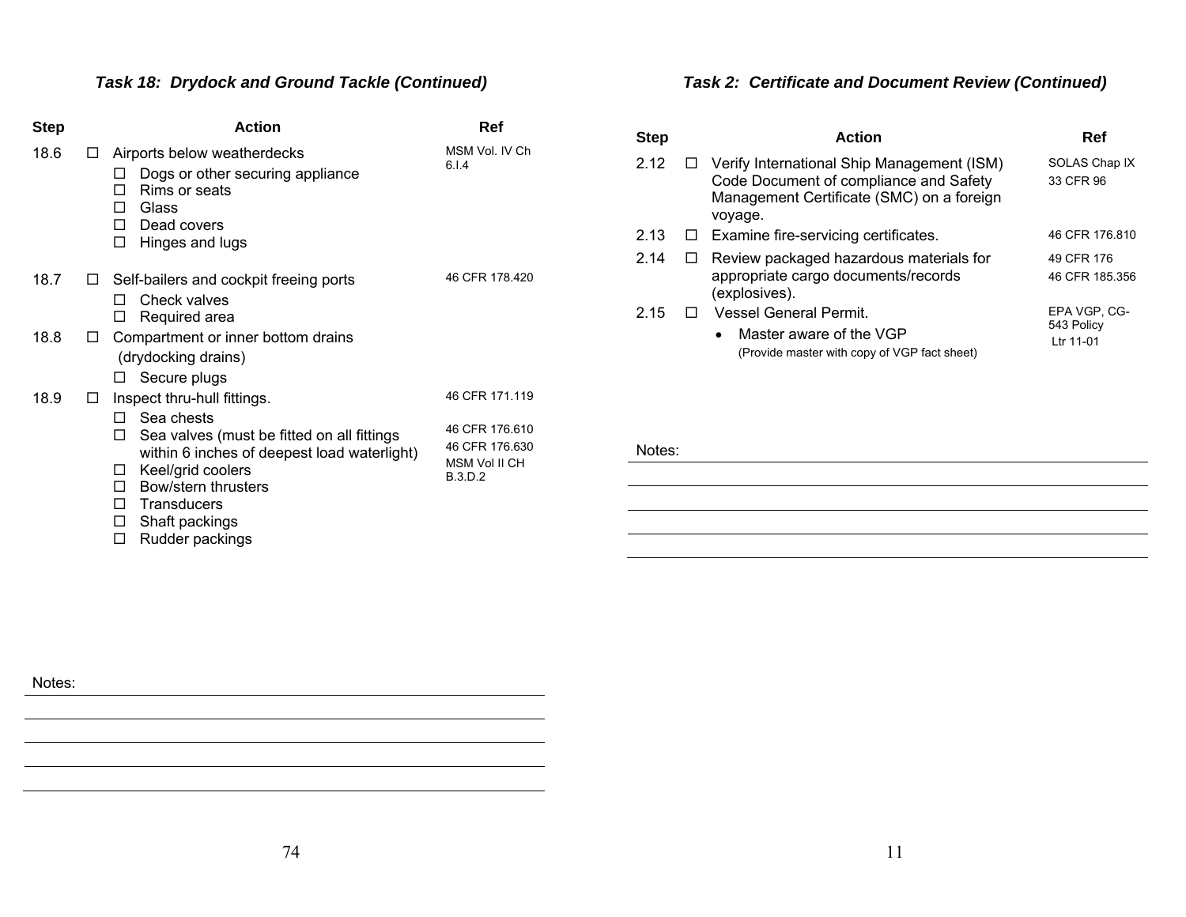### *Task 18: Drydock and Ground Tackle (Continued)*

| Step | | Action | Ref |
|---|---|---|---|
| 18.6 | ☐ | Airports below weatherdecks<br>☐ Dogs or other securing appliance<br>☐ Rims or seats<br>☐ Glass<br>☐ Dead covers<br>☐ Hinges and lugs | MSM Vol. IV Ch 6.I.4 |
| 18.7 | ☐ | Self-bailers and cockpit freeing ports<br>☐ Check valves<br>☐ Required area | 46 CFR 178.420 |
| 18.8 | ☐ | Compartment or inner bottom drains (drydocking drains)<br>☐ Secure plugs | |
| 18.9 | ☐ | Inspect thru-hull fittings.<br>☐ Sea chests<br>☐ Sea valves (must be fitted on all fittings within 6 inches of deepest load waterlight)<br>☐ Keel/grid coolers<br>☐ Bow/stern thrusters<br>☐ Transducers<br>☐ Shaft packings<br>☐ Rudder packings | 46 CFR 171.119<br>46 CFR 176.610<br>46 CFR 176.630<br>MSM Vol II CH B.3.D.2 |

Notes:

---

### *Task 2: Certificate and Document Review (Continued)*

| Step | | Action | Ref |
|---|---|---|---|
| 2.12 | ☐ | Verify International Ship Management (ISM) Code Document of compliance and Safety Management Certificate (SMC) on a foreign voyage. | SOLAS Chap IX<br>33 CFR 96 |
| 2.13 | ☐ | Examine fire-servicing certificates. | 46 CFR 176.810 |
| 2.14 | ☐ | Review packaged hazardous materials for appropriate cargo documents/records (explosives). | 49 CFR 176<br>46 CFR 185.356 |
| 2.15 | ☐ | Vessel General Permit.<br>• Master aware of the VGP<br>(Provide master with copy of VGP fact sheet) | EPA VGP, CG-543 Policy Ltr 11-01 |

Notes: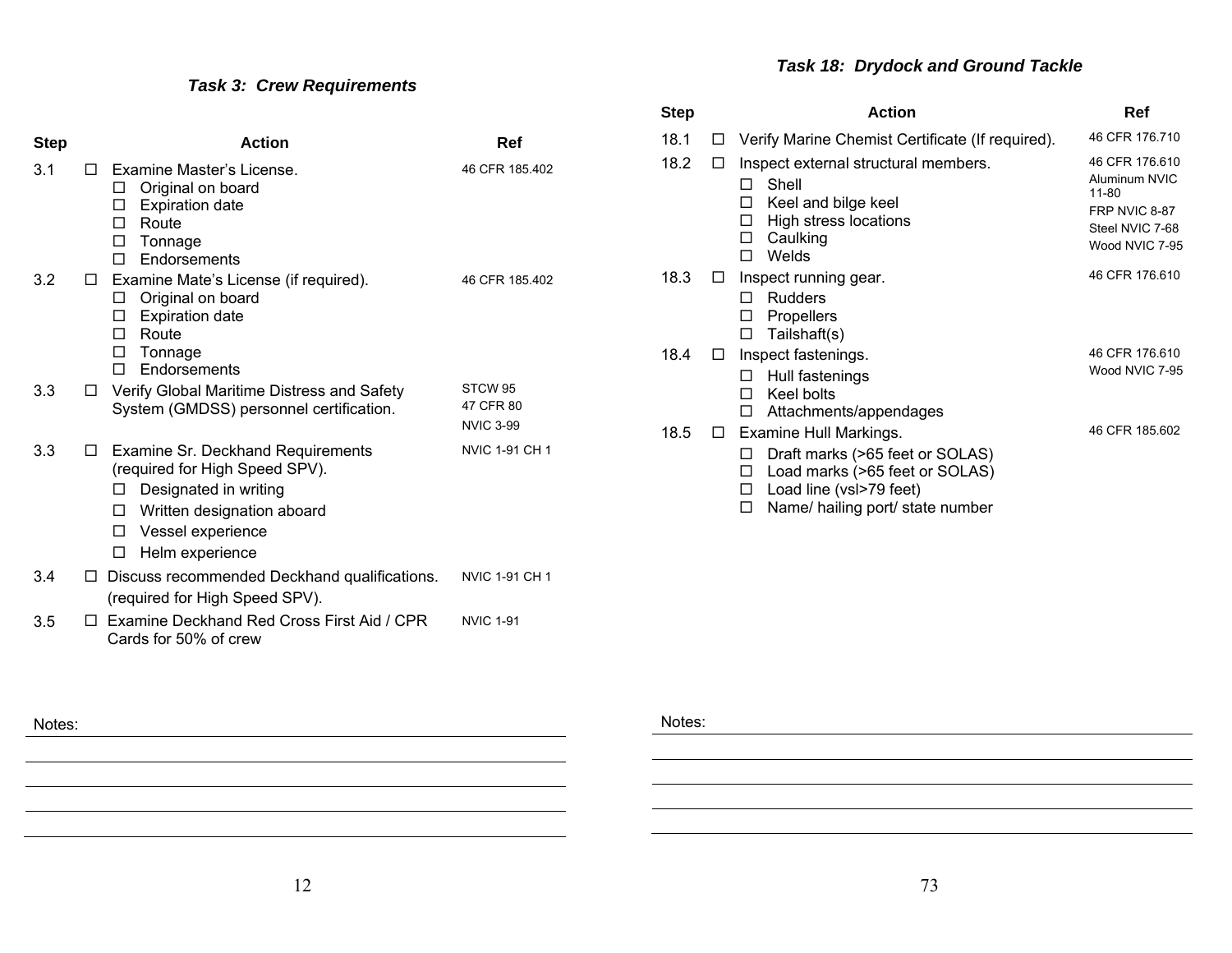### *Task 3: Crew Requirements*

| Step | | Action | Ref |
|---|---|---|---|
| 3.1 | ☐ | Examine Master's License.<br>☐ Original on board<br>☐ Expiration date<br>☐ Route<br>☐ Tonnage<br>☐ Endorsements | 46 CFR 185.402 |
| 3.2 | ☐ | Examine Mate's License (if required).<br>☐ Original on board<br>☐ Expiration date<br>☐ Route<br>☐ Tonnage<br>☐ Endorsements | 46 CFR 185.402 |
| 3.3 | ☐ | Verify Global Maritime Distress and Safety System (GMDSS) personnel certification. | STCW 95<br>47 CFR 80<br>NVIC 3-99 |
| 3.3 | ☐ | Examine Sr. Deckhand Requirements (required for High Speed SPV).<br>☐ Designated in writing<br>☐ Written designation aboard<br>☐ Vessel experience<br>☐ Helm experience | NVIC 1-91 CH 1 |
| 3.4 | ☐ | Discuss recommended Deckhand qualifications. (required for High Speed SPV). | NVIC 1-91 CH 1 |
| 3.5 | ☐ | Examine Deckhand Red Cross First Aid / CPR Cards for 50% of crew | NVIC 1-91 |

Notes:

### *Task 18: Drydock and Ground Tackle*

| Step | | Action | Ref |
|---|---|---|---|
| 18.1 | ☐ | Verify Marine Chemist Certificate (If required). | 46 CFR 176.710 |
| 18.2 | ☐ | Inspect external structural members.<br>☐ Shell<br>☐ Keel and bilge keel<br>☐ High stress locations<br>☐ Caulking<br>☐ Welds | 46 CFR 176.610<br>Aluminum NVIC 11-80<br>FRP NVIC 8-87<br>Steel NVIC 7-68<br>Wood NVIC 7-95 |
| 18.3 | ☐ | Inspect running gear.<br>☐ Rudders<br>☐ Propellers<br>☐ Tailshaft(s) | 46 CFR 176.610 |
| 18.4 | ☐ | Inspect fastenings.<br>☐ Hull fastenings<br>☐ Keel bolts<br>☐ Attachments/appendages | 46 CFR 176.610<br>Wood NVIC 7-95 |
| 18.5 | ☐ | Examine Hull Markings.<br>☐ Draft marks (>65 feet or SOLAS)<br>☐ Load marks (>65 feet or SOLAS)<br>☐ Load line (vsl>79 feet)<br>☐ Name/ hailing port/ state number | 46 CFR 185.602 |

Notes: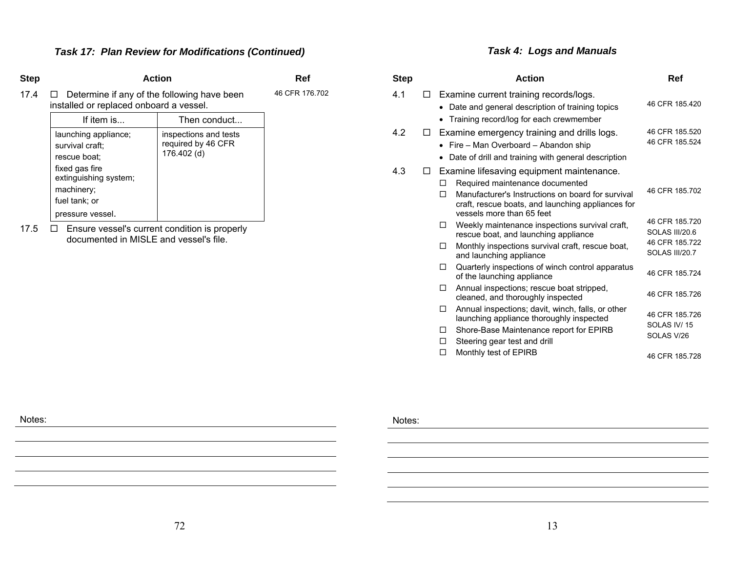## Task 17: Plan Review for Modifications (Continued)

| Step | Action | Ref |
|---|---|---|
| 17.4 | ☐ Determine if any of the following have been installed or replaced onboard a vessel. | 46 CFR 176.702 |

| If item is... | Then conduct... |
|---|---|
| launching appliance; survival craft; rescue boat; fixed gas fire extinguishing system; machinery; fuel tank; or pressure vessel. | inspections and tests required by 46 CFR 176.402 (d) |

| Step | Action | Ref |
|---|---|---|
| 17.5 | ☐ Ensure vessel's current condition is properly documented in MISLE and vessel's file. | |

Notes:

## Task 4: Logs and Manuals

| Step | Action | Ref |
|---|---|---|
| 4.1 | ☐ Examine current training records/logs. | |
| | • Date and general description of training topics | 46 CFR 185.420 |
| | • Training record/log for each crewmember | |
| 4.2 | ☐ Examine emergency training and drills logs. | 46 CFR 185.520 |
| | • Fire – Man Overboard – Abandon ship | 46 CFR 185.524 |
| | • Date of drill and training with general description | |
| 4.3 | ☐ Examine lifesaving equipment maintenance. | |
| | ☐ Required maintenance documented | |
| | ☐ Manufacturer's Instructions on board for survival craft, rescue boats, and launching appliances for vessels more than 65 feet | 46 CFR 185.702 |
| | ☐ Weekly maintenance inspections survival craft, rescue boat, and launching appliance | 46 CFR 185.720 SOLAS III/20.6 |
| | ☐ Monthly inspections survival craft, rescue boat, and launching appliance | 46 CFR 185.722 SOLAS III/20.7 |
| | ☐ Quarterly inspections of winch control apparatus of the launching appliance | 46 CFR 185.724 |
| | ☐ Annual inspections; rescue boat stripped, cleaned, and thoroughly inspected | 46 CFR 185.726 |
| | ☐ Annual inspections; davit, winch, falls, or other launching appliance thoroughly inspected | 46 CFR 185.726 |
| | ☐ Shore-Base Maintenance report for EPIRB | SOLAS IV/ 15 |
| | ☐ Steering gear test and drill | SOLAS V/26 |
| | ☐ Monthly test of EPIRB | 46 CFR 185.728 |

Notes: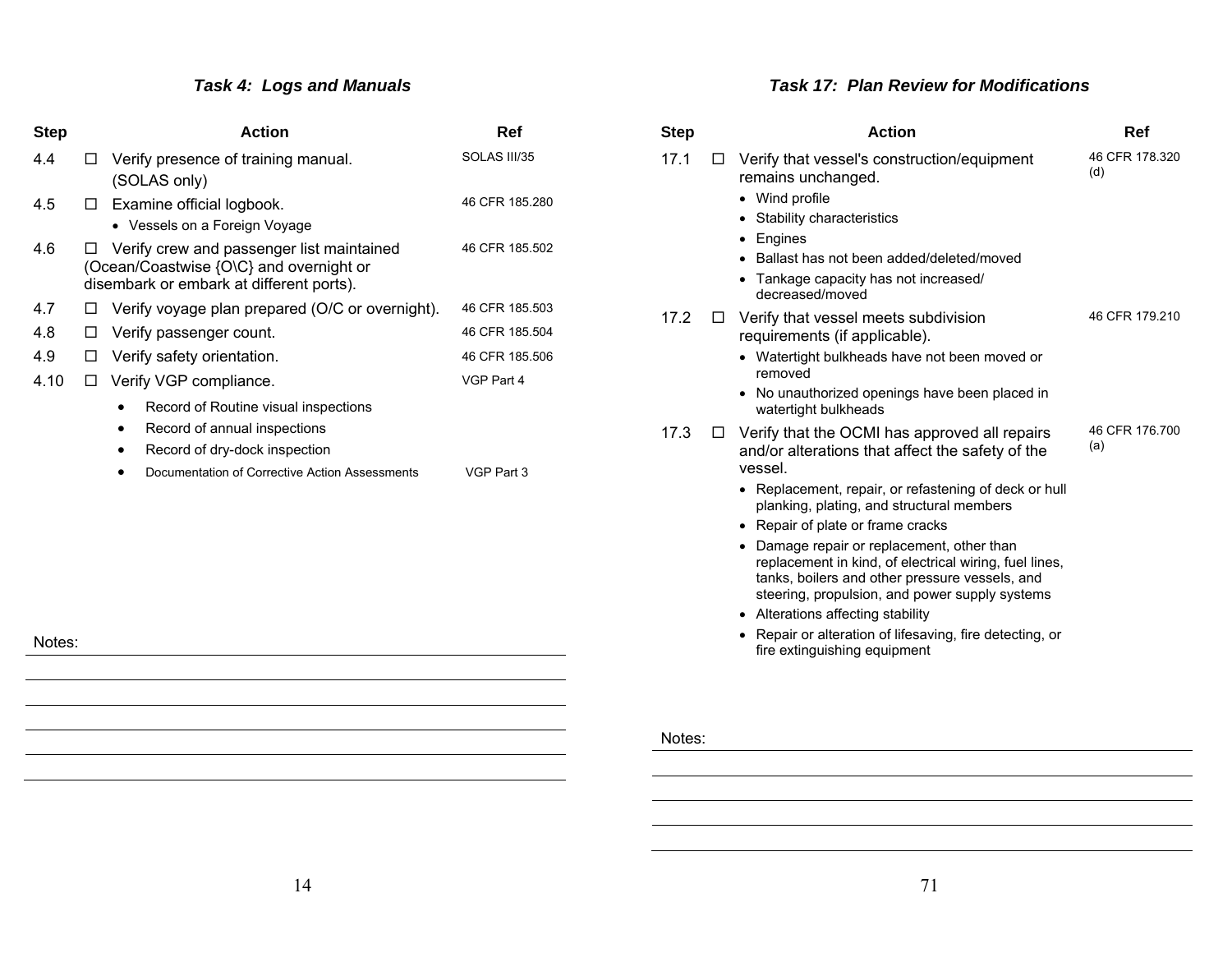### *Task 4: Logs and Manuals*

| Step | | Action | Ref |
|---|---|---|---|
| 4.4 | ☐ | Verify presence of training manual. (SOLAS only) | SOLAS III/35 |
| 4.5 | ☐ | Examine official logbook. <br>• Vessels on a Foreign Voyage | 46 CFR 185.280 |
| 4.6 | ☐ | Verify crew and passenger list maintained (Ocean/Coastwise {O\C} and overnight or disembark or embark at different ports). | 46 CFR 185.502 |
| 4.7 | ☐ | Verify voyage plan prepared (O/C or overnight). | 46 CFR 185.503 |
| 4.8 | ☐ | Verify passenger count. | 46 CFR 185.504 |
| 4.9 | ☐ | Verify safety orientation. | 46 CFR 185.506 |
| 4.10 | ☐ | Verify VGP compliance. <br>• Record of Routine visual inspections <br>• Record of annual inspections <br>• Record of dry-dock inspection | VGP Part 4 |
| | | • Documentation of Corrective Action Assessments | VGP Part 3 |

Notes:

### *Task 17: Plan Review for Modifications*

| Step | | Action | Ref |
|---|---|---|---|
| 17.1 | ☐ | Verify that vessel's construction/equipment remains unchanged. <br>• Wind profile <br>• Stability characteristics <br>• Engines <br>• Ballast has not been added/deleted/moved <br>• Tankage capacity has not increased/ decreased/moved | 46 CFR 178.320 (d) |
| 17.2 | ☐ | Verify that vessel meets subdivision requirements (if applicable). <br>• Watertight bulkheads have not been moved or removed <br>• No unauthorized openings have been placed in watertight bulkheads | 46 CFR 179.210 |
| 17.3 | ☐ | Verify that the OCMI has approved all repairs and/or alterations that affect the safety of the vessel. <br>• Replacement, repair, or refastening of deck or hull planking, plating, and structural members <br>• Repair of plate or frame cracks <br>• Damage repair or replacement, other than replacement in kind, of electrical wiring, fuel lines, tanks, boilers and other pressure vessels, and steering, propulsion, and power supply systems <br>• Alterations affecting stability <br>• Repair or alteration of lifesaving, fire detecting, or fire extinguishing equipment | 46 CFR 176.700 (a) |

Notes: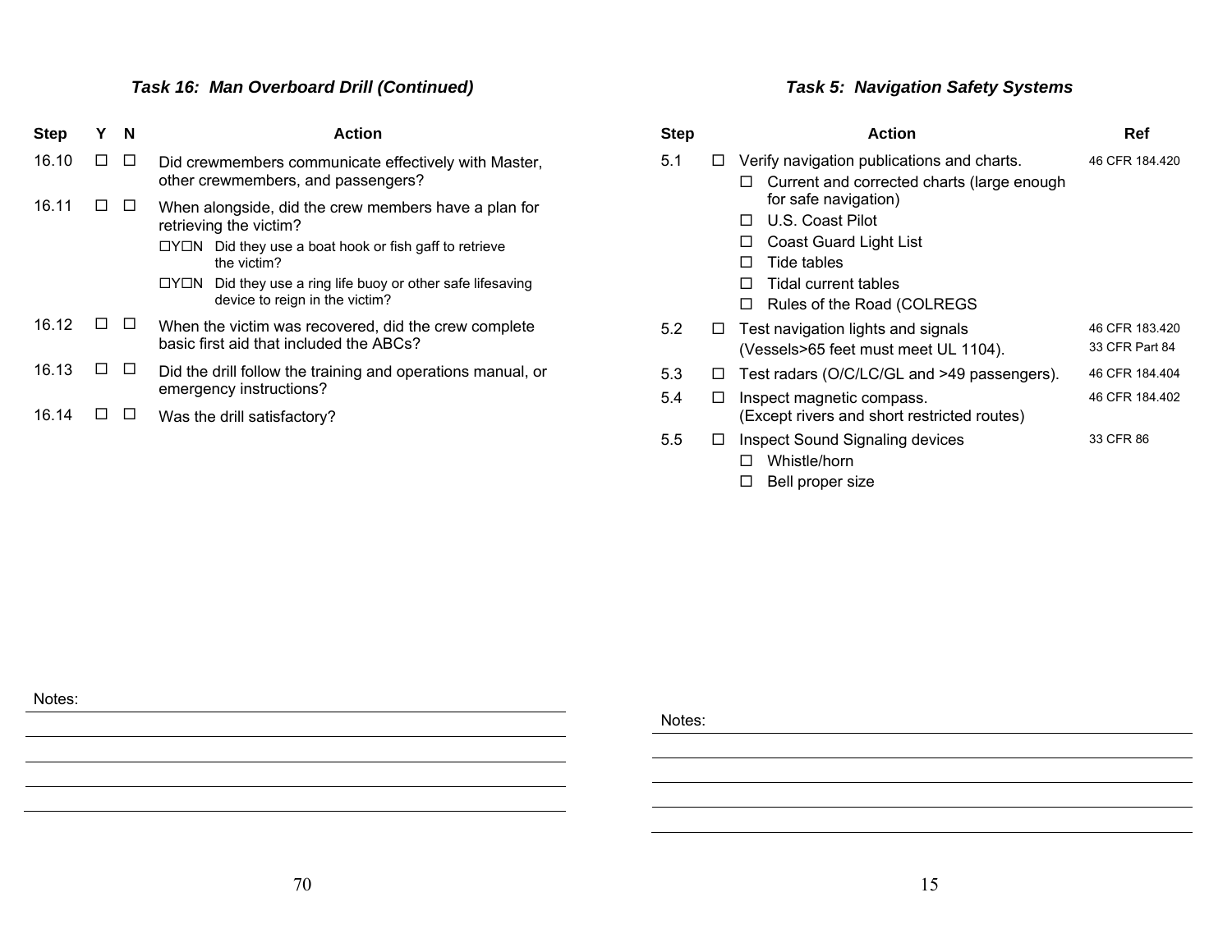### *Task 16: Man Overboard Drill (Continued)*

| Step | Y | N | Action |
|---|---|---|---|
| 16.10 | ☐ | ☐ | Did crewmembers communicate effectively with Master, other crewmembers, and passengers? |
| 16.11 | ☐ | ☐ | When alongside, did the crew members have a plan for retrieving the victim?<br>☐Y☐N Did they use a boat hook or fish gaff to retrieve the victim?<br>☐Y☐N Did they use a ring life buoy or other safe lifesaving device to reign in the victim? |
| 16.12 | ☐ | ☐ | When the victim was recovered, did the crew complete basic first aid that included the ABCs? |
| 16.13 | ☐ | ☐ | Did the drill follow the training and operations manual, or emergency instructions? |
| 16.14 | ☐ | ☐ | Was the drill satisfactory? |

Notes:

### *Task 5: Navigation Safety Systems*

| Step | | Action | Ref |
|---|---|---|---|
| 5.1 | ☐ | Verify navigation publications and charts.<br>☐ Current and corrected charts (large enough for safe navigation)<br>☐ U.S. Coast Pilot<br>☐ Coast Guard Light List<br>☐ Tide tables<br>☐ Tidal current tables<br>☐ Rules of the Road (COLREGS | 46 CFR 184.420 |
| 5.2 | ☐ | Test navigation lights and signals<br>(Vessels>65 feet must meet UL 1104). | 46 CFR 183.420<br>33 CFR Part 84 |
| 5.3 | ☐ | Test radars (O/C/LC/GL and >49 passengers). | 46 CFR 184.404 |
| 5.4 | ☐ | Inspect magnetic compass.<br>(Except rivers and short restricted routes) | 46 CFR 184.402 |
| 5.5 | ☐ | Inspect Sound Signaling devices<br>☐ Whistle/horn<br>☐ Bell proper size | 33 CFR 86 |

Notes: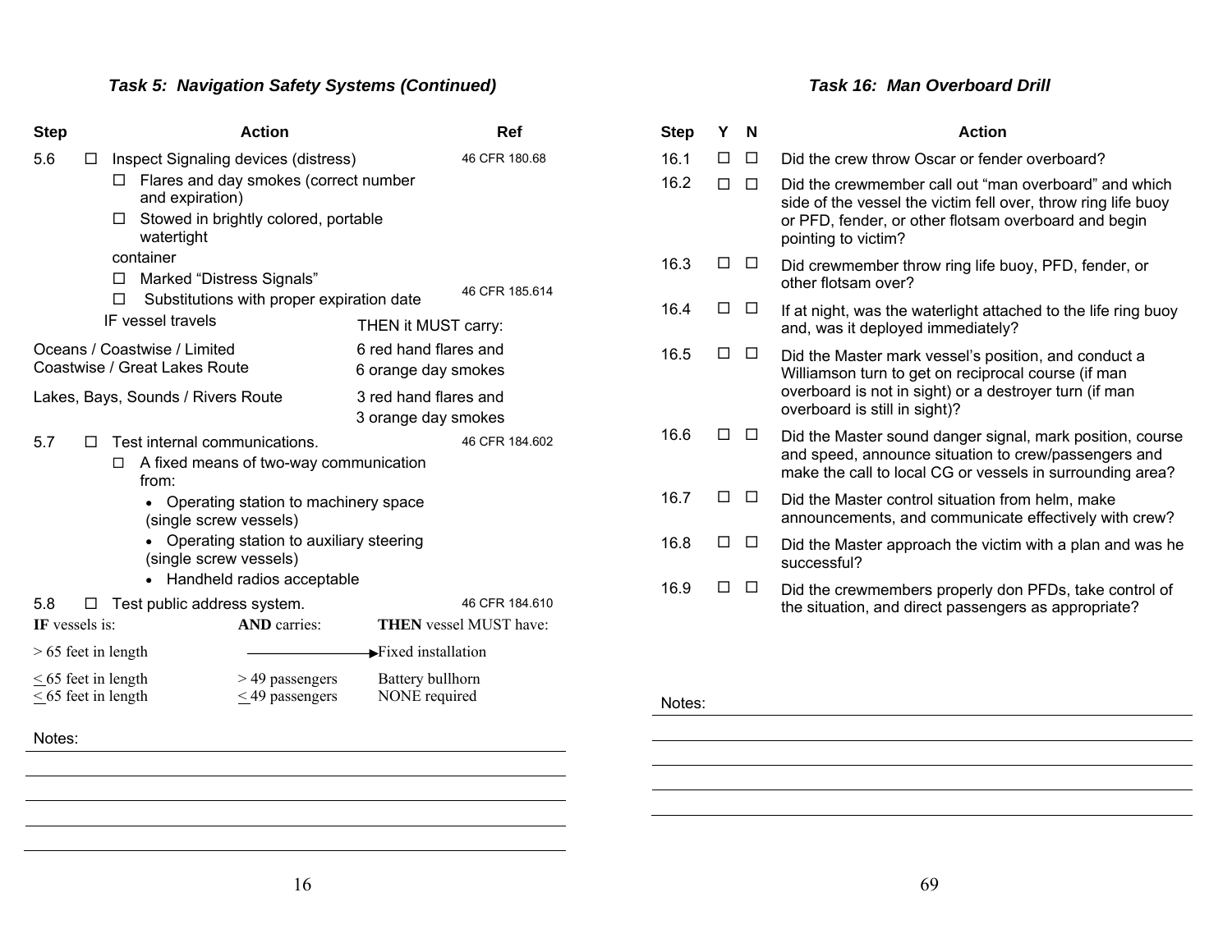### *Task 5: Navigation Safety Systems (Continued)*

| Step | | Action | Ref |
|---|---|---|---|
| 5.6 | ☐ | Inspect Signaling devices (distress) | 46 CFR 180.68 |
| | | ☐ Flares and day smokes (correct number and expiration) | |
| | | ☐ Stowed in brightly colored, portable watertight container | |
| | | ☐ Marked "Distress Signals" | |
| | | ☐ Substitutions with proper expiration date | 46 CFR 185.614 |

| IF vessel travels | THEN it MUST carry: |
|---|---|
| Oceans / Coastwise / Limited Coastwise / Great Lakes Route | 6 red hand flares and 6 orange day smokes |
| Lakes, Bays, Sounds / Rivers Route | 3 red hand flares and 3 orange day smokes |

| Step | | Action | Ref |
|---|---|---|---|
| 5.7 | ☐ | Test internal communications. | 46 CFR 184.602 |
| | | ☐ A fixed means of two-way communication from: | |

- Operating station to machinery space (single screw vessels)
- Operating station to auxiliary steering (single screw vessels)
- Handheld radios acceptable

| Step | | Action | Ref |
|---|---|---|---|
| 5.8 | ☐ | Test public address system. | 46 CFR 184.610 |

| **IF** vessels is: | **AND** carries: | **THEN** vessel MUST have: |
|---|---|---|
| > 65 feet in length | ⟶ | Fixed installation |
| ≤ 65 feet in length | > 49 passengers | Battery bullhorn |
| ≤ 65 feet in length | ≤ 49 passengers | NONE required |

Notes:

### *Task 16: Man Overboard Drill*

| Step | Y | N | Action |
|---|---|---|---|
| 16.1 | ☐ | ☐ | Did the crew throw Oscar or fender overboard? |
| 16.2 | ☐ | ☐ | Did the crewmember call out "man overboard" and which side of the vessel the victim fell over, throw ring life buoy or PFD, fender, or other flotsam overboard and begin pointing to victim? |
| 16.3 | ☐ | ☐ | Did crewmember throw ring life buoy, PFD, fender, or other flotsam over? |
| 16.4 | ☐ | ☐ | If at night, was the waterlight attached to the life ring buoy and, was it deployed immediately? |
| 16.5 | ☐ | ☐ | Did the Master mark vessel's position, and conduct a Williamson turn to get on reciprocal course (if man overboard is not in sight) or a destroyer turn (if man overboard is still in sight)? |
| 16.6 | ☐ | ☐ | Did the Master sound danger signal, mark position, course and speed, announce situation to crew/passengers and make the call to local CG or vessels in surrounding area? |
| 16.7 | ☐ | ☐ | Did the Master control situation from helm, make announcements, and communicate effectively with crew? |
| 16.8 | ☐ | ☐ | Did the Master approach the victim with a plan and was he successful? |
| 16.9 | ☐ | ☐ | Did the crewmembers properly don PFDs, take control of the situation, and direct passengers as appropriate? |

Notes: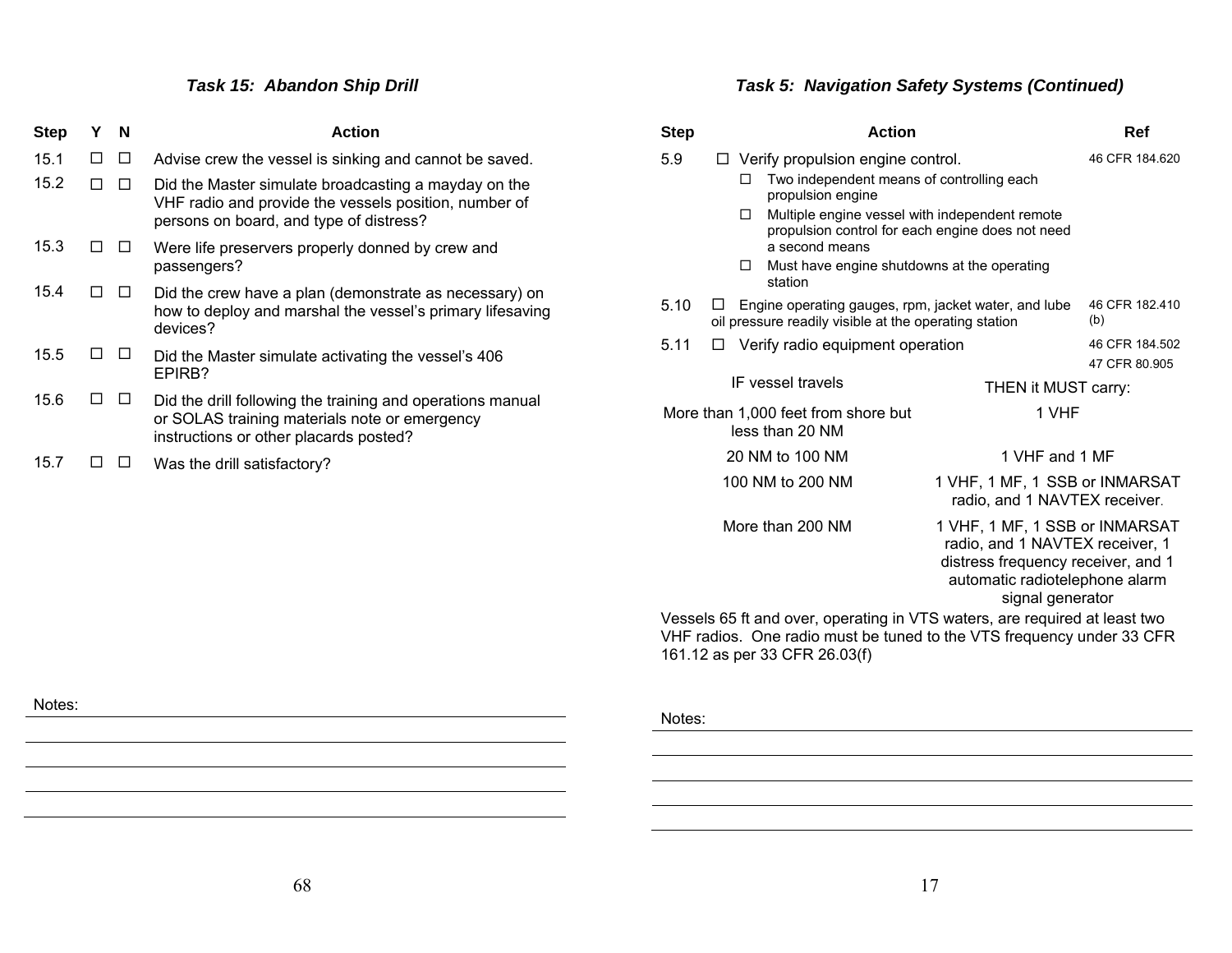### *Task 15: Abandon Ship Drill*

| Step | Y | N | Action |
|---|---|---|---|
| 15.1 | ☐ | ☐ | Advise crew the vessel is sinking and cannot be saved. |
| 15.2 | ☐ | ☐ | Did the Master simulate broadcasting a mayday on the VHF radio and provide the vessels position, number of persons on board, and type of distress? |
| 15.3 | ☐ | ☐ | Were life preservers properly donned by crew and passengers? |
| 15.4 | ☐ | ☐ | Did the crew have a plan (demonstrate as necessary) on how to deploy and marshal the vessel's primary lifesaving devices? |
| 15.5 | ☐ | ☐ | Did the Master simulate activating the vessel's 406 EPIRB? |
| 15.6 | ☐ | ☐ | Did the drill following the training and operations manual or SOLAS training materials note or emergency instructions or other placards posted? |
| 15.7 | ☐ | ☐ | Was the drill satisfactory? |

Notes:

### *Task 5: Navigation Safety Systems (Continued)*

| Step | Action | Ref |
|---|---|---|
| 5.9 | ☐ Verify propulsion engine control.<br>☐ Two independent means of controlling each propulsion engine<br>☐ Multiple engine vessel with independent remote propulsion control for each engine does not need a second means<br>☐ Must have engine shutdowns at the operating station | 46 CFR 184.620 |
| 5.10 | ☐ Engine operating gauges, rpm, jacket water, and lube oil pressure readily visible at the operating station | 46 CFR 182.410 (b) |
| 5.11 | ☐ Verify radio equipment operation | 46 CFR 184.502<br>47 CFR 80.905 |

| IF vessel travels | THEN it MUST carry: |
|---|---|
| More than 1,000 feet from shore but less than 20 NM | 1 VHF |
| 20 NM to 100 NM | 1 VHF and 1 MF |
| 100 NM to 200 NM | 1 VHF, 1 MF, 1 SSB or INMARSAT radio, and 1 NAVTEX receiver. |
| More than 200 NM | 1 VHF, 1 MF, 1 SSB or INMARSAT radio, and 1 NAVTEX receiver, 1 distress frequency receiver, and 1 automatic radiotelephone alarm signal generator |

Vessels 65 ft and over, operating in VTS waters, are required at least two VHF radios. One radio must be tuned to the VTS frequency under 33 CFR 161.12 as per 33 CFR 26.03(f)

Notes: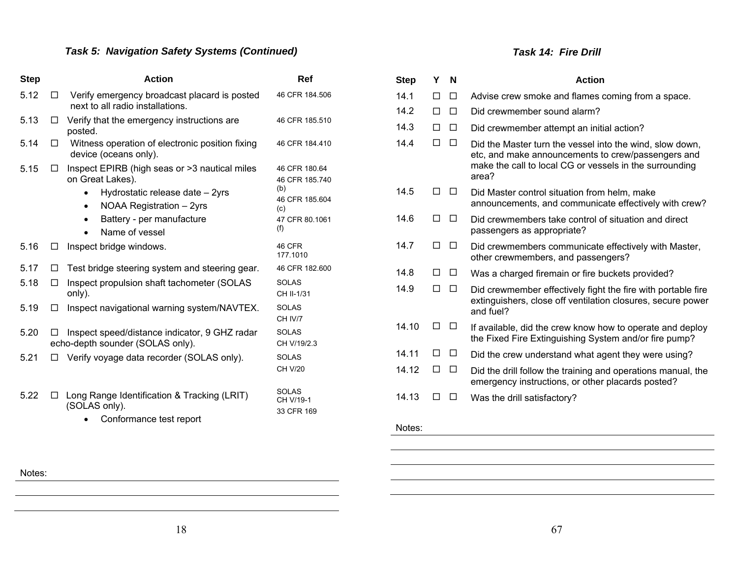### *Task 5: Navigation Safety Systems (Continued)*

| Step | | Action | Ref |
|---|---|---|---|
| 5.12 | ☐ | Verify emergency broadcast placard is posted next to all radio installations. | 46 CFR 184.506 |
| 5.13 | ☐ | Verify that the emergency instructions are posted. | 46 CFR 185.510 |
| 5.14 | ☐ | Witness operation of electronic position fixing device (oceans only). | 46 CFR 184.410 |
| 5.15 | ☐ | Inspect EPIRB (high seas or >3 nautical miles on Great Lakes).<br>• Hydrostatic release date – 2yrs<br>• NOAA Registration – 2yrs<br>• Battery - per manufacture<br>• Name of vessel | 46 CFR 180.64<br>46 CFR 185.740 (b)<br>46 CFR 185.604 (c)<br>47 CFR 80.1061 (f) |
| 5.16 | ☐ | Inspect bridge windows. | 46 CFR 177.1010 |
| 5.17 | ☐ | Test bridge steering system and steering gear. | 46 CFR 182.600 |
| 5.18 | ☐ | Inspect propulsion shaft tachometer (SOLAS only). | SOLAS CH II-1/31 |
| 5.19 | ☐ | Inspect navigational warning system/NAVTEX. | SOLAS CH IV/7 |
| 5.20 | ☐ | Inspect speed/distance indicator, 9 GHZ radar echo-depth sounder (SOLAS only). | SOLAS CH V/19/2.3 |
| 5.21 | ☐ | Verify voyage data recorder (SOLAS only). | SOLAS CH V/20 |
| 5.22 | ☐ | Long Range Identification & Tracking (LRIT) (SOLAS only).<br>• Conformance test report | SOLAS CH V/19-1<br>33 CFR 169 |

Notes:

### *Task 14: Fire Drill*

| Step | Y | N | Action |
|---|---|---|---|
| 14.1 | ☐ | ☐ | Advise crew smoke and flames coming from a space. |
| 14.2 | ☐ | ☐ | Did crewmember sound alarm? |
| 14.3 | ☐ | ☐ | Did crewmember attempt an initial action? |
| 14.4 | ☐ | ☐ | Did the Master turn the vessel into the wind, slow down, etc, and make announcements to crew/passengers and make the call to local CG or vessels in the surrounding area? |
| 14.5 | ☐ | ☐ | Did Master control situation from helm, make announcements, and communicate effectively with crew? |
| 14.6 | ☐ | ☐ | Did crewmembers take control of situation and direct passengers as appropriate? |
| 14.7 | ☐ | ☐ | Did crewmembers communicate effectively with Master, other crewmembers, and passengers? |
| 14.8 | ☐ | ☐ | Was a charged firemain or fire buckets provided? |
| 14.9 | ☐ | ☐ | Did crewmember effectively fight the fire with portable fire extinguishers, close off ventilation closures, secure power and fuel? |
| 14.10 | ☐ | ☐ | If available, did the crew know how to operate and deploy the Fixed Fire Extinguishing System and/or fire pump? |
| 14.11 | ☐ | ☐ | Did the crew understand what agent they were using? |
| 14.12 | ☐ | ☐ | Did the drill follow the training and operations manual, the emergency instructions, or other placards posted? |
| 14.13 | ☐ | ☐ | Was the drill satisfactory? |

Notes: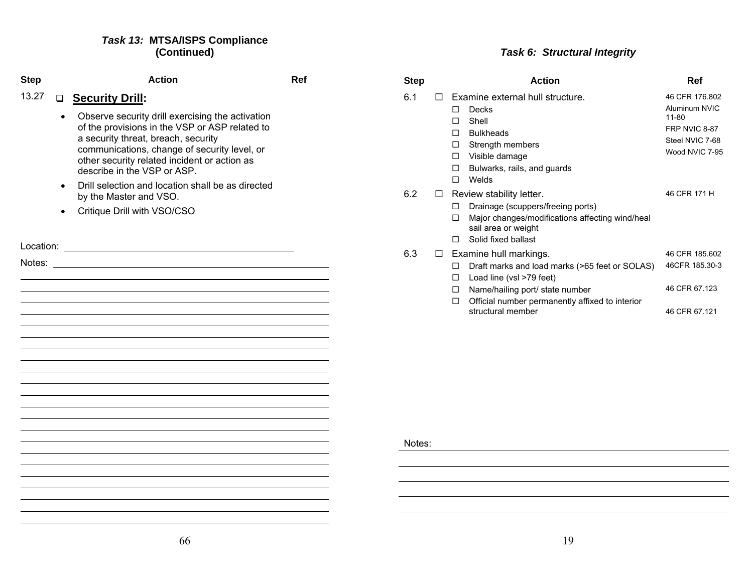### *Task 13:* MTSA/ISPS Compliance (Continued)

| Step | Action | Ref |
|---|---|---|
| 13.27 | ❑ **Security Drill:** | |

- Observe security drill exercising the activation of the provisions in the VSP or ASP related to a security threat, breach, security communications, change of security level, or other security related incident or action as describe in the VSP or ASP.
- Drill selection and location shall be as directed by the Master and VSO.
- Critique Drill with VSO/CSO

Location: ______________________________

Notes: ______________________________

### *Task 6: Structural Integrity*

| Step | Action | Ref |
|---|---|---|
| 6.1 | ☐ Examine external hull structure.<br>☐ Decks<br>☐ Shell<br>☐ Bulkheads<br>☐ Strength members<br>☐ Visible damage<br>☐ Bulwarks, rails, and guards<br>☐ Welds | 46 CFR 176.802<br>Aluminum NVIC 11-80<br>FRP NVIC 8-87<br>Steel NVIC 7-68<br>Wood NVIC 7-95 |
| 6.2 | ☐ Review stability letter.<br>☐ Drainage (scuppers/freeing ports)<br>☐ Major changes/modifications affecting wind/heal sail area or weight<br>☐ Solid fixed ballast | 46 CFR 171 H |
| 6.3 | ☐ Examine hull markings.<br>☐ Draft marks and load marks (>65 feet or SOLAS)<br>☐ Load line (vsl >79 feet)<br>☐ Name/hailing port/ state number<br>☐ Official number permanently affixed to interior structural member | 46 CFR 185.602<br>46CFR 185.30-3<br><br>46 CFR 67.123<br>46 CFR 67.121 |

Notes: ______________________________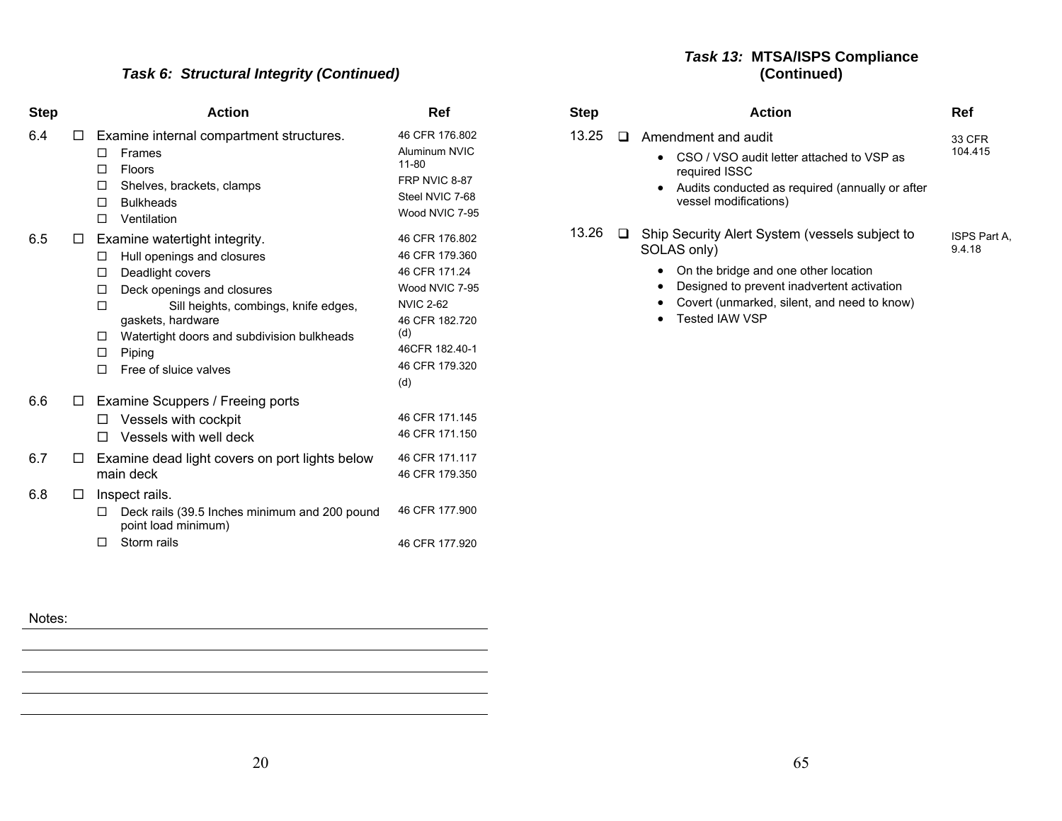### *Task 6: Structural Integrity (Continued)*

| Step | | Action | Ref |
|---|---|---|---|
| 6.4 | ☐ | Examine internal compartment structures.<br>☐ Frames<br>☐ Floors<br>☐ Shelves, brackets, clamps<br>☐ Bulkheads<br>☐ Ventilation | 46 CFR 176.802<br>Aluminum NVIC 11-80<br>FRP NVIC 8-87<br>Steel NVIC 7-68<br>Wood NVIC 7-95 |
| 6.5 | ☐ | Examine watertight integrity.<br>☐ Hull openings and closures<br>☐ Deadlight covers<br>☐ Deck openings and closures<br>☐ Sill heights, combings, knife edges, gaskets, hardware<br>☐ Watertight doors and subdivision bulkheads<br>☐ Piping<br>☐ Free of sluice valves | 46 CFR 176.802<br>46 CFR 179.360<br>46 CFR 171.24<br>Wood NVIC 7-95<br>NVIC 2-62<br>46 CFR 182.720 (d)<br>46CFR 182.40-1<br>46 CFR 179.320 (d) |
| 6.6 | ☐ | Examine Scuppers / Freeing ports<br>☐ Vessels with cockpit<br>☐ Vessels with well deck | <br>46 CFR 171.145<br>46 CFR 171.150 |
| 6.7 | ☐ | Examine dead light covers on port lights below main deck | 46 CFR 171.117<br>46 CFR 179.350 |
| 6.8 | ☐ | Inspect rails.<br>☐ Deck rails (39.5 Inches minimum and 200 pound point load minimum)<br>☐ Storm rails | <br>46 CFR 177.900<br>46 CFR 177.920 |

Notes:

### *Task 13:* MTSA/ISPS Compliance (Continued)

| Step | | Action | Ref |
|---|---|---|---|
| 13.25 | ❑ | Amendment and audit<br>• CSO / VSO audit letter attached to VSP as required ISSC<br>• Audits conducted as required (annually or after vessel modifications) | 33 CFR 104.415 |
| 13.26 | ❑ | Ship Security Alert System (vessels subject to SOLAS only)<br>• On the bridge and one other location<br>• Designed to prevent inadvertent activation<br>• Covert (unmarked, silent, and need to know)<br>• Tested IAW VSP | ISPS Part A, 9.4.18 |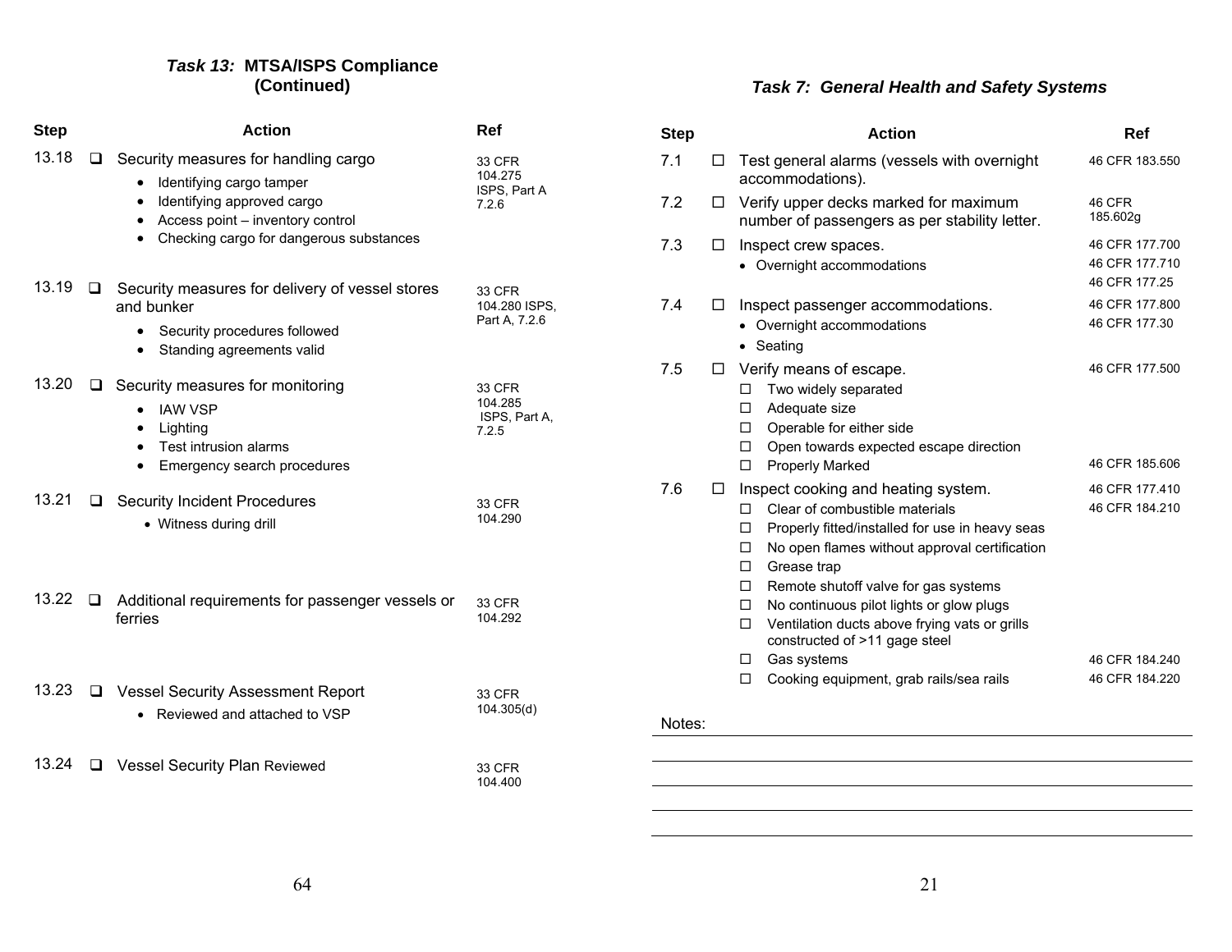### *Task 13:* MTSA/ISPS Compliance (Continued)

| Step | | Action | Ref |
|---|---|---|---|
| 13.18 | ❑ | Security measures for handling cargo<br>• Identifying cargo tamper<br>• Identifying approved cargo<br>• Access point – inventory control<br>• Checking cargo for dangerous substances | 33 CFR 104.275 ISPS, Part A 7.2.6 |
| 13.19 | ❑ | Security measures for delivery of vessel stores and bunker<br>• Security procedures followed<br>• Standing agreements valid | 33 CFR 104.280 ISPS, Part A, 7.2.6 |
| 13.20 | ❑ | Security measures for monitoring<br>• IAW VSP<br>• Lighting<br>• Test intrusion alarms<br>• Emergency search procedures | 33 CFR 104.285 ISPS, Part A, 7.2.5 |
| 13.21 | ❑ | Security Incident Procedures<br>• Witness during drill | 33 CFR 104.290 |
| 13.22 | ❑ | Additional requirements for passenger vessels or ferries | 33 CFR 104.292 |
| 13.23 | ❑ | Vessel Security Assessment Report<br>• Reviewed and attached to VSP | 33 CFR 104.305(d) |
| 13.24 | ❑ | Vessel Security Plan Reviewed | 33 CFR 104.400 |

### *Task 7: General Health and Safety Systems*

| Step | | Action | Ref |
|---|---|---|---|
| 7.1 | ☐ | Test general alarms (vessels with overnight accommodations). | 46 CFR 183.550 |
| 7.2 | ☐ | Verify upper decks marked for maximum number of passengers as per stability letter. | 46 CFR 185.602g |
| 7.3 | ☐ | Inspect crew spaces.<br>• Overnight accommodations | 46 CFR 177.700<br>46 CFR 177.710<br>46 CFR 177.25 |
| 7.4 | ☐ | Inspect passenger accommodations.<br>• Overnight accommodations<br>• Seating | 46 CFR 177.800<br>46 CFR 177.30 |
| 7.5 | ☐ | Verify means of escape.<br>☐ Two widely separated<br>☐ Adequate size<br>☐ Operable for either side<br>☐ Open towards expected escape direction<br>☐ Properly Marked | 46 CFR 177.500<br><br><br><br><br>46 CFR 185.606 |
| 7.6 | ☐ | Inspect cooking and heating system.<br>☐ Clear of combustible materials<br>☐ Properly fitted/installed for use in heavy seas<br>☐ No open flames without approval certification<br>☐ Grease trap<br>☐ Remote shutoff valve for gas systems<br>☐ No continuous pilot lights or glow plugs<br>☐ Ventilation ducts above frying vats or grills constructed of >11 gage steel<br>☐ Gas systems<br>☐ Cooking equipment, grab rails/sea rails | 46 CFR 177.410<br>46 CFR 184.210<br><br><br><br><br><br><br>46 CFR 184.240<br>46 CFR 184.220 |

Notes: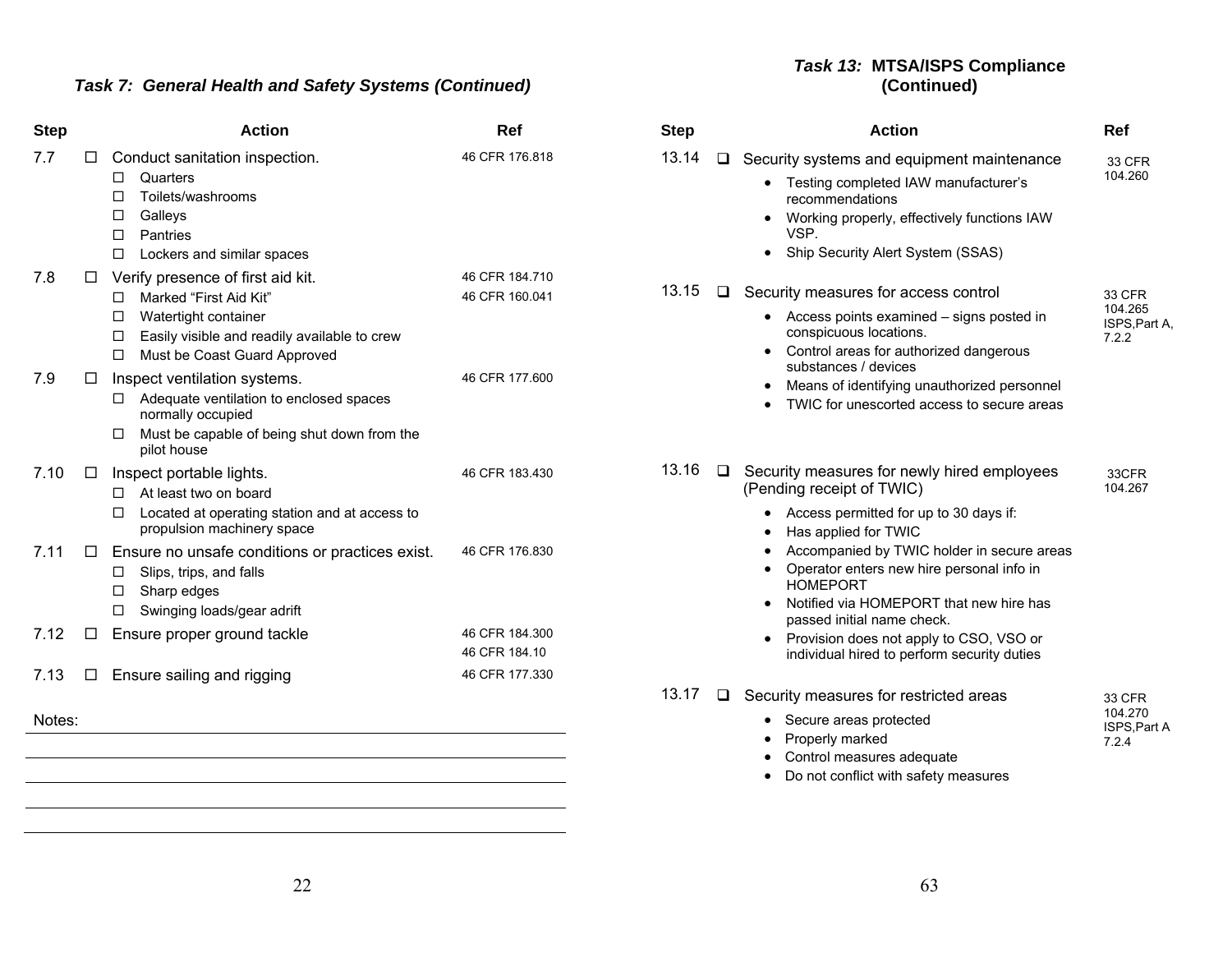### *Task 7: General Health and Safety Systems (Continued)*

| Step | Action | Ref |
|---|---|---|
| 7.7 | ☐ Conduct sanitation inspection.<br>☐ Quarters<br>☐ Toilets/washrooms<br>☐ Galleys<br>☐ Pantries<br>☐ Lockers and similar spaces | 46 CFR 176.818 |
| 7.8 | ☐ Verify presence of first aid kit.<br>☐ Marked "First Aid Kit"<br>☐ Watertight container<br>☐ Easily visible and readily available to crew<br>☐ Must be Coast Guard Approved | 46 CFR 184.710<br>46 CFR 160.041 |
| 7.9 | ☐ Inspect ventilation systems.<br>☐ Adequate ventilation to enclosed spaces normally occupied<br>☐ Must be capable of being shut down from the pilot house | 46 CFR 177.600 |
| 7.10 | ☐ Inspect portable lights.<br>☐ At least two on board<br>☐ Located at operating station and at access to propulsion machinery space | 46 CFR 183.430 |
| 7.11 | ☐ Ensure no unsafe conditions or practices exist.<br>☐ Slips, trips, and falls<br>☐ Sharp edges<br>☐ Swinging loads/gear adrift | 46 CFR 176.830 |
| 7.12 | ☐ Ensure proper ground tackle | 46 CFR 184.300<br>46 CFR 184.10 |
| 7.13 | ☐ Ensure sailing and rigging | 46 CFR 177.330 |

Notes:

### *Task 13:* MTSA/ISPS Compliance (Continued)

| Step | Action | Ref |
|---|---|---|
| 13.14 | ❑ Security systems and equipment maintenance<br>• Testing completed IAW manufacturer's recommendations<br>• Working properly, effectively functions IAW VSP.<br>• Ship Security Alert System (SSAS) | 33 CFR 104.260 |
| 13.15 | ❑ Security measures for access control<br>• Access points examined – signs posted in conspicuous locations.<br>• Control areas for authorized dangerous substances / devices<br>• Means of identifying unauthorized personnel<br>• TWIC for unescorted access to secure areas | 33 CFR 104.265 ISPS,Part A, 7.2.2 |
| 13.16 | ❑ Security measures for newly hired employees (Pending receipt of TWIC)<br>• Access permitted for up to 30 days if:<br>• Has applied for TWIC<br>• Accompanied by TWIC holder in secure areas<br>• Operator enters new hire personal info in HOMEPORT<br>• Notified via HOMEPORT that new hire has passed initial name check.<br>• Provision does not apply to CSO, VSO or individual hired to perform security duties | 33CFR 104.267 |
| 13.17 | ❑ Security measures for restricted areas<br>• Secure areas protected<br>• Properly marked<br>• Control measures adequate<br>• Do not conflict with safety measures | 33 CFR 104.270 ISPS,Part A 7.2.4 |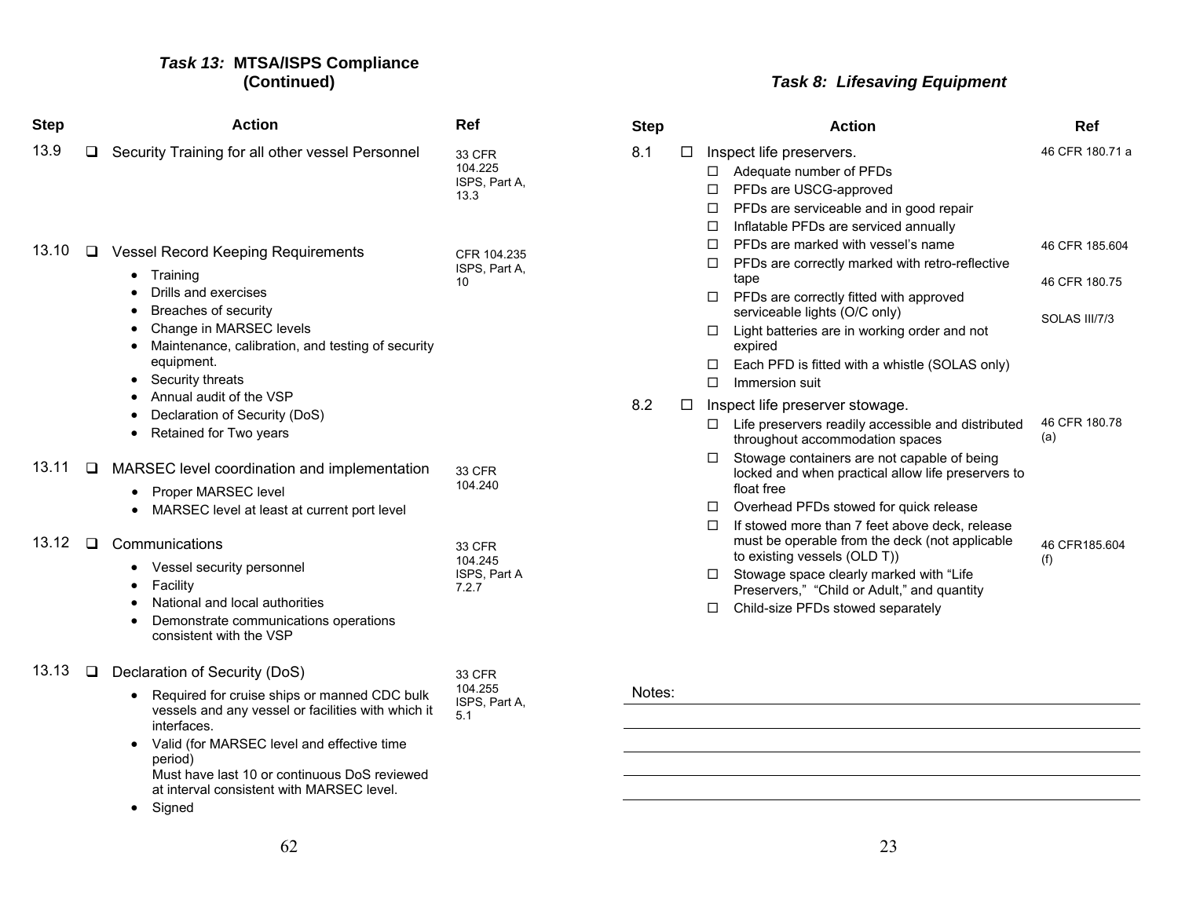### *Task 13:* MTSA/ISPS Compliance (Continued)

| Step | | Action | Ref |
|---|---|---|---|
| 13.9 | ❑ | Security Training for all other vessel Personnel | 33 CFR 104.225<br>ISPS, Part A, 13.3 |
| 13.10 | ❑ | Vessel Record Keeping Requirements<br>• Training<br>• Drills and exercises<br>• Breaches of security<br>• Change in MARSEC levels<br>• Maintenance, calibration, and testing of security equipment.<br>• Security threats<br>• Annual audit of the VSP<br>• Declaration of Security (DoS)<br>• Retained for Two years | CFR 104.235<br>ISPS, Part A, 10 |
| 13.11 | ❑ | MARSEC level coordination and implementation<br>• Proper MARSEC level<br>• MARSEC level at least at current port level | 33 CFR 104.240 |
| 13.12 | ❑ | Communications<br>• Vessel security personnel<br>• Facility<br>• National and local authorities<br>• Demonstrate communications operations consistent with the VSP | 33 CFR 104.245<br>ISPS, Part A 7.2.7 |
| 13.13 | ❑ | Declaration of Security (DoS)<br>• Required for cruise ships or manned CDC bulk vessels and any vessel or facilities with which it interfaces.<br>• Valid (for MARSEC level and effective time period)<br>Must have last 10 or continuous DoS reviewed at interval consistent with MARSEC level.<br>• Signed | 33 CFR 104.255<br>ISPS, Part A, 5.1 |

### *Task 8: Lifesaving Equipment*

| Step | | Action | Ref |
|---|---|---|---|
| 8.1 | ☐ | Inspect life preservers.<br>☐ Adequate number of PFDs<br>☐ PFDs are USCG-approved<br>☐ PFDs are serviceable and in good repair<br>☐ Inflatable PFDs are serviced annually<br>☐ PFDs are marked with vessel's name<br>☐ PFDs are correctly marked with retro-reflective tape<br>☐ PFDs are correctly fitted with approved serviceable lights (O/C only)<br>☐ Light batteries are in working order and not expired<br>☐ Each PFD is fitted with a whistle (SOLAS only)<br>☐ Immersion suit | 46 CFR 180.71 a<br>46 CFR 185.604<br>46 CFR 180.75<br>SOLAS III/7/3 |
| 8.2 | ☐ | Inspect life preserver stowage.<br>☐ Life preservers readily accessible and distributed throughout accommodation spaces<br>☐ Stowage containers are not capable of being locked and when practical allow life preservers to float free<br>☐ Overhead PFDs stowed for quick release<br>☐ If stowed more than 7 feet above deck, release must be operable from the deck (not applicable to existing vessels (OLD T))<br>☐ Stowage space clearly marked with "Life Preservers," "Child or Adult," and quantity<br>☐ Child-size PFDs stowed separately | 46 CFR 180.78 (a)<br>46 CFR185.604 (f) |

Notes: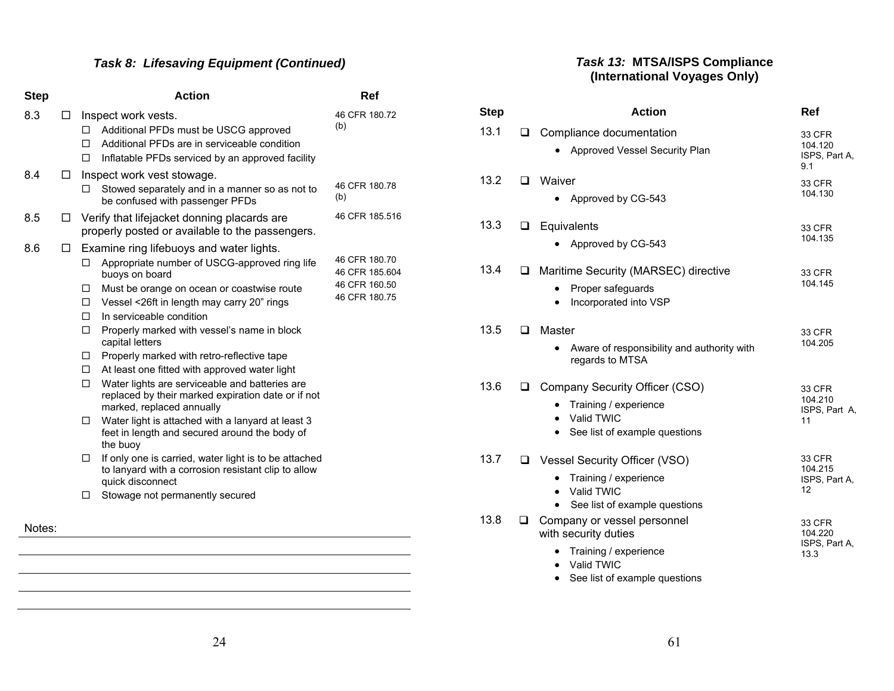### *Task 8: Lifesaving Equipment (Continued)*

| Step | | Action | Ref |
|---|---|---|---|
| 8.3 | ☐ | Inspect work vests.<br>☐ Additional PFDs must be USCG approved<br>☐ Additional PFDs are in serviceable condition<br>☐ Inflatable PFDs serviced by an approved facility | 46 CFR 180.72 (b) |
| 8.4 | ☐ | Inspect work vest stowage.<br>☐ Stowed separately and in a manner so as not to be confused with passenger PFDs | 46 CFR 180.78 (b) |
| 8.5 | ☐ | Verify that lifejacket donning placards are properly posted or available to the passengers. | 46 CFR 185.516 |
| 8.6 | ☐ | Examine ring lifebuoys and water lights.<br>☐ Appropriate number of USCG-approved ring life buoys on board<br>☐ Must be orange on ocean or coastwise route<br>☐ Vessel <26ft in length may carry 20" rings<br>☐ In serviceable condition<br>☐ Properly marked with vessel's name in block capital letters<br>☐ Properly marked with retro-reflective tape<br>☐ At least one fitted with approved water light<br>☐ Water lights are serviceable and batteries are replaced by their marked expiration date or if not marked, replaced annually<br>☐ Water light is attached with a lanyard at least 3 feet in length and secured around the body of the buoy<br>☐ If only one is carried, water light is to be attached to lanyard with a corrosion resistant clip to allow quick disconnect<br>☐ Stowage not permanently secured | 46 CFR 180.70<br>46 CFR 185.604<br>46 CFR 160.50<br>46 CFR 180.75 |

Notes:

### *Task 13:* **MTSA/ISPS Compliance (International Voyages Only)**

| Step | | Action | Ref |
|---|---|---|---|
| 13.1 | ❑ | Compliance documentation<br>• Approved Vessel Security Plan | 33 CFR 104.120<br>ISPS, Part A, 9.1 |
| 13.2 | ❑ | Waiver<br>• Approved by CG-543 | 33 CFR 104.130 |
| 13.3 | ❑ | Equivalents<br>• Approved by CG-543 | 33 CFR 104.135 |
| 13.4 | ❑ | Maritime Security (MARSEC) directive<br>• Proper safeguards<br>• Incorporated into VSP | 33 CFR 104.145 |
| 13.5 | ❑ | Master<br>• Aware of responsibility and authority with regards to MTSA | 33 CFR 104.205 |
| 13.6 | ❑ | Company Security Officer (CSO)<br>• Training / experience<br>• Valid TWIC<br>• See list of example questions | 33 CFR 104.210<br>ISPS, Part A, 11 |
| 13.7 | ❑ | Vessel Security Officer (VSO)<br>• Training / experience<br>• Valid TWIC<br>• See list of example questions | 33 CFR 104.215<br>ISPS, Part A, 12 |
| 13.8 | ❑ | Company or vessel personnel with security duties<br>• Training / experience<br>• Valid TWIC<br>• See list of example questions | 33 CFR 104.220<br>ISPS, Part A, 13.3 |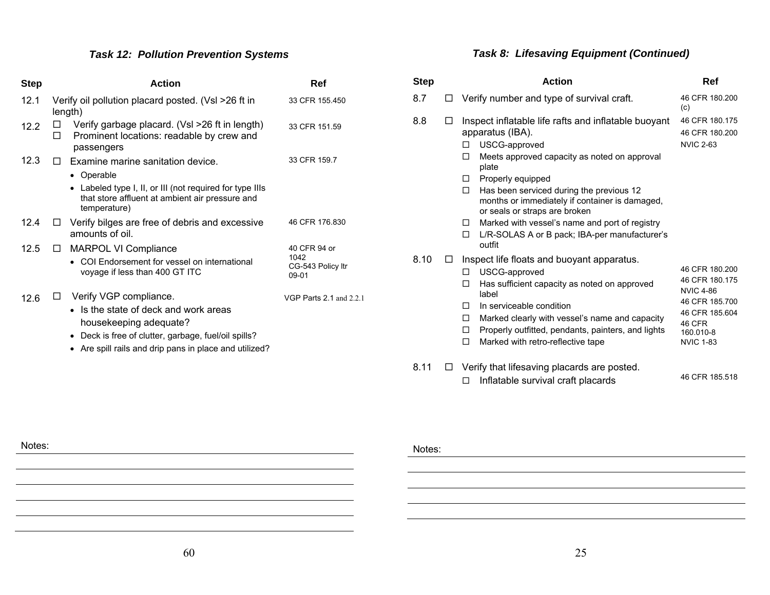### *Task 12: Pollution Prevention Systems*

| Step | Action | Ref |
|---|---|---|
| 12.1 | Verify oil pollution placard posted. (Vsl >26 ft in length) | 33 CFR 155.450 |
| 12.2 | ☐ Verify garbage placard. (Vsl >26 ft in length)<br>☐ Prominent locations: readable by crew and passengers | 33 CFR 151.59 |
| 12.3 | ☐ Examine marine sanitation device.<br>• Operable<br>• Labeled type I, II, or III (not required for type IIIs that store affluent at ambient air pressure and temperature) | 33 CFR 159.7 |
| 12.4 | ☐ Verify bilges are free of debris and excessive amounts of oil. | 46 CFR 176.830 |
| 12.5 | ☐ MARPOL VI Compliance<br>• COI Endorsement for vessel on international voyage if less than 400 GT ITC | 40 CFR 94 or 1042<br>CG-543 Policy ltr 09-01 |
| 12.6 | ☐ Verify VGP compliance.<br>• Is the state of deck and work areas housekeeping adequate?<br>• Deck is free of clutter, garbage, fuel/oil spills?<br>• Are spill rails and drip pans in place and utilized? | VGP Parts 2.1 and 2.2.1 |

Notes:

### *Task 8: Lifesaving Equipment (Continued)*

| Step | Action | Ref |
|---|---|---|
| 8.7 | ☐ Verify number and type of survival craft. | 46 CFR 180.200 (c) |
| 8.8 | ☐ Inspect inflatable life rafts and inflatable buoyant apparatus (IBA).<br>☐ USCG-approved<br>☐ Meets approved capacity as noted on approval plate<br>☐ Properly equipped<br>☐ Has been serviced during the previous 12 months or immediately if container is damaged, or seals or straps are broken<br>☐ Marked with vessel's name and port of registry<br>☐ L/R-SOLAS A or B pack; IBA-per manufacturer's outfit | 46 CFR 180.175<br>46 CFR 180.200<br>NVIC 2-63 |
| 8.10 | ☐ Inspect life floats and buoyant apparatus.<br>☐ USCG-approved<br>☐ Has sufficient capacity as noted on approved label<br>☐ In serviceable condition<br>☐ Marked clearly with vessel's name and capacity<br>☐ Properly outfitted, pendants, painters, and lights<br>☐ Marked with retro-reflective tape | 46 CFR 180.200<br>46 CFR 180.175<br>NVIC 4-86<br>46 CFR 185.700<br>46 CFR 185.604<br>46 CFR 160.010-8<br>NVIC 1-83 |
| 8.11 | ☐ Verify that lifesaving placards are posted.<br>☐ Inflatable survival craft placards | 46 CFR 185.518 |

Notes: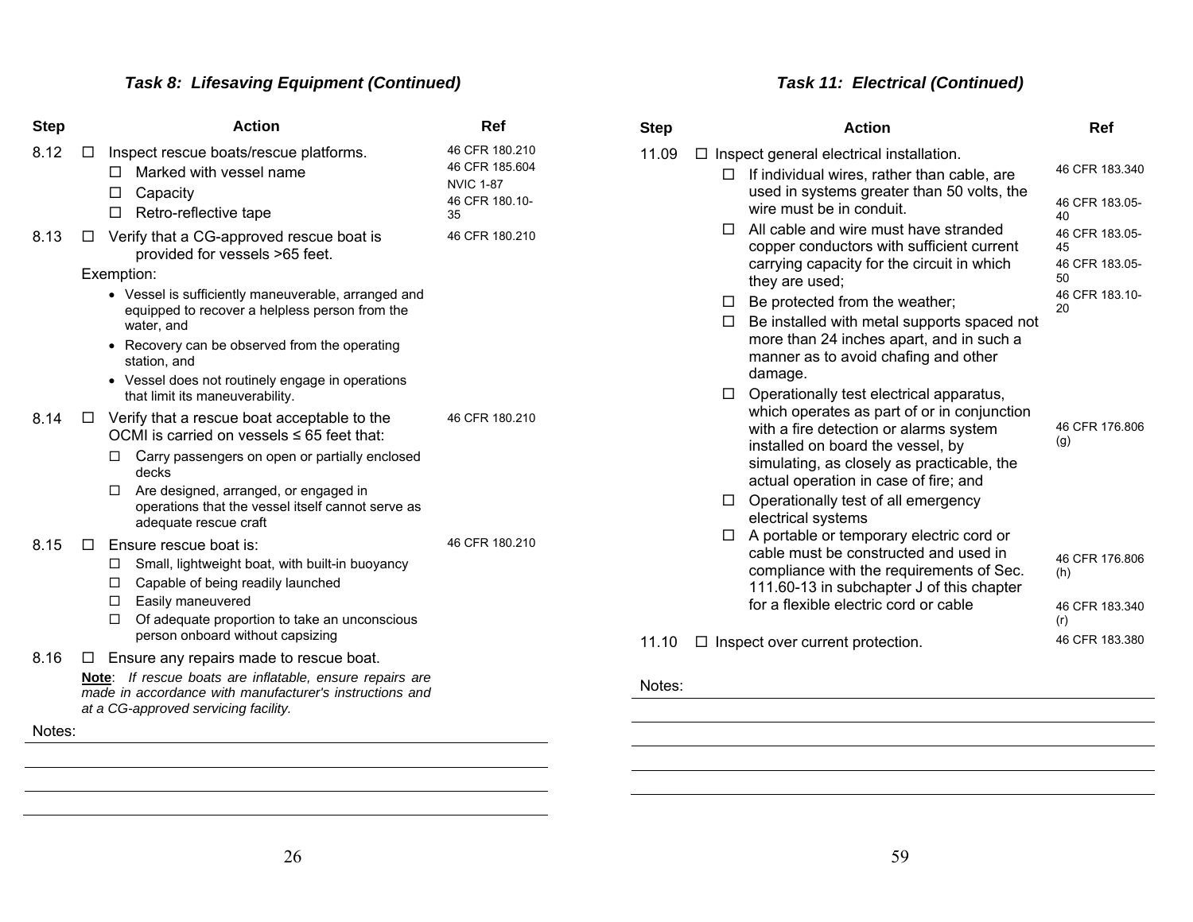### *Task 8: Lifesaving Equipment (Continued)*

| Step | Action | Ref |
|---|---|---|
| 8.12 | ☐ Inspect rescue boats/rescue platforms.<br>☐ Marked with vessel name<br>☐ Capacity<br>☐ Retro-reflective tape | 46 CFR 180.210<br>46 CFR 185.604<br>NVIC 1-87<br>46 CFR 180.10-35 |
| 8.13 | ☐ Verify that a CG-approved rescue boat is provided for vessels >65 feet.<br>Exemption:<br>• Vessel is sufficiently maneuverable, arranged and equipped to recover a helpless person from the water, and<br>• Recovery can be observed from the operating station, and<br>• Vessel does not routinely engage in operations that limit its maneuverability. | 46 CFR 180.210 |
| 8.14 | ☐ Verify that a rescue boat acceptable to the OCMI is carried on vessels ≤ 65 feet that:<br>☐ Carry passengers on open or partially enclosed decks<br>☐ Are designed, arranged, or engaged in operations that the vessel itself cannot serve as adequate rescue craft | 46 CFR 180.210 |
| 8.15 | ☐ Ensure rescue boat is:<br>☐ Small, lightweight boat, with built-in buoyancy<br>☐ Capable of being readily launched<br>☐ Easily maneuvered<br>☐ Of adequate proportion to take an unconscious person onboard without capsizing | 46 CFR 180.210 |
| 8.16 | ☐ Ensure any repairs made to rescue boat.<br>**Note**: *If rescue boats are inflatable, ensure repairs are made in accordance with manufacturer's instructions and at a CG-approved servicing facility.* | |

Notes:

### *Task 11: Electrical (Continued)*

| Step | Action | Ref |
|---|---|---|
| 11.09 | ☐ Inspect general electrical installation.<br>☐ If individual wires, rather than cable, are used in systems greater than 50 volts, the wire must be in conduit.<br>☐ All cable and wire must have stranded copper conductors with sufficient current carrying capacity for the circuit in which they are used;<br>☐ Be protected from the weather;<br>☐ Be installed with metal supports spaced not more than 24 inches apart, and in such a manner as to avoid chafing and other damage.<br>☐ Operationally test electrical apparatus, which operates as part of or in conjunction with a fire detection or alarms system installed on board the vessel, by simulating, as closely as practicable, the actual operation in case of fire; and<br>☐ Operationally test of all emergency electrical systems<br>☐ A portable or temporary electric cord or cable must be constructed and used in compliance with the requirements of Sec. 111.60-13 in subchapter J of this chapter for a flexible electric cord or cable | 46 CFR 183.340<br>46 CFR 183.05-40<br>46 CFR 183.05-45<br>46 CFR 183.05-50<br>46 CFR 183.10-20<br>46 CFR 176.806 (g)<br>46 CFR 176.806 (h)<br>46 CFR 183.340 (r) |
| 11.10 | ☐ Inspect over current protection. | 46 CFR 183.380 |

Notes: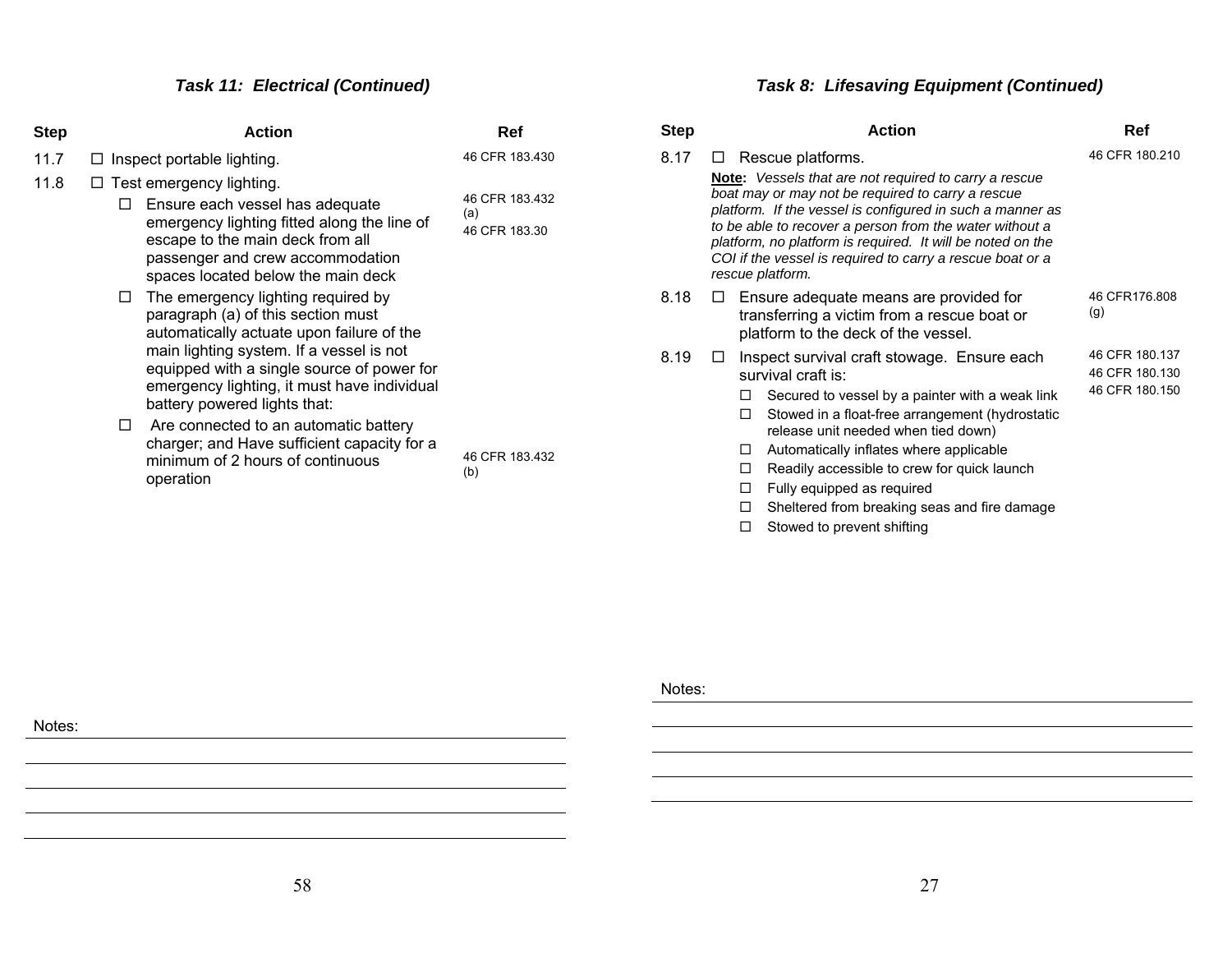### *Task 11: Electrical (Continued)*

| Step | Action | Ref |
|---|---|---|
| 11.7 | ☐ Inspect portable lighting. | 46 CFR 183.430 |
| 11.8 | ☐ Test emergency lighting. | |
| | ☐ Ensure each vessel has adequate emergency lighting fitted along the line of escape to the main deck from all passenger and crew accommodation spaces located below the main deck | 46 CFR 183.432 (a)<br>46 CFR 183.30 |
| | ☐ The emergency lighting required by paragraph (a) of this section must automatically actuate upon failure of the main lighting system. If a vessel is not equipped with a single source of power for emergency lighting, it must have individual battery powered lights that: | |
| | ☐ Are connected to an automatic battery charger; and Have sufficient capacity for a minimum of 2 hours of continuous operation | 46 CFR 183.432 (b) |

Notes:

### *Task 8: Lifesaving Equipment (Continued)*

| Step | Action | Ref |
|---|---|---|
| 8.17 | ☐ Rescue platforms.<br>**Note:** *Vessels that are not required to carry a rescue boat may or may not be required to carry a rescue platform. If the vessel is configured in such a manner as to be able to recover a person from the water without a platform, no platform is required. It will be noted on the COI if the vessel is required to carry a rescue boat or a rescue platform.* | 46 CFR 180.210 |
| 8.18 | ☐ Ensure adequate means are provided for transferring a victim from a rescue boat or platform to the deck of the vessel. | 46 CFR176.808 (g) |
| 8.19 | ☐ Inspect survival craft stowage. Ensure each survival craft is:<br>☐ Secured to vessel by a painter with a weak link<br>☐ Stowed in a float-free arrangement (hydrostatic release unit needed when tied down)<br>☐ Automatically inflates where applicable<br>☐ Readily accessible to crew for quick launch<br>☐ Fully equipped as required<br>☐ Sheltered from breaking seas and fire damage<br>☐ Stowed to prevent shifting | 46 CFR 180.137<br>46 CFR 180.130<br>46 CFR 180.150 |

Notes: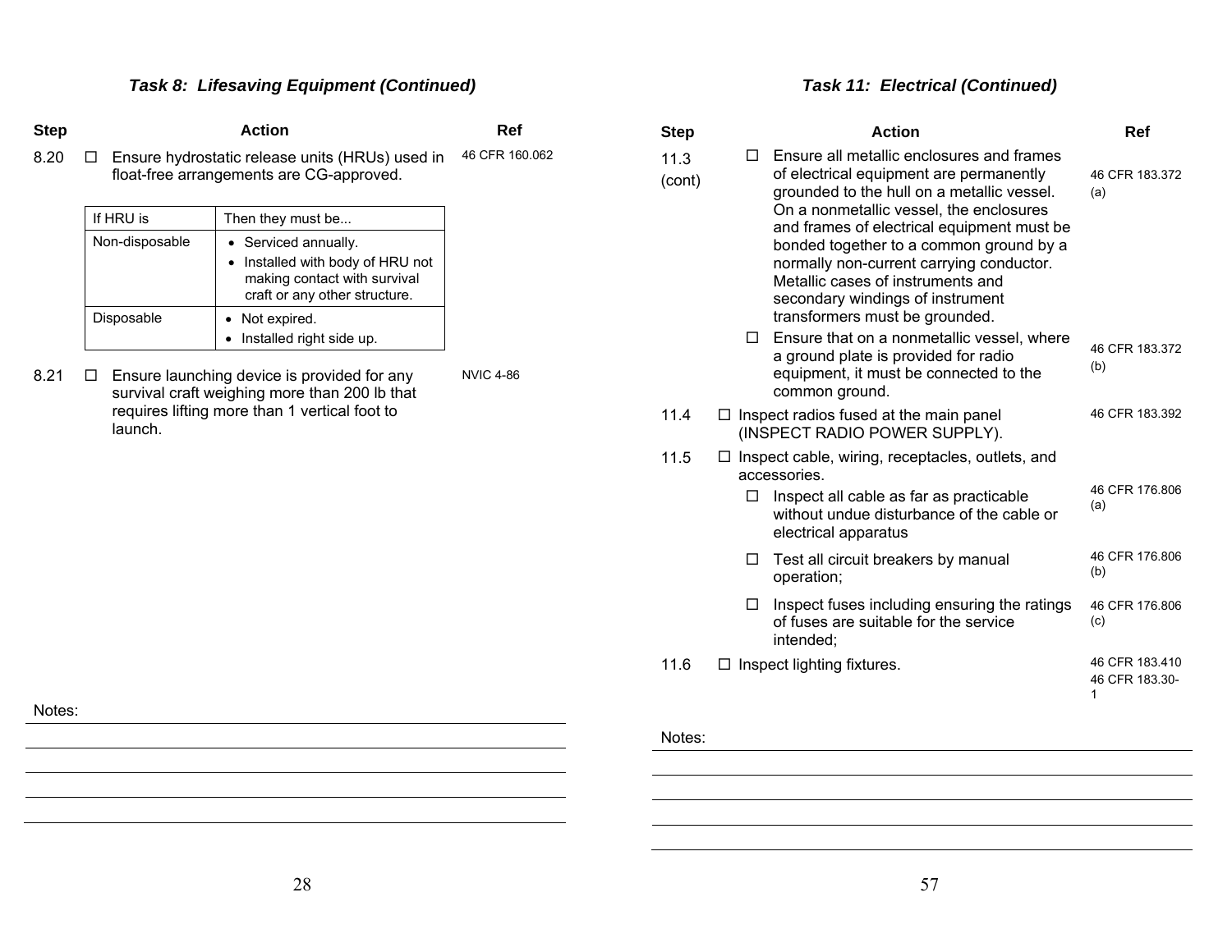## Task 8: Lifesaving Equipment (Continued)

| Step | Action | Ref |
|---|---|---|
| 8.20 | ☐ Ensure hydrostatic release units (HRUs) used in float-free arrangements are CG-approved. | 46 CFR 160.062 |

| If HRU is | Then they must be... |
|---|---|
| Non-disposable | • Serviced annually.<br>• Installed with body of HRU not making contact with survival craft or any other structure. |
| Disposable | • Not expired.<br>• Installed right side up. |

| Step | Action | Ref |
|---|---|---|
| 8.21 | ☐ Ensure launching device is provided for any survival craft weighing more than 200 lb that requires lifting more than 1 vertical foot to launch. | NVIC 4-86 |

Notes:

## Task 11: Electrical (Continued)

| Step | Action | Ref |
|---|---|---|
| 11.3 (cont) | ☐ Ensure all metallic enclosures and frames of electrical equipment are permanently grounded to the hull on a metallic vessel. On a nonmetallic vessel, the enclosures and frames of electrical equipment must be bonded together to a common ground by a normally non-current carrying conductor. Metallic cases of instruments and secondary windings of instrument transformers must be grounded. | 46 CFR 183.372 (a) |
| | ☐ Ensure that on a nonmetallic vessel, where a ground plate is provided for radio equipment, it must be connected to the common ground. | 46 CFR 183.372 (b) |
| 11.4 | ☐ Inspect radios fused at the main panel (INSPECT RADIO POWER SUPPLY). | 46 CFR 183.392 |
| 11.5 | ☐ Inspect cable, wiring, receptacles, outlets, and accessories. | |
| | ☐ Inspect all cable as far as practicable without undue disturbance of the cable or electrical apparatus | 46 CFR 176.806 (a) |
| | ☐ Test all circuit breakers by manual operation; | 46 CFR 176.806 (b) |
| | ☐ Inspect fuses including ensuring the ratings of fuses are suitable for the service intended; | 46 CFR 176.806 (c) |
| 11.6 | ☐ Inspect lighting fixtures. | 46 CFR 183.410<br>46 CFR 183.30-1 |

Notes: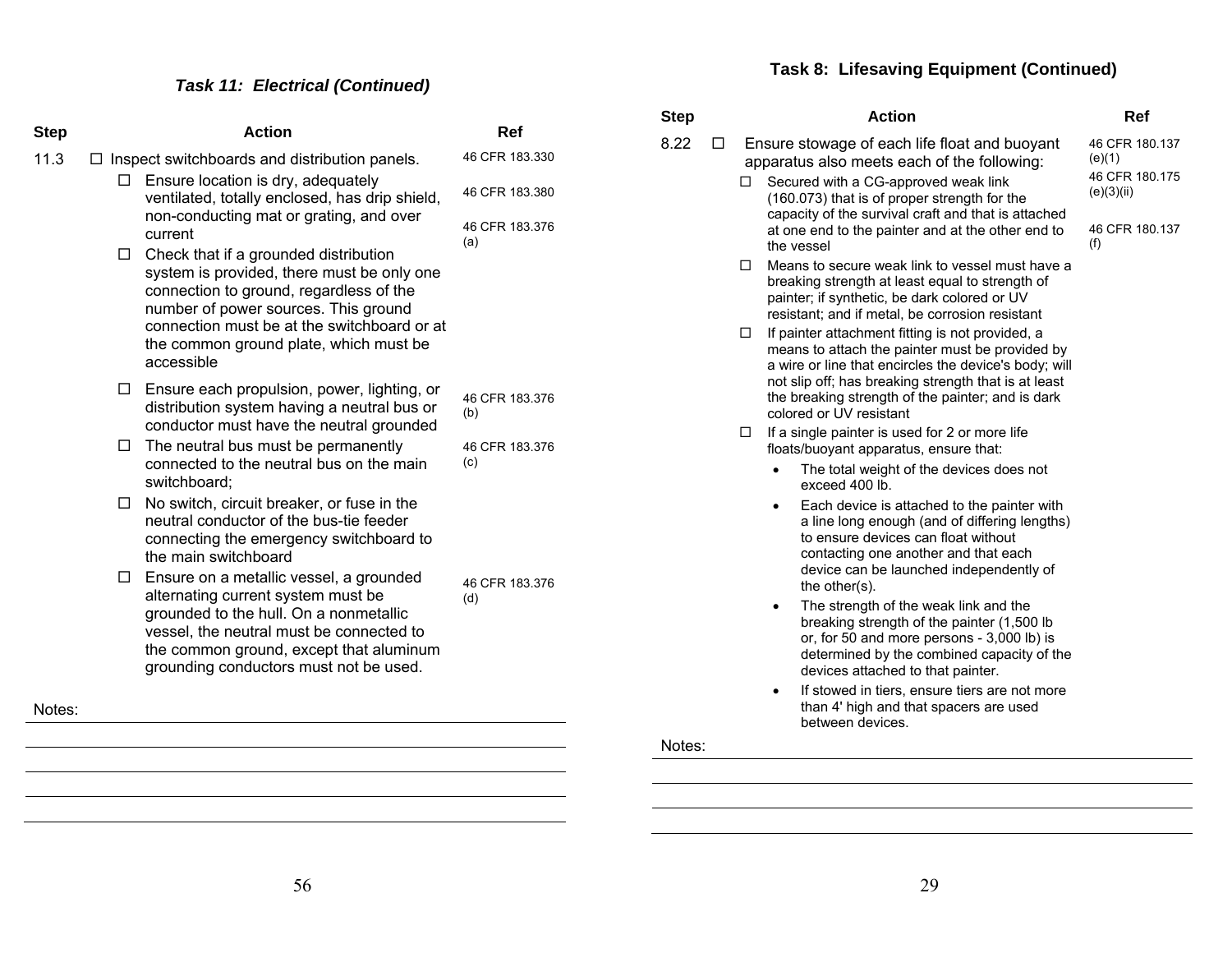### *Task 11: Electrical (Continued)*

| Step | Action | Ref |
|---|---|---|
| 11.3 | ☐ Inspect switchboards and distribution panels. | 46 CFR 183.330 |
| | ☐ Ensure location is dry, adequately ventilated, totally enclosed, has drip shield, non-conducting mat or grating, and over current | 46 CFR 183.380 |
| | ☐ Check that if a grounded distribution system is provided, there must be only one connection to ground, regardless of the number of power sources. This ground connection must be at the switchboard or at the common ground plate, which must be accessible | 46 CFR 183.376 (a) |
| | ☐ Ensure each propulsion, power, lighting, or distribution system having a neutral bus or conductor must have the neutral grounded | 46 CFR 183.376 (b) |
| | ☐ The neutral bus must be permanently connected to the neutral bus on the main switchboard; | 46 CFR 183.376 (c) |
| | ☐ No switch, circuit breaker, or fuse in the neutral conductor of the bus-tie feeder connecting the emergency switchboard to the main switchboard | |
| | ☐ Ensure on a metallic vessel, a grounded alternating current system must be grounded to the hull. On a nonmetallic vessel, the neutral must be connected to the common ground, except that aluminum grounding conductors must not be used. | 46 CFR 183.376 (d) |

Notes:

### Task 8: Lifesaving Equipment (Continued)

| Step | Action | Ref |
|---|---|---|
| 8.22 | ☐ Ensure stowage of each life float and buoyant apparatus also meets each of the following: | 46 CFR 180.137 (e)(1) |
| | ☐ Secured with a CG-approved weak link (160.073) that is of proper strength for the capacity of the survival craft and that is attached at one end to the painter and at the other end to the vessel | 46 CFR 180.175 (e)(3)(ii) |
| | ☐ Means to secure weak link to vessel must have a breaking strength at least equal to strength of painter; if synthetic, be dark colored or UV resistant; and if metal, be corrosion resistant | 46 CFR 180.137 (f) |
| | ☐ If painter attachment fitting is not provided, a means to attach the painter must be provided by a wire or line that encircles the device's body; will not slip off; has breaking strength that is at least the breaking strength of the painter; and is dark colored or UV resistant | |
| | ☐ If a single painter is used for 2 or more life floats/buoyant apparatus, ensure that:<br>• The total weight of the devices does not exceed 400 lb.<br>• Each device is attached to the painter with a line long enough (and of differing lengths) to ensure devices can float without contacting one another and that each device can be launched independently of the other(s).<br>• The strength of the weak link and the breaking strength of the painter (1,500 lb or, for 50 and more persons - 3,000 lb) is determined by the combined capacity of the devices attached to that painter.<br>• If stowed in tiers, ensure tiers are not more than 4' high and that spacers are used between devices. | |

Notes: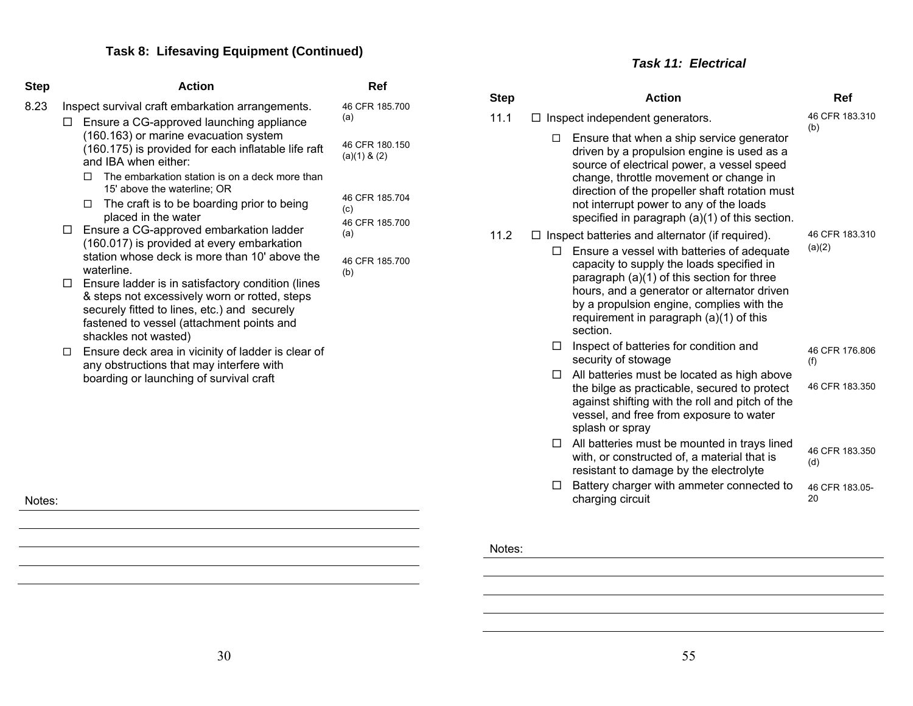## Task 8: Lifesaving Equipment (Continued)

| Step | Action | Ref |
|---|---|---|
| 8.23 | Inspect survival craft embarkation arrangements. | 46 CFR 185.700 (a) |
| | ☐ Ensure a CG-approved launching appliance (160.163) or marine evacuation system (160.175) is provided for each inflatable life raft and IBA when either: | 46 CFR 180.150 (a)(1) & (2) |
| | ☐ The embarkation station is on a deck more than 15' above the waterline; OR | |
| | ☐ The craft is to be boarding prior to being placed in the water | 46 CFR 185.704 (c) |
| | ☐ Ensure a CG-approved embarkation ladder (160.017) is provided at every embarkation station whose deck is more than 10' above the waterline. | 46 CFR 185.700 (a) |
| | ☐ Ensure ladder is in satisfactory condition (lines & steps not excessively worn or rotted, steps securely fitted to lines, etc.) and securely fastened to vessel (attachment points and shackles not wasted) | 46 CFR 185.700 (b) |
| | ☐ Ensure deck area in vicinity of ladder is clear of any obstructions that may interfere with boarding or launching of survival craft | |

Notes:

## *Task 11: Electrical*

| Step | Action | Ref |
|---|---|---|
| 11.1 | ☐ Inspect independent generators. | 46 CFR 183.310 (b) |
| | ☐ Ensure that when a ship service generator driven by a propulsion engine is used as a source of electrical power, a vessel speed change, throttle movement or change in direction of the propeller shaft rotation must not interrupt power to any of the loads specified in paragraph (a)(1) of this section. | |
| 11.2 | ☐ Inspect batteries and alternator (if required). | 46 CFR 183.310 (a)(2) |
| | ☐ Ensure a vessel with batteries of adequate capacity to supply the loads specified in paragraph (a)(1) of this section for three hours, and a generator or alternator driven by a propulsion engine, complies with the requirement in paragraph (a)(1) of this section. | |
| | ☐ Inspect of batteries for condition and security of stowage | 46 CFR 176.806 (f) |
| | ☐ All batteries must be located as high above the bilge as practicable, secured to protect against shifting with the roll and pitch of the vessel, and free from exposure to water splash or spray | 46 CFR 183.350 |
| | ☐ All batteries must be mounted in trays lined with, or constructed of, a material that is resistant to damage by the electrolyte | 46 CFR 183.350 (d) |
| | ☐ Battery charger with ammeter connected to charging circuit | 46 CFR 183.05-20 |

Notes: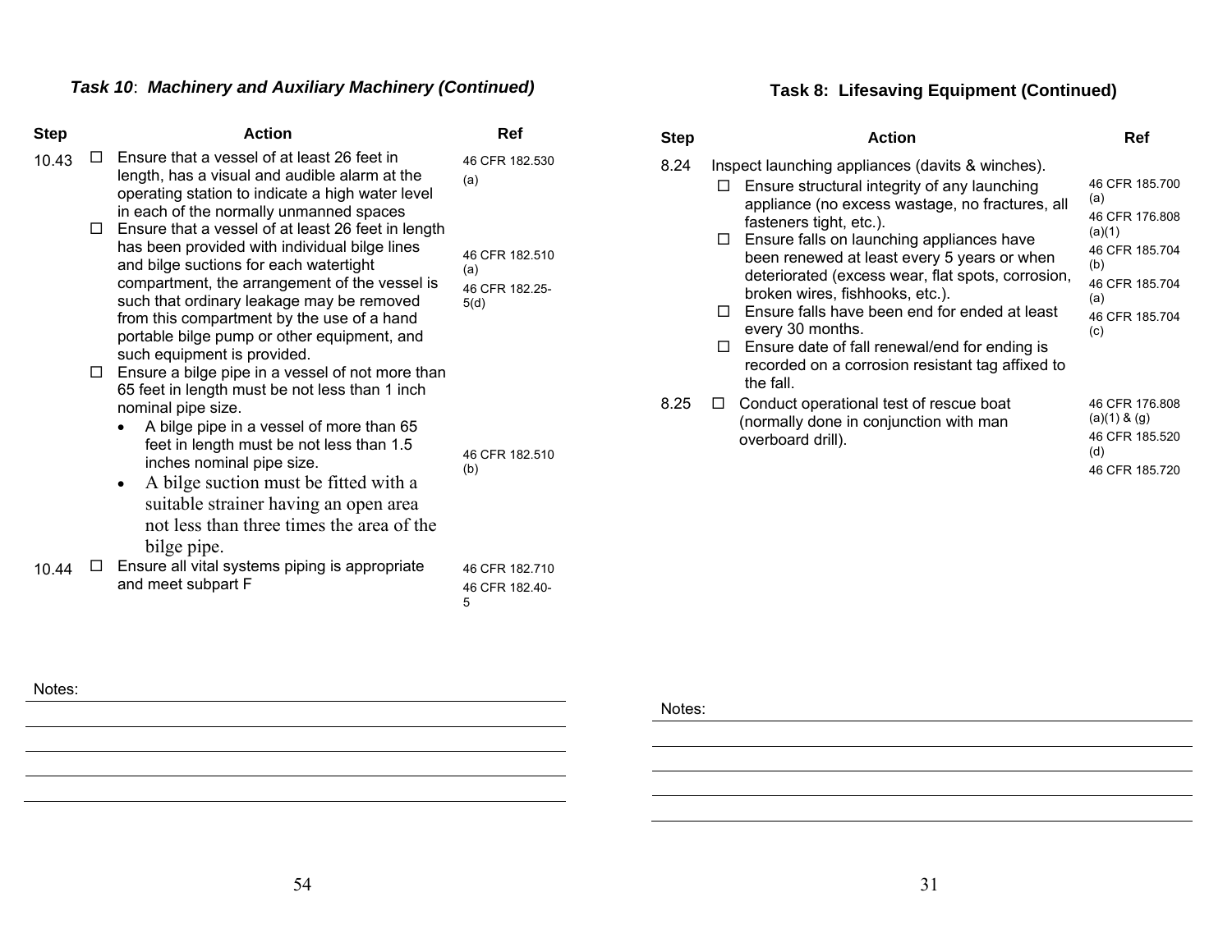### *Task 10: Machinery and Auxiliary Machinery (Continued)*

| Step | Action | Ref |
|---|---|---|
| 10.43 | ☐ Ensure that a vessel of at least 26 feet in length, has a visual and audible alarm at the operating station to indicate a high water level in each of the normally unmanned spaces | 46 CFR 182.530 (a) |
| | ☐ Ensure that a vessel of at least 26 feet in length has been provided with individual bilge lines and bilge suctions for each watertight compartment, the arrangement of the vessel is such that ordinary leakage may be removed from this compartment by the use of a hand portable bilge pump or other equipment, and such equipment is provided. | 46 CFR 182.510 (a)<br>46 CFR 182.25-5(d) |
| | ☐ Ensure a bilge pipe in a vessel of not more than 65 feet in length must be not less than 1 inch nominal pipe size.<br>• A bilge pipe in a vessel of more than 65 feet in length must be not less than 1.5 inches nominal pipe size.<br>• A bilge suction must be fitted with a suitable strainer having an open area not less than three times the area of the bilge pipe. | 46 CFR 182.510 (b) |
| 10.44 | ☐ Ensure all vital systems piping is appropriate and meet subpart F | 46 CFR 182.710<br>46 CFR 182.40-5 |

Notes:

### Task 8: Lifesaving Equipment (Continued)

| Step | Action | Ref |
|---|---|---|
| 8.24 | Inspect launching appliances (davits & winches).<br>☐ Ensure structural integrity of any launching appliance (no excess wastage, no fractures, all fasteners tight, etc.).<br>☐ Ensure falls on launching appliances have been renewed at least every 5 years or when deteriorated (excess wear, flat spots, corrosion, broken wires, fishhooks, etc.).<br>☐ Ensure falls have been end for ended at least every 30 months.<br>☐ Ensure date of fall renewal/end for ending is recorded on a corrosion resistant tag affixed to the fall. | 46 CFR 185.700 (a)<br>46 CFR 176.808 (a)(1)<br>46 CFR 185.704 (b)<br>46 CFR 185.704 (a)<br>46 CFR 185.704 (c) |
| 8.25 | ☐ Conduct operational test of rescue boat (normally done in conjunction with man overboard drill). | 46 CFR 176.808 (a)(1) & (g)<br>46 CFR 185.520 (d)<br>46 CFR 185.720 |

Notes: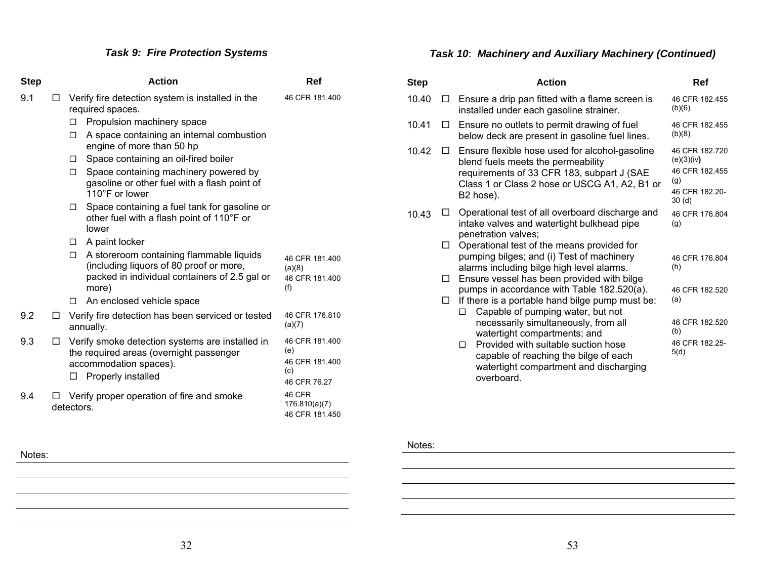## *Task 9: Fire Protection Systems*

| Step | Action | Ref |
|---|---|---|
| 9.1 | ☐ Verify fire detection system is installed in the required spaces.<br>☐ Propulsion machinery space<br>☐ A space containing an internal combustion engine of more than 50 hp<br>☐ Space containing an oil-fired boiler<br>☐ Space containing machinery powered by gasoline or other fuel with a flash point of 110°F or lower<br>☐ Space containing a fuel tank for gasoline or other fuel with a flash point of 110°F or lower<br>☐ A paint locker<br>☐ A storeroom containing flammable liquids (including liquors of 80 proof or more, packed in individual containers of 2.5 gal or more)<br>☐ An enclosed vehicle space | 46 CFR 181.400<br>46 CFR 181.400 (a)(8)<br>46 CFR 181.400 (f) |
| 9.2 | ☐ Verify fire detection has been serviced or tested annually. | 46 CFR 176.810 (a)(7) |
| 9.3 | ☐ Verify smoke detection systems are installed in the required areas (overnight passenger accommodation spaces).<br>☐ Properly installed | 46 CFR 181.400 (e)<br>46 CFR 181.400 (c)<br>46 CFR 76.27 |
| 9.4 | ☐ Verify proper operation of fire and smoke detectors. | 46 CFR 176.810(a)(7)<br>46 CFR 181.450 |

Notes:

## *Task 10: Machinery and Auxiliary Machinery (Continued)*

| Step | Action | Ref |
|---|---|---|
| 10.40 | ☐ Ensure a drip pan fitted with a flame screen is installed under each gasoline strainer. | 46 CFR 182.455 (b)(6) |
| 10.41 | ☐ Ensure no outlets to permit drawing of fuel below deck are present in gasoline fuel lines. | 46 CFR 182.455 (b)(8) |
| 10.42 | ☐ Ensure flexible hose used for alcohol-gasoline blend fuels meets the permeability requirements of 33 CFR 183, subpart J (SAE Class 1 or Class 2 hose or USCG A1, A2, B1 or B2 hose). | 46 CFR 182.720 (e)(3)(iv)<br>46 CFR 182.455 (g)<br>46 CFR 182.20-30 (d) |
| 10.43 | ☐ Operational test of all overboard discharge and intake valves and watertight bulkhead pipe penetration valves;<br>☐ Operational test of the means provided for pumping bilges; and (i) Test of machinery alarms including bilge high level alarms.<br>☐ Ensure vessel has been provided with bilge pumps in accordance with Table 182.520(a).<br>☐ If there is a portable hand bilge pump must be:<br>☐ Capable of pumping water, but not necessarily simultaneously, from all watertight compartments; and<br>☐ Provided with suitable suction hose capable of reaching the bilge of each watertight compartment and discharging overboard. | 46 CFR 176.804 (g)<br>46 CFR 176.804 (h)<br>46 CFR 182.520 (a)<br>46 CFR 182.520 (b)<br>46 CFR 182.25-5(d) |

Notes: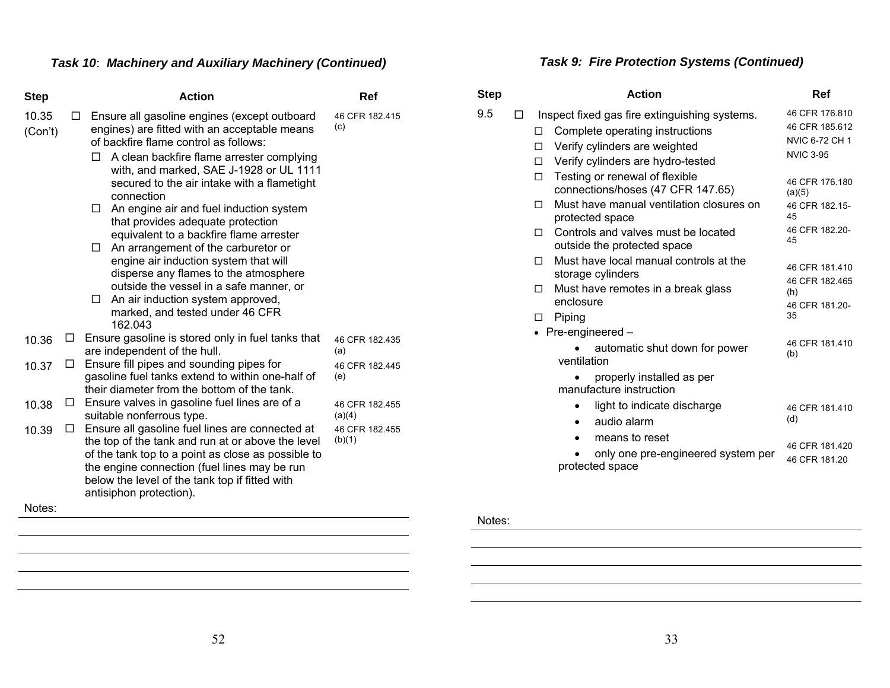### *Task 10: Machinery and Auxiliary Machinery (Continued)*

| Step | | Action | Ref |
|---|---|---|---|
| 10.35 (Con't) | ☐ | Ensure all gasoline engines (except outboard engines) are fitted with an acceptable means of backfire flame control as follows:<br>☐ A clean backfire flame arrester complying with, and marked, SAE J-1928 or UL 1111 secured to the air intake with a flametight connection<br>☐ An engine air and fuel induction system that provides adequate protection equivalent to a backfire flame arrester<br>☐ An arrangement of the carburetor or engine air induction system that will disperse any flames to the atmosphere outside the vessel in a safe manner, or<br>☐ An air induction system approved, marked, and tested under 46 CFR 162.043 | 46 CFR 182.415 (c) |
| 10.36 | ☐ | Ensure gasoline is stored only in fuel tanks that are independent of the hull. | 46 CFR 182.435 (a) |
| 10.37 | ☐ | Ensure fill pipes and sounding pipes for gasoline fuel tanks extend to within one-half of their diameter from the bottom of the tank. | 46 CFR 182.445 (e) |
| 10.38 | ☐ | Ensure valves in gasoline fuel lines are of a suitable nonferrous type. | 46 CFR 182.455 (a)(4) |
| 10.39 | ☐ | Ensure all gasoline fuel lines are connected at the top of the tank and run at or above the level of the tank top to a point as close as possible to the engine connection (fuel lines may be run below the level of the tank top if fitted with antisiphon protection). | 46 CFR 182.455 (b)(1) |

Notes:

### *Task 9: Fire Protection Systems (Continued)*

| Step | | Action | Ref |
|---|---|---|---|
| 9.5 | ☐ | Inspect fixed gas fire extinguishing systems. | 46 CFR 176.810<br>46 CFR 185.612<br>NVIC 6-72 CH 1<br>NVIC 3-95 |
| | | ☐ Complete operating instructions | |
| | | ☐ Verify cylinders are weighted | |
| | | ☐ Verify cylinders are hydro-tested | |
| | | ☐ Testing or renewal of flexible connections/hoses (47 CFR 147.65) | 46 CFR 176.180 (a)(5) |
| | | ☐ Must have manual ventilation closures on protected space | 46 CFR 182.15-45 |
| | | ☐ Controls and valves must be located outside the protected space | 46 CFR 182.20-45 |
| | | ☐ Must have local manual controls at the storage cylinders | 46 CFR 181.410 |
| | | ☐ Must have remotes in a break glass enclosure | 46 CFR 182.465 (h) |
| | | ☐ Piping | 46 CFR 181.20-35 |
| | | • Pre-engineered – | |
| | | • automatic shut down for power ventilation | 46 CFR 181.410 (b) |
| | | • properly installed as per manufacture instruction | |
| | | • light to indicate discharge | 46 CFR 181.410 (d) |
| | | • audio alarm | |
| | | • means to reset | 46 CFR 181.420 |
| | | • only one pre-engineered system per protected space | 46 CFR 181.20 |

Notes: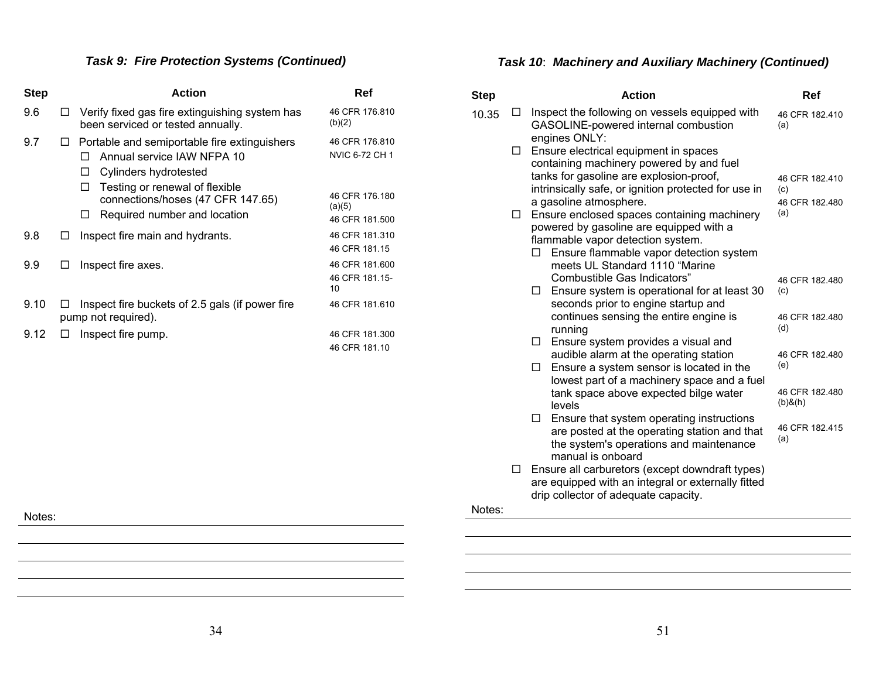### *Task 9: Fire Protection Systems (Continued)*

| Step | Action | Ref |
|---|---|---|
| 9.6 | ☐ Verify fixed gas fire extinguishing system has been serviced or tested annually. | 46 CFR 176.810 (b)(2) |
| 9.7 | ☐ Portable and semiportable fire extinguishers | 46 CFR 176.810 |
| | ☐ Annual service IAW NFPA 10 | NVIC 6-72 CH 1 |
| | ☐ Cylinders hydrotested | |
| | ☐ Testing or renewal of flexible connections/hoses (47 CFR 147.65) | 46 CFR 176.180 (a)(5) |
| | ☐ Required number and location | 46 CFR 181.500 |
| 9.8 | ☐ Inspect fire main and hydrants. | 46 CFR 181.310<br>46 CFR 181.15 |
| 9.9 | ☐ Inspect fire axes. | 46 CFR 181.600<br>46 CFR 181.15-10 |
| 9.10 | ☐ Inspect fire buckets of 2.5 gals (if power fire pump not required). | 46 CFR 181.610 |
| 9.12 | ☐ Inspect fire pump. | 46 CFR 181.300<br>46 CFR 181.10 |

Notes:

### *Task 10: Machinery and Auxiliary Machinery (Continued)*

| Step | Action | Ref |
|---|---|---|
| 10.35 | ☐ Inspect the following on vessels equipped with GASOLINE-powered internal combustion engines ONLY: | 46 CFR 182.410 (a) |
| | ☐ Ensure electrical equipment in spaces containing machinery powered by and fuel tanks for gasoline are explosion-proof, intrinsically safe, or ignition protected for use in a gasoline atmosphere. | 46 CFR 182.410 (c) |
| | ☐ Ensure enclosed spaces containing machinery powered by gasoline are equipped with a flammable vapor detection system. | 46 CFR 182.480 (a) |
| | ☐ Ensure flammable vapor detection system meets UL Standard 1110 "Marine Combustible Gas Indicators" | 46 CFR 182.480 (c) |
| | ☐ Ensure system is operational for at least 30 seconds prior to engine startup and continues sensing the entire engine is running | 46 CFR 182.480 (d) |
| | ☐ Ensure system provides a visual and audible alarm at the operating station | 46 CFR 182.480 (e) |
| | ☐ Ensure a system sensor is located in the lowest part of a machinery space and a fuel tank space above expected bilge water levels | 46 CFR 182.480 (b)&(h) |
| | ☐ Ensure that system operating instructions are posted at the operating station and that the system's operations and maintenance manual is onboard | 46 CFR 182.415 (a) |
| | ☐ Ensure all carburetors (except downdraft types) are equipped with an integral or externally fitted drip collector of adequate capacity. | |

Notes: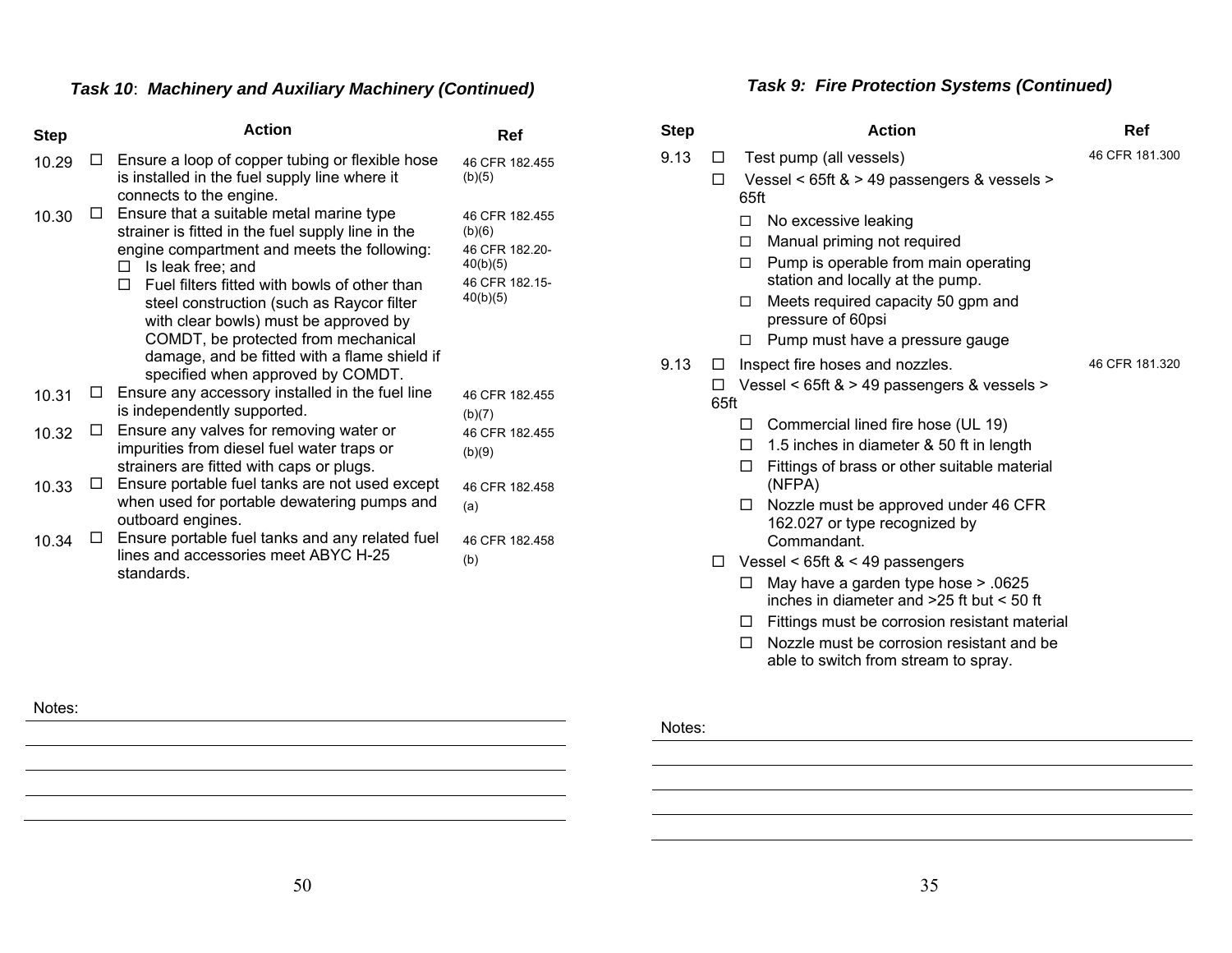### *Task 10: Machinery and Auxiliary Machinery (Continued)*

| Step | | Action | Ref |
|---|---|---|---|
| 10.29 | ☐ | Ensure a loop of copper tubing or flexible hose is installed in the fuel supply line where it connects to the engine. | 46 CFR 182.455 (b)(5) |
| 10.30 | ☐ | Ensure that a suitable metal marine type strainer is fitted in the fuel supply line in the engine compartment and meets the following: ☐ Is leak free; and ☐ Fuel filters fitted with bowls of other than steel construction (such as Raycor filter with clear bowls) must be approved by COMDT, be protected from mechanical damage, and be fitted with a flame shield if specified when approved by COMDT. | 46 CFR 182.455 (b)(6); 46 CFR 182.20-40(b)(5); 46 CFR 182.15-40(b)(5) |
| 10.31 | ☐ | Ensure any accessory installed in the fuel line is independently supported. | 46 CFR 182.455 (b)(7) |
| 10.32 | ☐ | Ensure any valves for removing water or impurities from diesel fuel water traps or strainers are fitted with caps or plugs. | 46 CFR 182.455 (b)(9) |
| 10.33 | ☐ | Ensure portable fuel tanks are not used except when used for portable dewatering pumps and outboard engines. | 46 CFR 182.458 (a) |
| 10.34 | ☐ | Ensure portable fuel tanks and any related fuel lines and accessories meet ABYC H-25 standards. | 46 CFR 182.458 (b) |

Notes:

### *Task 9: Fire Protection Systems (Continued)*

| Step | | Action | Ref |
|---|---|---|---|
| 9.13 | ☐ | Test pump (all vessels)<br>☐ Vessel < 65ft & > 49 passengers & vessels > 65ft<br>☐ No excessive leaking<br>☐ Manual priming not required<br>☐ Pump is operable from main operating station and locally at the pump.<br>☐ Meets required capacity 50 gpm and pressure of 60psi<br>☐ Pump must have a pressure gauge | 46 CFR 181.300 |
| 9.13 | ☐ | Inspect fire hoses and nozzles.<br>☐ Vessel < 65ft & > 49 passengers & vessels > 65ft<br>☐ Commercial lined fire hose (UL 19)<br>☐ 1.5 inches in diameter & 50 ft in length<br>☐ Fittings of brass or other suitable material (NFPA)<br>☐ Nozzle must be approved under 46 CFR 162.027 or type recognized by Commandant.<br>☐ Vessel < 65ft & < 49 passengers<br>☐ May have a garden type hose > .0625 inches in diameter and >25 ft but < 50 ft<br>☐ Fittings must be corrosion resistant material<br>☐ Nozzle must be corrosion resistant and be able to switch from stream to spray. | 46 CFR 181.320 |

Notes: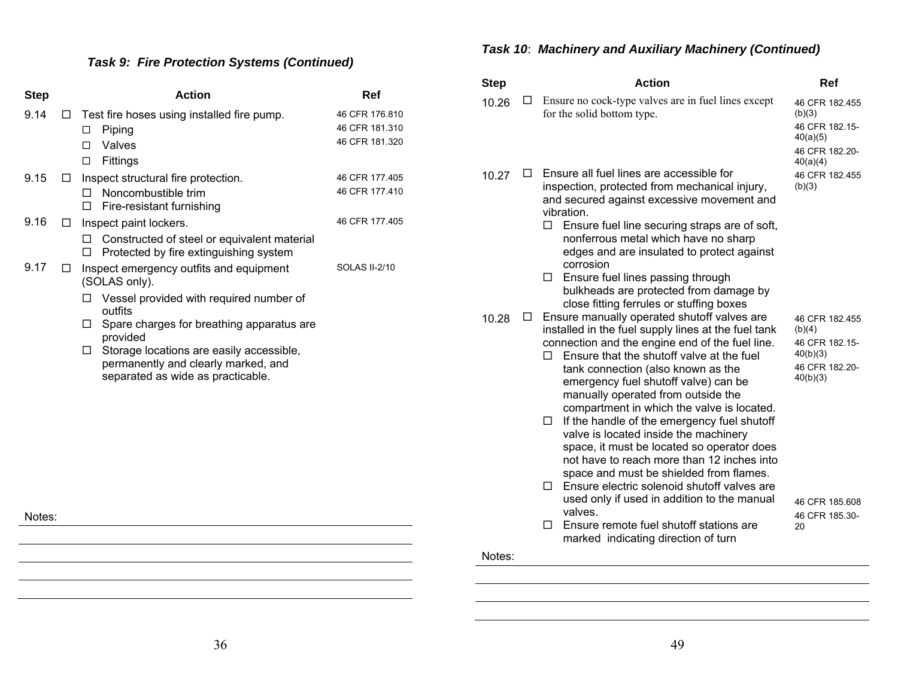### *Task 9: Fire Protection Systems (Continued)*

| Step | | Action | Ref |
|---|---|---|---|
| 9.14 | ☐ | Test fire hoses using installed fire pump.<br>☐ Piping<br>☐ Valves<br>☐ Fittings | 46 CFR 176.810<br>46 CFR 181.310<br>46 CFR 181.320 |
| 9.15 | ☐ | Inspect structural fire protection.<br>☐ Noncombustible trim<br>☐ Fire-resistant furnishing | 46 CFR 177.405<br>46 CFR 177.410 |
| 9.16 | ☐ | Inspect paint lockers.<br>☐ Constructed of steel or equivalent material<br>☐ Protected by fire extinguishing system | 46 CFR 177.405 |
| 9.17 | ☐ | Inspect emergency outfits and equipment (SOLAS only).<br>☐ Vessel provided with required number of outfits<br>☐ Spare charges for breathing apparatus are provided<br>☐ Storage locations are easily accessible, permanently and clearly marked, and separated as wide as practicable. | SOLAS II-2/10 |

Notes:

### *Task 10: Machinery and Auxiliary Machinery (Continued)*

| Step | | Action | Ref |
|---|---|---|---|
| 10.26 | ☐ | Ensure no cock-type valves are in fuel lines except for the solid bottom type. | 46 CFR 182.455 (b)(3)<br>46 CFR 182.15-40(a)(5)<br>46 CFR 182.20-40(a)(4) |
| 10.27 | ☐ | Ensure all fuel lines are accessible for inspection, protected from mechanical injury, and secured against excessive movement and vibration.<br>☐ Ensure fuel line securing straps are of soft, nonferrous metal which have no sharp edges and are insulated to protect against corrosion<br>☐ Ensure fuel lines passing through bulkheads are protected from damage by close fitting ferrules or stuffing boxes | 46 CFR 182.455 (b)(3) |
| 10.28 | ☐ | Ensure manually operated shutoff valves are installed in the fuel supply lines at the fuel tank connection and the engine end of the fuel line.<br>☐ Ensure that the shutoff valve at the fuel tank connection (also known as the emergency fuel shutoff valve) can be manually operated from outside the compartment in which the valve is located.<br>☐ If the handle of the emergency fuel shutoff valve is located inside the machinery space, it must be located so operator does not have to reach more than 12 inches into space and must be shielded from flames.<br>☐ Ensure electric solenoid shutoff valves are used only if used in addition to the manual valves.<br>☐ Ensure remote fuel shutoff stations are marked indicating direction of turn | 46 CFR 182.455 (b)(4)<br>46 CFR 182.15-40(b)(3)<br>46 CFR 182.20-40(b)(3)<br>46 CFR 185.608<br>46 CFR 185.30-20 |

Notes: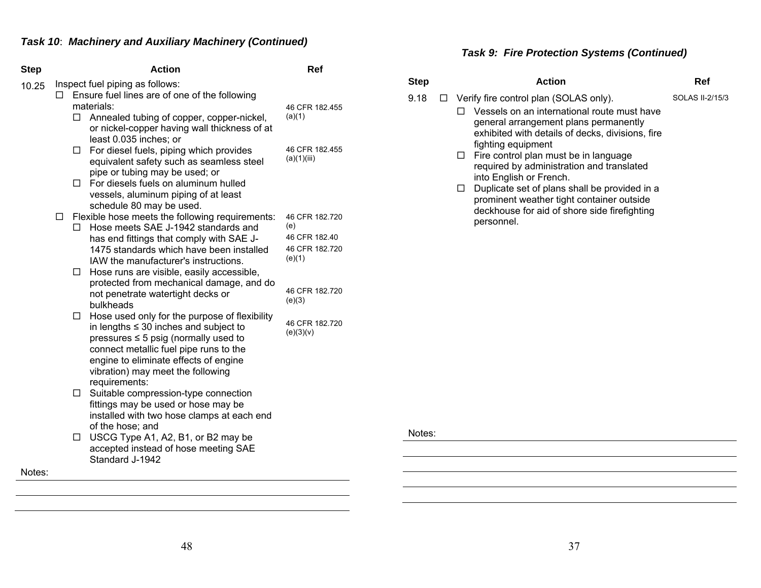### *Task 10: Machinery and Auxiliary Machinery (Continued)*

| Step | Action | Ref |
|---|---|---|
| 10.25 | Inspect fuel piping as follows: | |
| | ☐ Ensure fuel lines are of one of the following materials: | 46 CFR 182.455 (a)(1) |
| | ☐ Annealed tubing of copper, copper-nickel, or nickel-copper having wall thickness of at least 0.035 inches; or | |
| | ☐ For diesel fuels, piping which provides equivalent safety such as seamless steel pipe or tubing may be used; or | 46 CFR 182.455 (a)(1)(iii) |
| | ☐ For diesels fuels on aluminum hulled vessels, aluminum piping of at least schedule 80 may be used. | |
| | ☐ Flexible hose meets the following requirements: | 46 CFR 182.720 (e) |
| | ☐ Hose meets SAE J-1942 standards and has end fittings that comply with SAE J-1475 standards which have been installed IAW the manufacturer's instructions. | 46 CFR 182.40<br>46 CFR 182.720 (e)(1) |
| | ☐ Hose runs are visible, easily accessible, protected from mechanical damage, and do not penetrate watertight decks or bulkheads | 46 CFR 182.720 (e)(3) |
| | ☐ Hose used only for the purpose of flexibility in lengths ≤ 30 inches and subject to pressures ≤ 5 psig (normally used to connect metallic fuel pipe runs to the engine to eliminate effects of engine vibration) may meet the following requirements: | 46 CFR 182.720 (e)(3)(v) |
| | ☐ Suitable compression-type connection fittings may be used or hose may be installed with two hose clamps at each end of the hose; and | |
| | ☐ USCG Type A1, A2, B1, or B2 may be accepted instead of hose meeting SAE Standard J-1942 | |

Notes:

### *Task 9: Fire Protection Systems (Continued)*

| Step | Action | Ref |
|---|---|---|
| 9.18 | ☐ Verify fire control plan (SOLAS only). | SOLAS II-2/15/3 |
| | ☐ Vessels on an international route must have general arrangement plans permanently exhibited with details of decks, divisions, fire fighting equipment | |
| | ☐ Fire control plan must be in language required by administration and translated into English or French. | |
| | ☐ Duplicate set of plans shall be provided in a prominent weather tight container outside deckhouse for aid of shore side firefighting personnel. | |

Notes: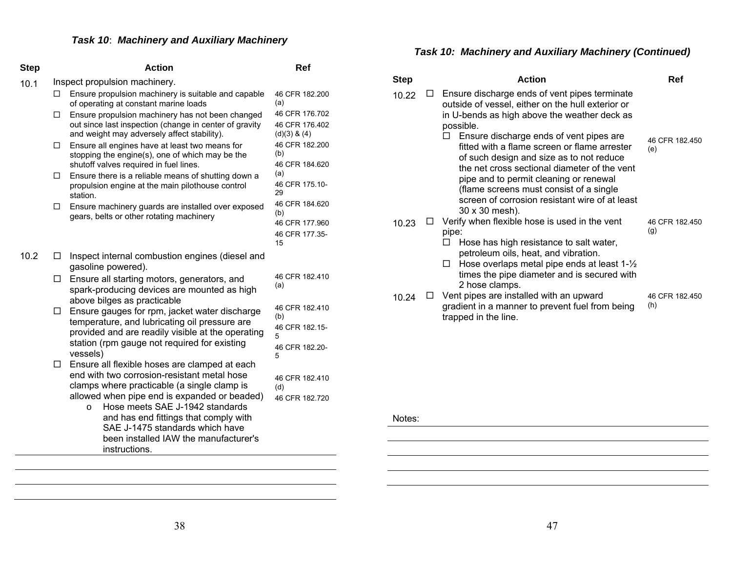### *Task 10*: *Machinery and Auxiliary Machinery*

| Step | Action | Ref |
|---|---|---|
| 10.1 | Inspect propulsion machinery. | |
| | ☐ Ensure propulsion machinery is suitable and capable of operating at constant marine loads | 46 CFR 182.200 (a) |
| | ☐ Ensure propulsion machinery has not been changed out since last inspection (change in center of gravity and weight may adversely affect stability). | 46 CFR 176.702<br>46 CFR 176.402 (d)(3) & (4) |
| | ☐ Ensure all engines have at least two means for stopping the engine(s), one of which may be the shutoff valves required in fuel lines. | 46 CFR 182.200 (b)<br>46 CFR 184.620 (a) |
| | ☐ Ensure there is a reliable means of shutting down a propulsion engine at the main pilothouse control station. | 46 CFR 175.10-29 |
| | ☐ Ensure machinery guards are installed over exposed gears, belts or other rotating machinery | 46 CFR 184.620 (b)<br>46 CFR 177.960<br>46 CFR 177.35-15 |
| 10.2 | ☐ Inspect internal combustion engines (diesel and gasoline powered). | |
| | ☐ Ensure all starting motors, generators, and spark-producing devices are mounted as high above bilges as practicable | 46 CFR 182.410 (a) |
| | ☐ Ensure gauges for rpm, jacket water discharge temperature, and lubricating oil pressure are provided and are readily visible at the operating station (rpm gauge not required for existing vessels) | 46 CFR 182.410 (b)<br>46 CFR 182.15-5<br>46 CFR 182.20-5 |
| | ☐ Ensure all flexible hoses are clamped at each end with two corrosion-resistant metal hose clamps where practicable (a single clamp is allowed when pipe end is expanded or beaded)<br>o Hose meets SAE J-1942 standards and has end fittings that comply with SAE J-1475 standards which have been installed IAW the manufacturer's instructions. | 46 CFR 182.410 (d)<br>46 CFR 182.720 |

### *Task 10: Machinery and Auxiliary Machinery (Continued)*

| Step | Action | Ref |
|---|---|---|
| 10.22 | ☐ Ensure discharge ends of vent pipes terminate outside of vessel, either on the hull exterior or in U-bends as high above the weather deck as possible.<br>☐ Ensure discharge ends of vent pipes are fitted with a flame screen or flame arrester of such design and size as to not reduce the net cross sectional diameter of the vent pipe and to permit cleaning or renewal (flame screens must consist of a single screen of corrosion resistant wire of at least 30 x 30 mesh). | 46 CFR 182.450 (e) |
| 10.23 | ☐ Verify when flexible hose is used in the vent pipe:<br>☐ Hose has high resistance to salt water, petroleum oils, heat, and vibration.<br>☐ Hose overlaps metal pipe ends at least 1-½ times the pipe diameter and is secured with 2 hose clamps. | 46 CFR 182.450 (g) |
| 10.24 | ☐ Vent pipes are installed with an upward gradient in a manner to prevent fuel from being trapped in the line. | 46 CFR 182.450 (h) |

Notes: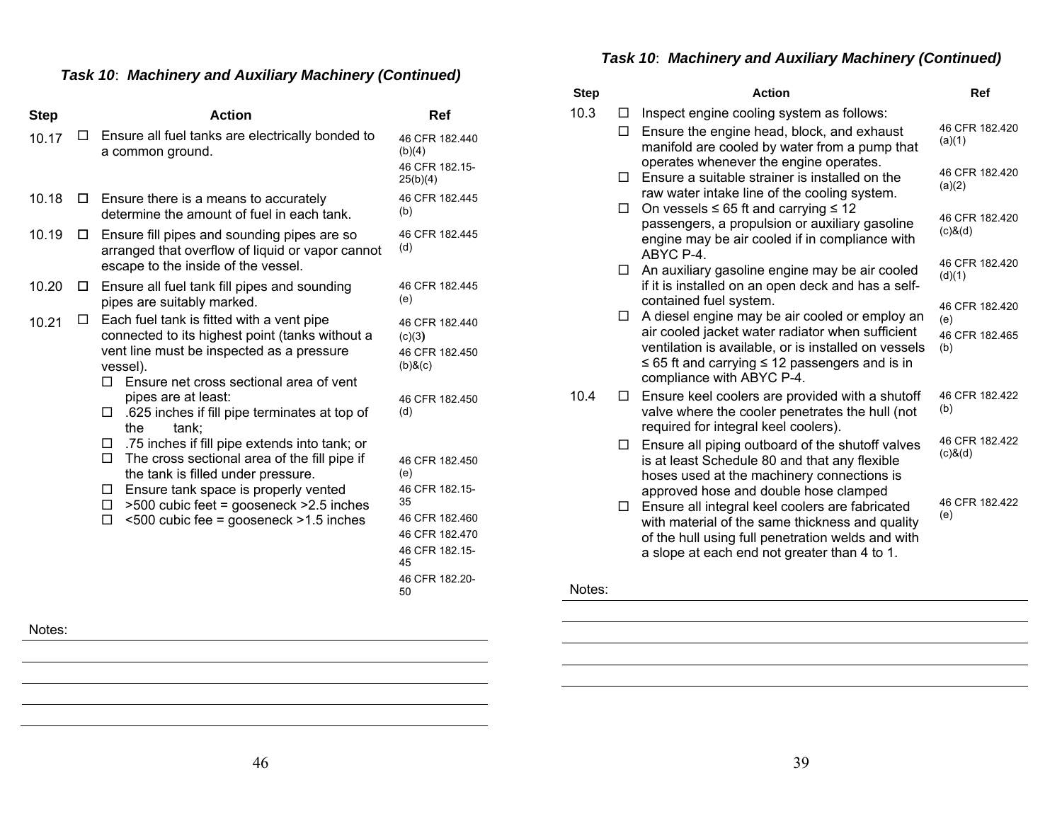### *Task 10: Machinery and Auxiliary Machinery (Continued)*

| Step | | Action | Ref |
|---|---|---|---|
| 10.17 | ☐ | Ensure all fuel tanks are electrically bonded to a common ground. | 46 CFR 182.440 (b)(4)<br>46 CFR 182.15-25(b)(4) |
| 10.18 | ☐ | Ensure there is a means to accurately determine the amount of fuel in each tank. | 46 CFR 182.445 (b) |
| 10.19 | ☐ | Ensure fill pipes and sounding pipes are so arranged that overflow of liquid or vapor cannot escape to the inside of the vessel. | 46 CFR 182.445 (d) |
| 10.20 | ☐ | Ensure all fuel tank fill pipes and sounding pipes are suitably marked. | 46 CFR 182.445 (e) |
| 10.21 | ☐ | Each fuel tank is fitted with a vent pipe connected to its highest point (tanks without a vent line must be inspected as a pressure vessel).<br>☐ Ensure net cross sectional area of vent pipes are at least:<br>☐ .625 inches if fill pipe terminates at top of the tank;<br>☐ .75 inches if fill pipe extends into tank; or<br>☐ The cross sectional area of the fill pipe if the tank is filled under pressure.<br>☐ Ensure tank space is properly vented<br>☐ >500 cubic feet = gooseneck >2.5 inches<br>☐ <500 cubic fee = gooseneck >1.5 inches | 46 CFR 182.440 (c)(3)<br>46 CFR 182.450 (b)&(c)<br>46 CFR 182.450 (d)<br>46 CFR 182.450 (e)<br>46 CFR 182.15-35<br>46 CFR 182.460<br>46 CFR 182.470<br>46 CFR 182.15-45<br>46 CFR 182.20-50 |

Notes:

### *Task 10: Machinery and Auxiliary Machinery (Continued)*

| Step | | Action | Ref |
|---|---|---|---|
| 10.3 | ☐ | Inspect engine cooling system as follows:<br>☐ Ensure the engine head, block, and exhaust manifold are cooled by water from a pump that operates whenever the engine operates.<br>☐ Ensure a suitable strainer is installed on the raw water intake line of the cooling system.<br>☐ On vessels ≤ 65 ft and carrying ≤ 12 passengers, a propulsion or auxiliary gasoline engine may be air cooled if in compliance with ABYC P-4.<br>☐ An auxiliary gasoline engine may be air cooled if it is installed on an open deck and has a self-contained fuel system.<br>☐ A diesel engine may be air cooled or employ an air cooled jacket water radiator when sufficient ventilation is available, or is installed on vessels ≤ 65 ft and carrying ≤ 12 passengers and is in compliance with ABYC P-4. | 46 CFR 182.420 (a)(1)<br>46 CFR 182.420 (a)(2)<br>46 CFR 182.420 (c)&(d)<br>46 CFR 182.420 (d)(1)<br>46 CFR 182.420 (e)<br>46 CFR 182.465 (b) |
| 10.4 | ☐ | Ensure keel coolers are provided with a shutoff valve where the cooler penetrates the hull (not required for integral keel coolers).<br>☐ Ensure all piping outboard of the shutoff valves is at least Schedule 80 and that any flexible hoses used at the machinery connections is approved hose and double hose clamped<br>☐ Ensure all integral keel coolers are fabricated with material of the same thickness and quality of the hull using full penetration welds and with a slope at each end not greater than 4 to 1. | 46 CFR 182.422 (b)<br>46 CFR 182.422 (c)&(d)<br>46 CFR 182.422 (e) |

Notes: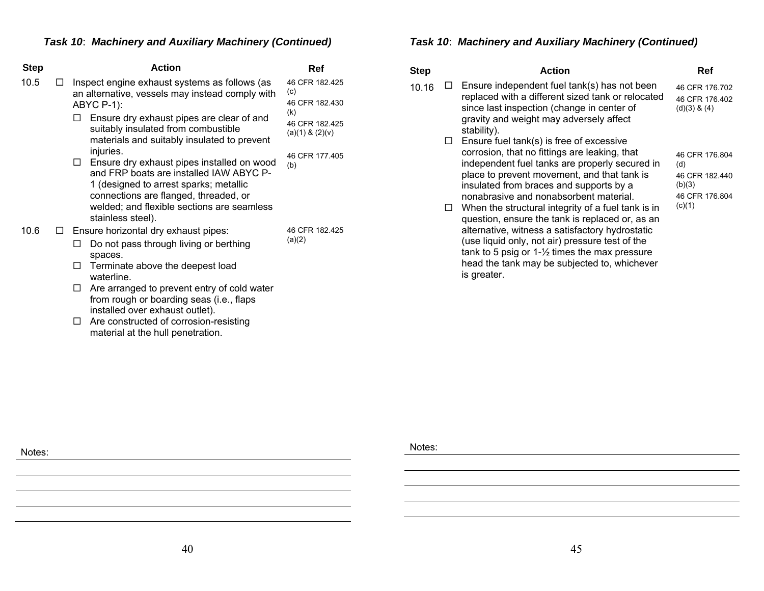### *Task 10: Machinery and Auxiliary Machinery (Continued)*

| Step | | Action | Ref |
|---|---|---|---|
| 10.5 | ☐ | Inspect engine exhaust systems as follows (as an alternative, vessels may instead comply with ABYC P-1):<br>☐ Ensure dry exhaust pipes are clear of and suitably insulated from combustible materials and suitably insulated to prevent injuries.<br>☐ Ensure dry exhaust pipes installed on wood and FRP boats are installed IAW ABYC P-1 (designed to arrest sparks; metallic connections are flanged, threaded, or welded; and flexible sections are seamless stainless steel). | 46 CFR 182.425 (c)<br>46 CFR 182.430 (k)<br>46 CFR 182.425 (a)(1) & (2)(v)<br>46 CFR 177.405 (b) |
| 10.6 | ☐ | Ensure horizontal dry exhaust pipes:<br>☐ Do not pass through living or berthing spaces.<br>☐ Terminate above the deepest load waterline.<br>☐ Are arranged to prevent entry of cold water from rough or boarding seas (i.e., flaps installed over exhaust outlet).<br>☐ Are constructed of corrosion-resisting material at the hull penetration. | 46 CFR 182.425 (a)(2) |

Notes:

### *Task 10: Machinery and Auxiliary Machinery (Continued)*

| Step | | Action | Ref |
|---|---|---|---|
| 10.16 | ☐ | Ensure independent fuel tank(s) has not been replaced with a different sized tank or relocated since last inspection (change in center of gravity and weight may adversely affect stability).<br>☐ Ensure fuel tank(s) is free of excessive corrosion, that no fittings are leaking, that independent fuel tanks are properly secured in place to prevent movement, and that tank is insulated from braces and supports by a nonabrasive and nonabsorbent material.<br>☐ When the structural integrity of a fuel tank is in question, ensure the tank is replaced or, as an alternative, witness a satisfactory hydrostatic (use liquid only, not air) pressure test of the tank to 5 psig or 1-½ times the max pressure head the tank may be subjected to, whichever is greater. | 46 CFR 176.702<br>46 CFR 176.402 (d)(3) & (4)<br>46 CFR 176.804 (d)<br>46 CFR 182.440 (b)(3)<br>46 CFR 176.804 (c)(1) |

Notes: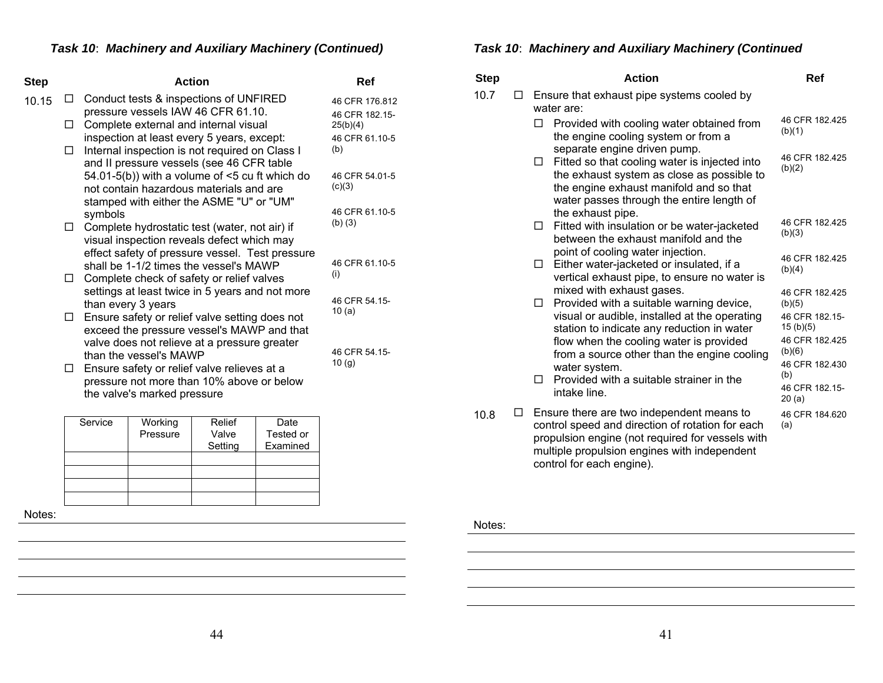### *Task 10: Machinery and Auxiliary Machinery (Continued)*

| Step | Action | Ref |
|---|---|---|
| 10.15 | ☐ Conduct tests & inspections of UNFIRED pressure vessels IAW 46 CFR 61.10. | 46 CFR 176.812<br>46 CFR 182.15-25(b)(4) |
| | ☐ Complete external and internal visual inspection at least every 5 years, except: | 46 CFR 61.10-5 (b) |
| | ☐ Internal inspection is not required on Class I and II pressure vessels (see 46 CFR table 54.01-5(b)) with a volume of <5 cu ft which do not contain hazardous materials and are stamped with either the ASME "U" or "UM" symbols | 46 CFR 54.01-5 (c)(3) |
| | ☐ Complete hydrostatic test (water, not air) if visual inspection reveals defect which may effect safety of pressure vessel. Test pressure shall be 1-1/2 times the vessel's MAWP | 46 CFR 61.10-5 (b) (3) |
| | ☐ Complete check of safety or relief valves settings at least twice in 5 years and not more than every 3 years | 46 CFR 61.10-5 (i) |
| | ☐ Ensure safety or relief valve setting does not exceed the pressure vessel's MAWP and that valve does not relieve at a pressure greater than the vessel's MAWP | 46 CFR 54.15-10 (a) |
| | ☐ Ensure safety or relief valve relieves at a pressure not more than 10% above or below the valve's marked pressure | 46 CFR 54.15-10 (g) |

| Service | Working Pressure | Relief Valve Setting | Date Tested or Examined |
|---|---|---|---|
| | | | |
| | | | |
| | | | |
| | | | |

Notes:

### *Task 10: Machinery and Auxiliary Machinery (Continued*

| Step | Action | Ref |
|---|---|---|
| 10.7 | ☐ Ensure that exhaust pipe systems cooled by water are: | |
| | ☐ Provided with cooling water obtained from the engine cooling system or from a separate engine driven pump. | 46 CFR 182.425 (b)(1) |
| | ☐ Fitted so that cooling water is injected into the exhaust system as close as possible to the engine exhaust manifold and so that water passes through the entire length of the exhaust pipe. | 46 CFR 182.425 (b)(2) |
| | ☐ Fitted with insulation or be water-jacketed between the exhaust manifold and the point of cooling water injection. | 46 CFR 182.425 (b)(3) |
| | ☐ Either water-jacketed or insulated, if a vertical exhaust pipe, to ensure no water is mixed with exhaust gases. | 46 CFR 182.425 (b)(4) |
| | ☐ Provided with a suitable warning device, visual or audible, installed at the operating station to indicate any reduction in water flow when the cooling water is provided from a source other than the engine cooling water system. | 46 CFR 182.425 (b)(5)<br>46 CFR 182.15-15 (b)(5)<br>46 CFR 182.425 (b)(6) |
| | ☐ Provided with a suitable strainer in the intake line. | 46 CFR 182.430 (b)<br>46 CFR 182.15-20 (a) |
| 10.8 | ☐ Ensure there are two independent means to control speed and direction of rotation for each propulsion engine (not required for vessels with multiple propulsion engines with independent control for each engine). | 46 CFR 184.620 (a) |

Notes: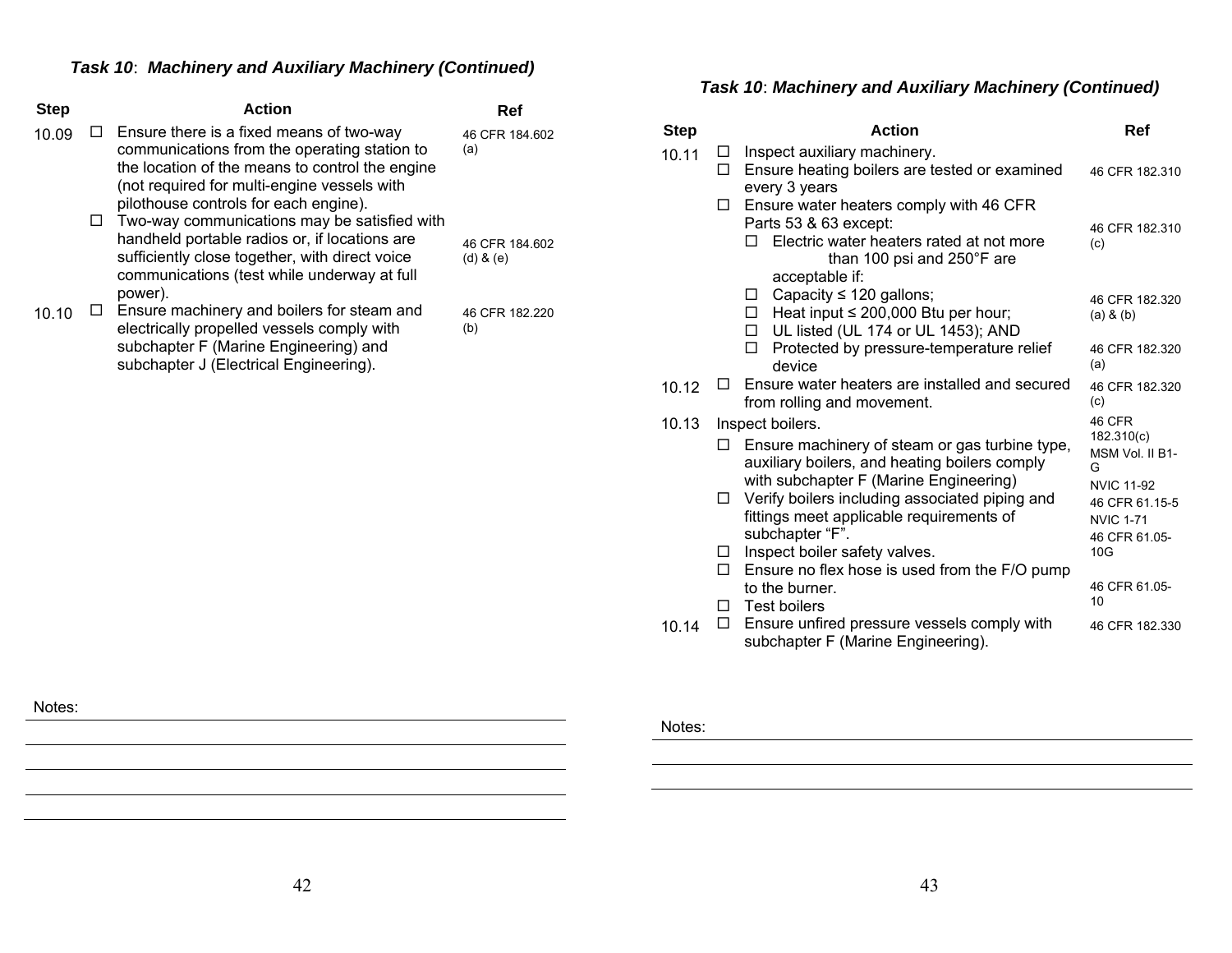### *Task 10: Machinery and Auxiliary Machinery (Continued)*

| Step | | Action | Ref |
|---|---|---|---|
| 10.09 | ☐ | Ensure there is a fixed means of two-way communications from the operating station to the location of the means to control the engine (not required for multi-engine vessels with pilothouse controls for each engine). | 46 CFR 184.602 (a) |
| | ☐ | Two-way communications may be satisfied with handheld portable radios or, if locations are sufficiently close together, with direct voice communications (test while underway at full power). | 46 CFR 184.602 (d) & (e) |
| 10.10 | ☐ | Ensure machinery and boilers for steam and electrically propelled vessels comply with subchapter F (Marine Engineering) and subchapter J (Electrical Engineering). | 46 CFR 182.220 (b) |

Notes:

### *Task 10: Machinery and Auxiliary Machinery (Continued)*

| Step | | Action | Ref |
|---|---|---|---|
| 10.11 | ☐ | Inspect auxiliary machinery. | |
| | ☐ | Ensure heating boilers are tested or examined every 3 years | 46 CFR 182.310 |
| | ☐ | Ensure water heaters comply with 46 CFR Parts 53 & 63 except: | 46 CFR 182.310 (c) |
| | | ☐ Electric water heaters rated at not more than 100 psi and 250°F are acceptable if: | |
| | | ☐ Capacity ≤ 120 gallons; | 46 CFR 182.320 (a) & (b) |
| | | ☐ Heat input ≤ 200,000 Btu per hour; | |
| | | ☐ UL listed (UL 174 or UL 1453); AND | |
| | | ☐ Protected by pressure-temperature relief device | 46 CFR 182.320 (a) |
| 10.12 | ☐ | Ensure water heaters are installed and secured from rolling and movement. | 46 CFR 182.320 (c) |
| 10.13 | | Inspect boilers. | 46 CFR 182.310(c) |
| | ☐ | Ensure machinery of steam or gas turbine type, auxiliary boilers, and heating boilers comply with subchapter F (Marine Engineering) | MSM Vol. II B1-G<br>NVIC 11-92 |
| | ☐ | Verify boilers including associated piping and fittings meet applicable requirements of subchapter "F". | 46 CFR 61.15-5<br>NVIC 1-71 |
| | ☐ | Inspect boiler safety valves. | 46 CFR 61.05-10G |
| | ☐ | Ensure no flex hose is used from the F/O pump to the burner. | |
| | ☐ | Test boilers | 46 CFR 61.05-10 |
| 10.14 | ☐ | Ensure unfired pressure vessels comply with subchapter F (Marine Engineering). | 46 CFR 182.330 |

Notes: